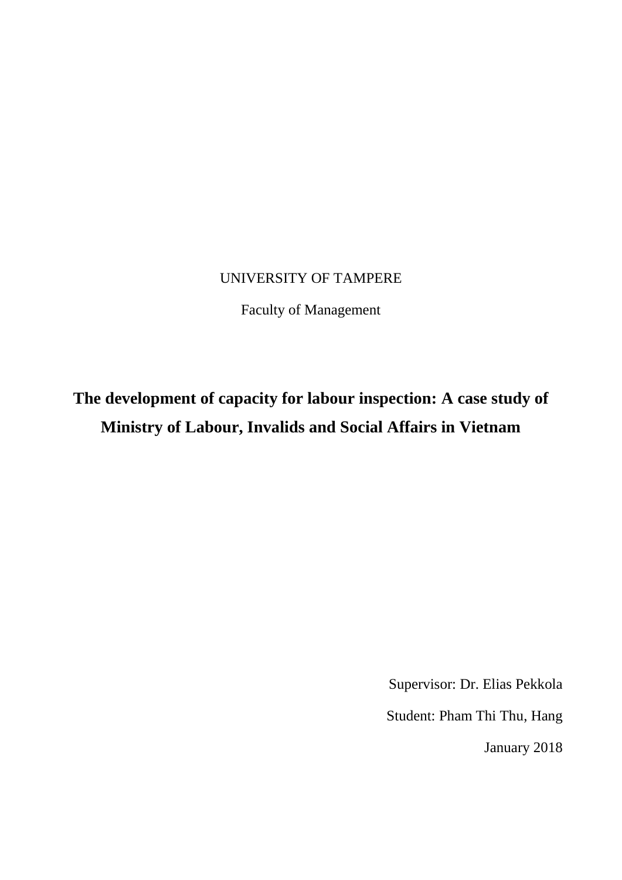UNIVERSITY OF TAMPERE

Faculty of Management

# The development of capacity for labour inspection: A case study of Ministry of Labour, Invalids and Social Affairs in Vietnam

Supervisor: Dr. Elias Pekkola

Student: Pham Thi Thu, Hang

January 2018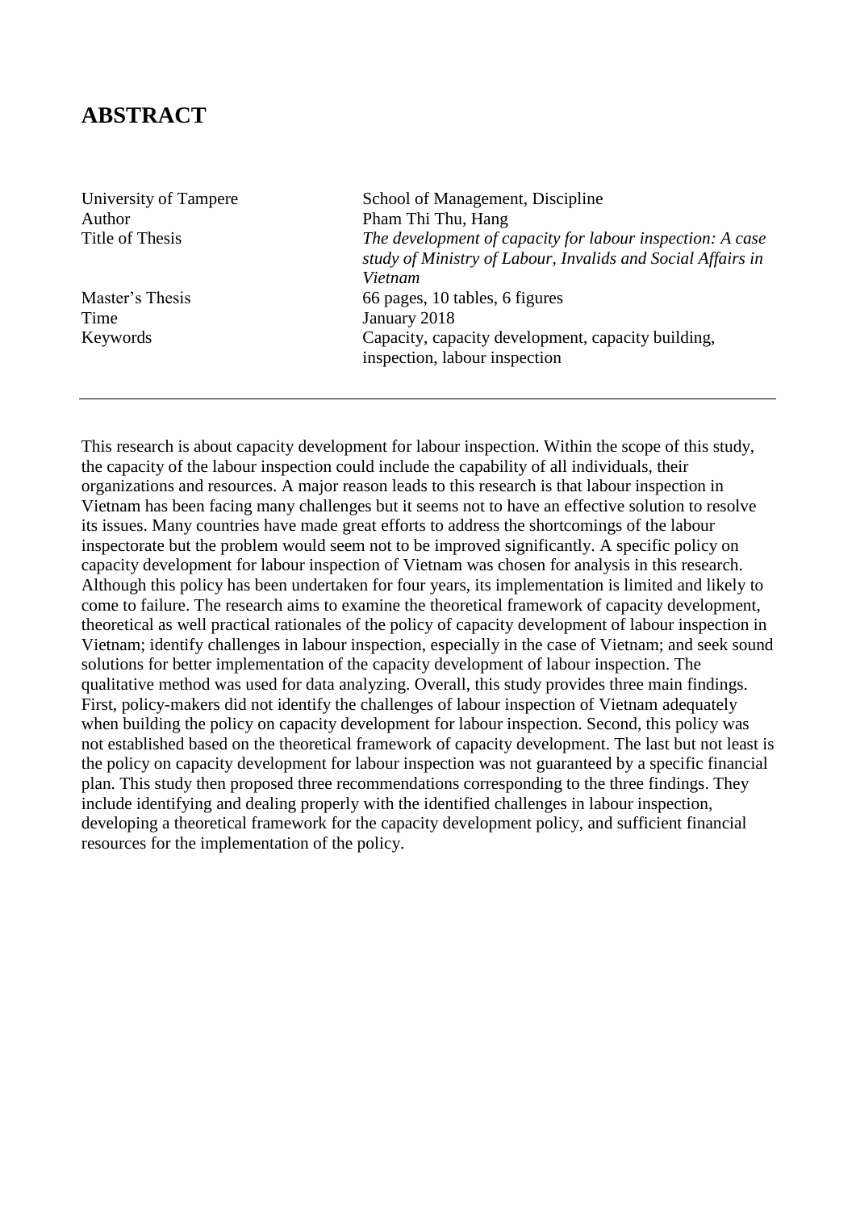# ABSTRACT

| | |
|---|---|
| University of Tampere | School of Management, Discipline |
| Author | Pham Thi Thu, Hang |
| Title of Thesis | *The development of capacity for labour inspection: A case study of Ministry of Labour, Invalids and Social Affairs in Vietnam* |
| Master's Thesis | 66 pages, 10 tables, 6 figures |
| Time | January 2018 |
| Keywords | Capacity, capacity development, capacity building, inspection, labour inspection |

---

This research is about capacity development for labour inspection. Within the scope of this study, the capacity of the labour inspection could include the capability of all individuals, their organizations and resources. A major reason leads to this research is that labour inspection in Vietnam has been facing many challenges but it seems not to have an effective solution to resolve its issues. Many countries have made great efforts to address the shortcomings of the labour inspectorate but the problem would seem not to be improved significantly. A specific policy on capacity development for labour inspection of Vietnam was chosen for analysis in this research. Although this policy has been undertaken for four years, its implementation is limited and likely to come to failure. The research aims to examine the theoretical framework of capacity development, theoretical as well practical rationales of the policy of capacity development of labour inspection in Vietnam; identify challenges in labour inspection, especially in the case of Vietnam; and seek sound solutions for better implementation of the capacity development of labour inspection. The qualitative method was used for data analyzing. Overall, this study provides three main findings. First, policy-makers did not identify the challenges of labour inspection of Vietnam adequately when building the policy on capacity development for labour inspection. Second, this policy was not established based on the theoretical framework of capacity development. The last but not least is the policy on capacity development for labour inspection was not guaranteed by a specific financial plan. This study then proposed three recommendations corresponding to the three findings. They include identifying and dealing properly with the identified challenges in labour inspection, developing a theoretical framework for the capacity development policy, and sufficient financial resources for the implementation of the policy.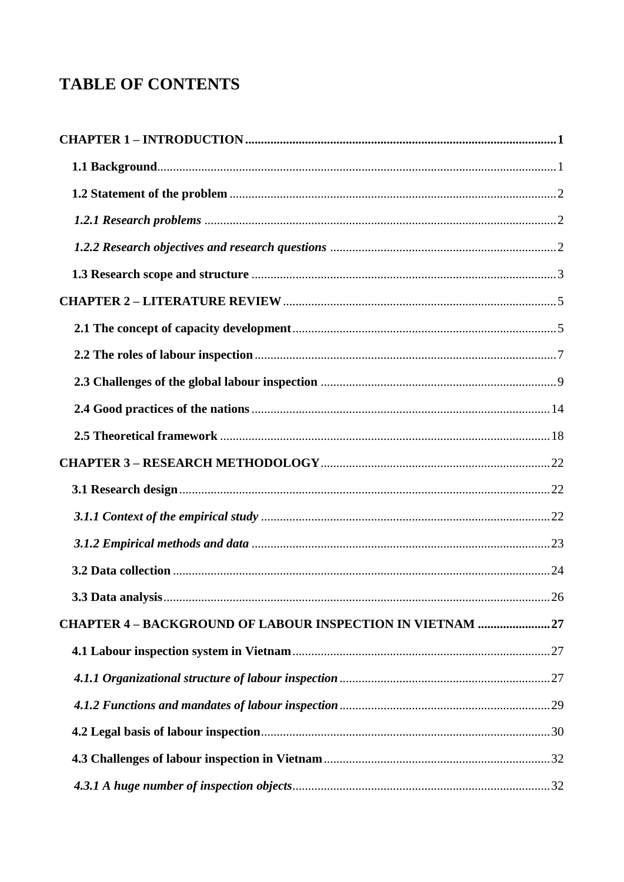# TABLE OF CONTENTS

**CHAPTER 1 – INTRODUCTION** .......... **1**

**1.1 Background** .......... 1

**1.2 Statement of the problem** .......... 2

***1.2.1 Research problems*** .......... 2

***1.2.2 Research objectives and research questions*** .......... 2

**1.3 Research scope and structure** .......... 3

**CHAPTER 2 – LITERATURE REVIEW** .......... 5

**2.1 The concept of capacity development** .......... 5

**2.2 The roles of labour inspection** .......... 7

**2.3 Challenges of the global labour inspection** .......... 9

**2.4 Good practices of the nations** .......... 14

**2.5 Theoretical framework** .......... 18

**CHAPTER 3 – RESEARCH METHODOLOGY** .......... 22

**3.1 Research design** .......... 22

***3.1.1 Context of the empirical study*** .......... 22

***3.1.2 Empirical methods and data*** .......... 23

**3.2 Data collection** .......... 24

**3.3 Data analysis** .......... 26

**CHAPTER 4 – BACKGROUND OF LABOUR INSPECTION IN VIETNAM** .......... **27**

**4.1 Labour inspection system in Vietnam** .......... 27

***4.1.1 Organizational structure of labour inspection*** .......... 27

***4.1.2 Functions and mandates of labour inspection*** .......... 29

**4.2 Legal basis of labour inspection** .......... 30

**4.3 Challenges of labour inspection in Vietnam** .......... 32

***4.3.1 A huge number of inspection objects*** .......... 32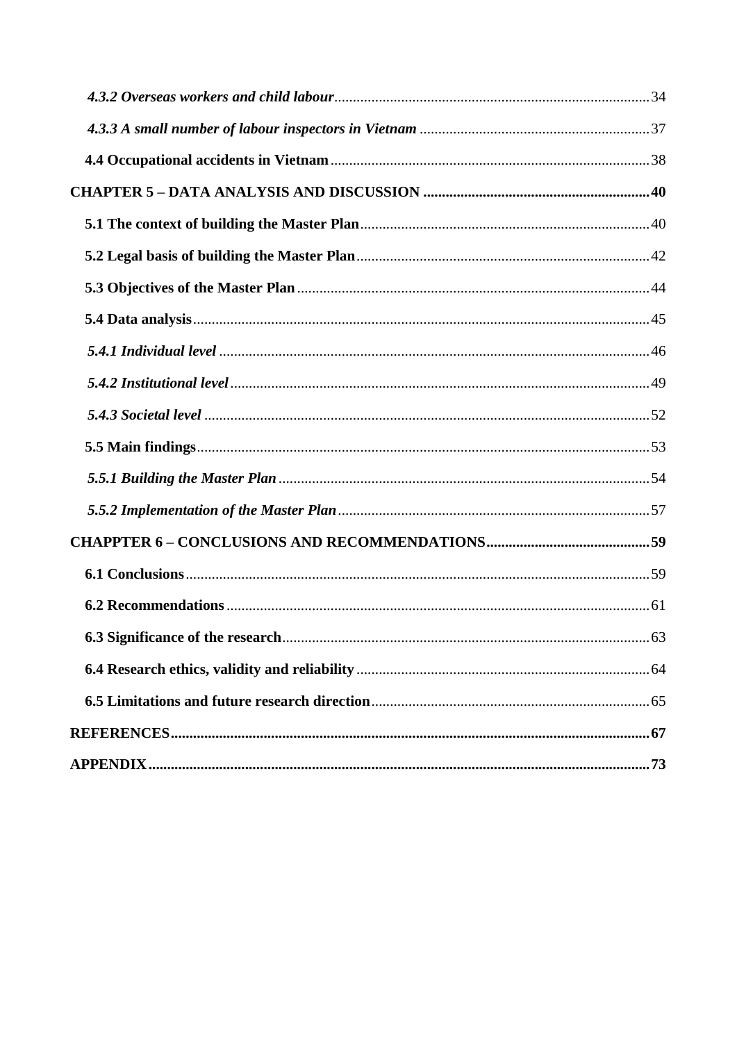*4.3.2 Overseas workers and child labour* .................................................. 34

*4.3.3 A small number of labour inspectors in Vietnam* .................................................. 37

**4.4 Occupational accidents in Vietnam** .................................................. 38

**CHAPTER 5 – DATA ANALYSIS AND DISCUSSION** .................................................. **40**

**5.1 The context of building the Master Plan** .................................................. 40

**5.2 Legal basis of building the Master Plan** .................................................. 42

**5.3 Objectives of the Master Plan** .................................................. 44

**5.4 Data analysis** .................................................. 45

*5.4.1 Individual level* .................................................. 46

*5.4.2 Institutional level* .................................................. 49

*5.4.3 Societal level* .................................................. 52

**5.5 Main findings** .................................................. 53

*5.5.1 Building the Master Plan* .................................................. 54

*5.5.2 Implementation of the Master Plan* .................................................. 57

**CHAPPTER 6 – CONCLUSIONS AND RECOMMENDATIONS** .................................................. **59**

**6.1 Conclusions** .................................................. 59

**6.2 Recommendations** .................................................. 61

**6.3 Significance of the research** .................................................. 63

**6.4 Research ethics, validity and reliability** .................................................. 64

**6.5 Limitations and future research direction** .................................................. 65

**REFERENCES** .................................................. **67**

**APPENDIX** .................................................. **73**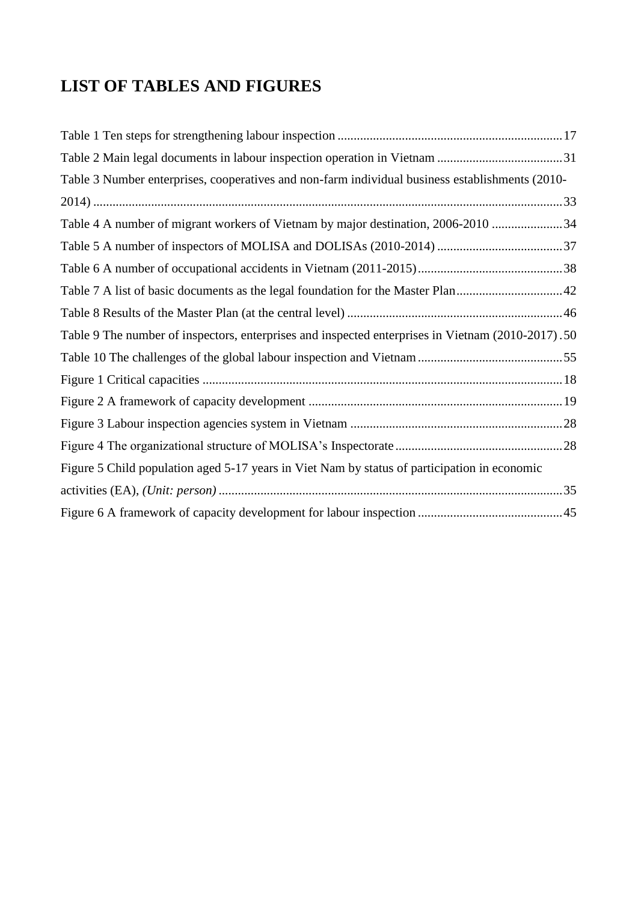# LIST OF TABLES AND FIGURES

Table 1 Ten steps for strengthening labour inspection ..................................................................... 17

Table 2 Main legal documents in labour inspection operation in Vietnam ....................................... 31

Table 3 Number enterprises, cooperatives and non-farm individual business establishments (2010-2014) ................................................................................................................................................ 33

Table 4 A number of migrant workers of Vietnam by major destination, 2006-2010 ...................... 34

Table 5 A number of inspectors of MOLISA and DOLISAs (2010-2014) ....................................... 37

Table 6 A number of occupational accidents in Vietnam (2011-2015) ............................................. 38

Table 7 A list of basic documents as the legal foundation for the Master Plan................................. 42

Table 8 Results of the Master Plan (at the central level) .................................................................. 46

Table 9 The number of inspectors, enterprises and inspected enterprises in Vietnam (2010-2017) . 50

Table 10 The challenges of the global labour inspection and Vietnam ............................................. 55

Figure 1 Critical capacities ............................................................................................................... 18

Figure 2 A framework of capacity development .............................................................................. 19

Figure 3 Labour inspection agencies system in Vietnam .................................................................. 28

Figure 4 The organizational structure of MOLISA's Inspectorate .................................................... 28

Figure 5 Child population aged 5-17 years in Viet Nam by status of participation in economic activities (EA), *(Unit: person)* ......................................................................................................... 35

Figure 6 A framework of capacity development for labour inspection ............................................. 45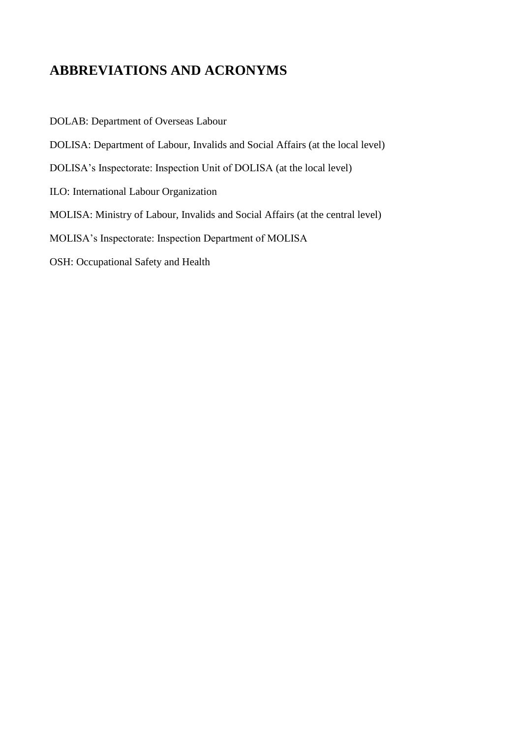# ABBREVIATIONS AND ACRONYMS

DOLAB: Department of Overseas Labour

DOLISA: Department of Labour, Invalids and Social Affairs (at the local level)

DOLISA's Inspectorate: Inspection Unit of DOLISA (at the local level)

ILO: International Labour Organization

MOLISA: Ministry of Labour, Invalids and Social Affairs (at the central level)

MOLISA's Inspectorate: Inspection Department of MOLISA

OSH: Occupational Safety and Health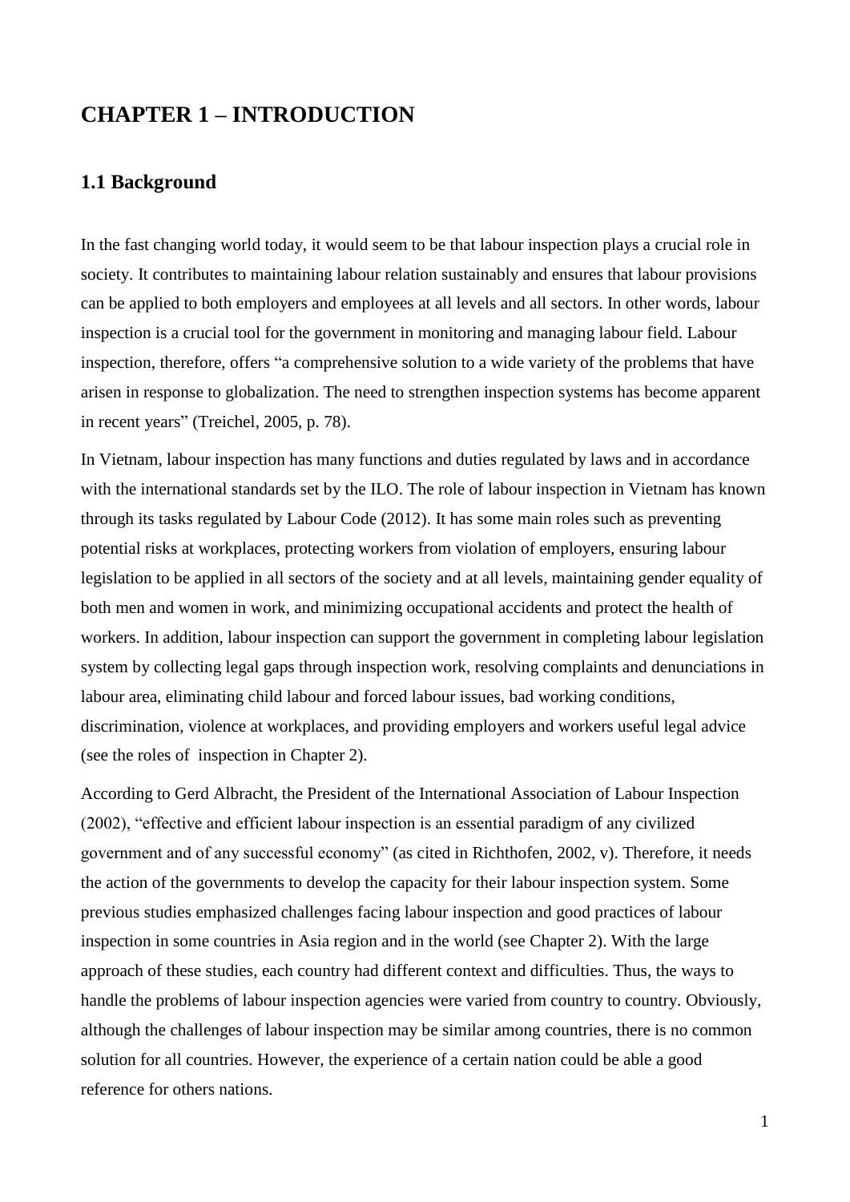# CHAPTER 1 – INTRODUCTION

## 1.1 Background

In the fast changing world today, it would seem to be that labour inspection plays a crucial role in society. It contributes to maintaining labour relation sustainably and ensures that labour provisions can be applied to both employers and employees at all levels and all sectors. In other words, labour inspection is a crucial tool for the government in monitoring and managing labour field. Labour inspection, therefore, offers "a comprehensive solution to a wide variety of the problems that have arisen in response to globalization. The need to strengthen inspection systems has become apparent in recent years" (Treichel, 2005, p. 78).

In Vietnam, labour inspection has many functions and duties regulated by laws and in accordance with the international standards set by the ILO. The role of labour inspection in Vietnam has known through its tasks regulated by Labour Code (2012). It has some main roles such as preventing potential risks at workplaces, protecting workers from violation of employers, ensuring labour legislation to be applied in all sectors of the society and at all levels, maintaining gender equality of both men and women in work, and minimizing occupational accidents and protect the health of workers. In addition, labour inspection can support the government in completing labour legislation system by collecting legal gaps through inspection work, resolving complaints and denunciations in labour area, eliminating child labour and forced labour issues, bad working conditions, discrimination, violence at workplaces, and providing employers and workers useful legal advice (see the roles of inspection in Chapter 2).

According to Gerd Albracht, the President of the International Association of Labour Inspection (2002), "effective and efficient labour inspection is an essential paradigm of any civilized government and of any successful economy" (as cited in Richthofen, 2002, v). Therefore, it needs the action of the governments to develop the capacity for their labour inspection system. Some previous studies emphasized challenges facing labour inspection and good practices of labour inspection in some countries in Asia region and in the world (see Chapter 2). With the large approach of these studies, each country had different context and difficulties. Thus, the ways to handle the problems of labour inspection agencies were varied from country to country. Obviously, although the challenges of labour inspection may be similar among countries, there is no common solution for all countries. However, the experience of a certain nation could be able a good reference for others nations.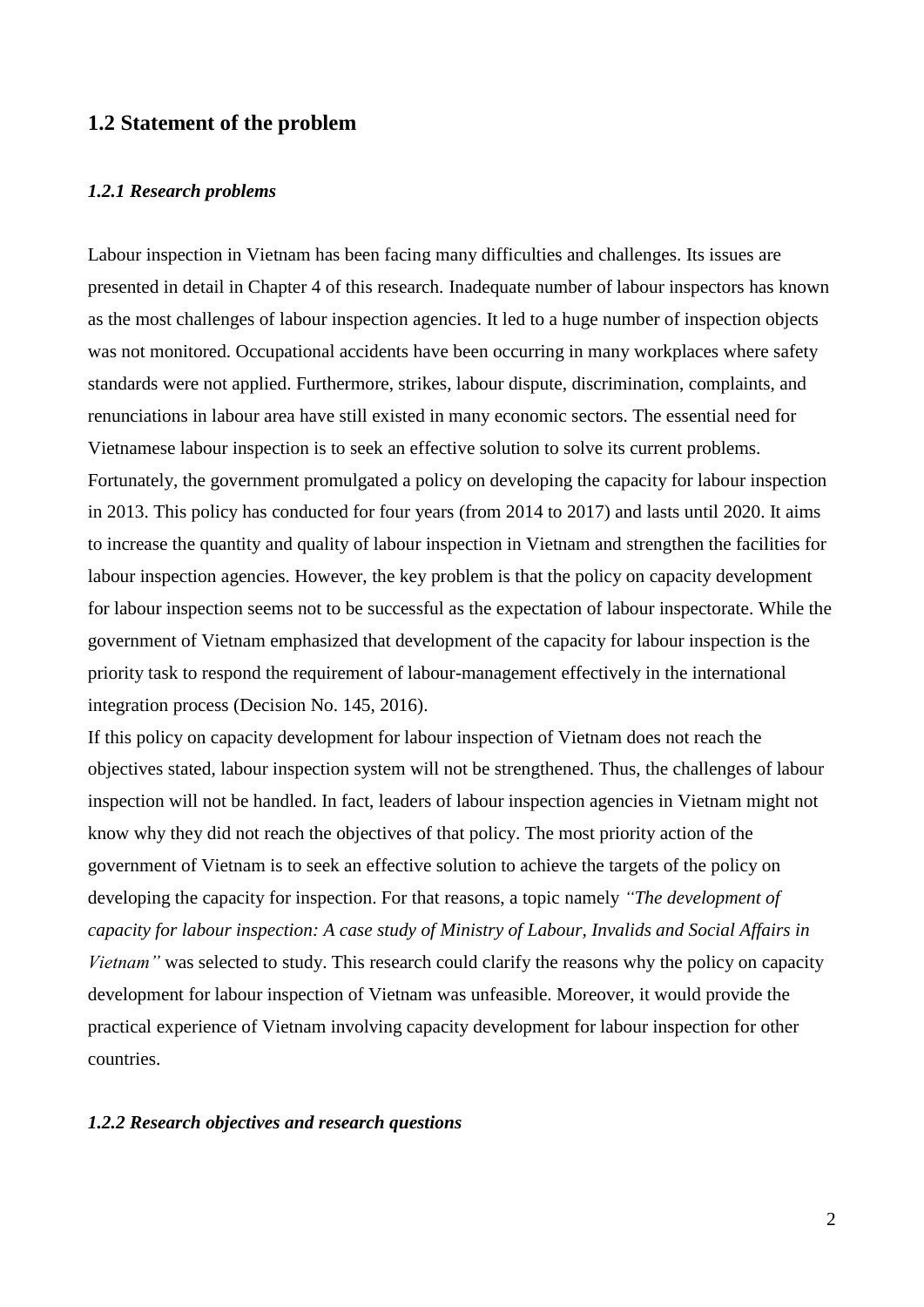## 1.2 Statement of the problem

### *1.2.1 Research problems*

Labour inspection in Vietnam has been facing many difficulties and challenges. Its issues are presented in detail in Chapter 4 of this research. Inadequate number of labour inspectors has known as the most challenges of labour inspection agencies. It led to a huge number of inspection objects was not monitored. Occupational accidents have been occurring in many workplaces where safety standards were not applied. Furthermore, strikes, labour dispute, discrimination, complaints, and renunciations in labour area have still existed in many economic sectors. The essential need for Vietnamese labour inspection is to seek an effective solution to solve its current problems. Fortunately, the government promulgated a policy on developing the capacity for labour inspection in 2013. This policy has conducted for four years (from 2014 to 2017) and lasts until 2020. It aims to increase the quantity and quality of labour inspection in Vietnam and strengthen the facilities for labour inspection agencies. However, the key problem is that the policy on capacity development for labour inspection seems not to be successful as the expectation of labour inspectorate. While the government of Vietnam emphasized that development of the capacity for labour inspection is the priority task to respond the requirement of labour-management effectively in the international integration process (Decision No. 145, 2016).

If this policy on capacity development for labour inspection of Vietnam does not reach the objectives stated, labour inspection system will not be strengthened. Thus, the challenges of labour inspection will not be handled. In fact, leaders of labour inspection agencies in Vietnam might not know why they did not reach the objectives of that policy. The most priority action of the government of Vietnam is to seek an effective solution to achieve the targets of the policy on developing the capacity for inspection. For that reasons, a topic namely *"The development of capacity for labour inspection: A case study of Ministry of Labour, Invalids and Social Affairs in Vietnam"* was selected to study. This research could clarify the reasons why the policy on capacity development for labour inspection of Vietnam was unfeasible. Moreover, it would provide the practical experience of Vietnam involving capacity development for labour inspection for other countries.

### *1.2.2 Research objectives and research questions*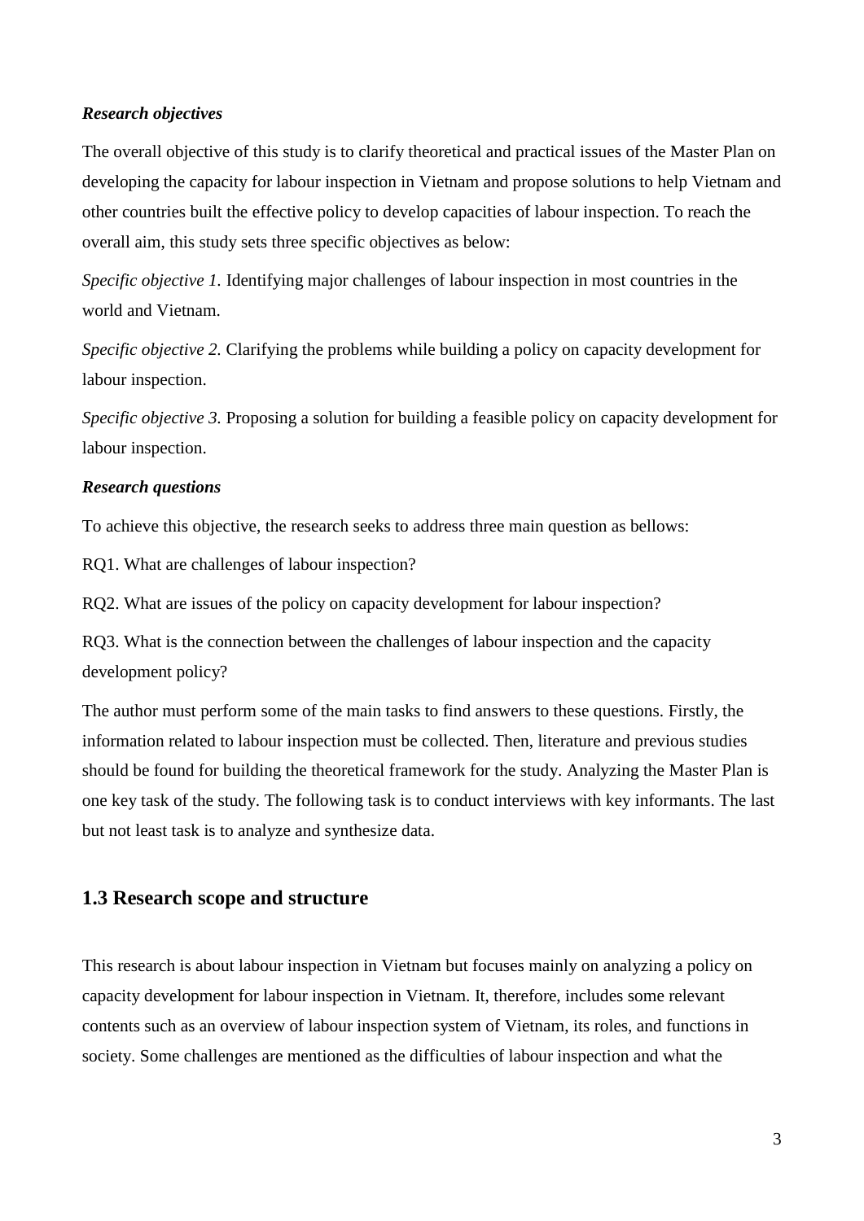***Research objectives***

The overall objective of this study is to clarify theoretical and practical issues of the Master Plan on developing the capacity for labour inspection in Vietnam and propose solutions to help Vietnam and other countries built the effective policy to develop capacities of labour inspection. To reach the overall aim, this study sets three specific objectives as below:

*Specific objective 1.* Identifying major challenges of labour inspection in most countries in the world and Vietnam.

*Specific objective 2.* Clarifying the problems while building a policy on capacity development for labour inspection.

*Specific objective 3.* Proposing a solution for building a feasible policy on capacity development for labour inspection.

***Research questions***

To achieve this objective, the research seeks to address three main question as bellows:

RQ1. What are challenges of labour inspection?

RQ2. What are issues of the policy on capacity development for labour inspection?

RQ3. What is the connection between the challenges of labour inspection and the capacity development policy?

The author must perform some of the main tasks to find answers to these questions. Firstly, the information related to labour inspection must be collected. Then, literature and previous studies should be found for building the theoretical framework for the study. Analyzing the Master Plan is one key task of the study. The following task is to conduct interviews with key informants. The last but not least task is to analyze and synthesize data.

## 1.3 Research scope and structure

This research is about labour inspection in Vietnam but focuses mainly on analyzing a policy on capacity development for labour inspection in Vietnam. It, therefore, includes some relevant contents such as an overview of labour inspection system of Vietnam, its roles, and functions in society. Some challenges are mentioned as the difficulties of labour inspection and what the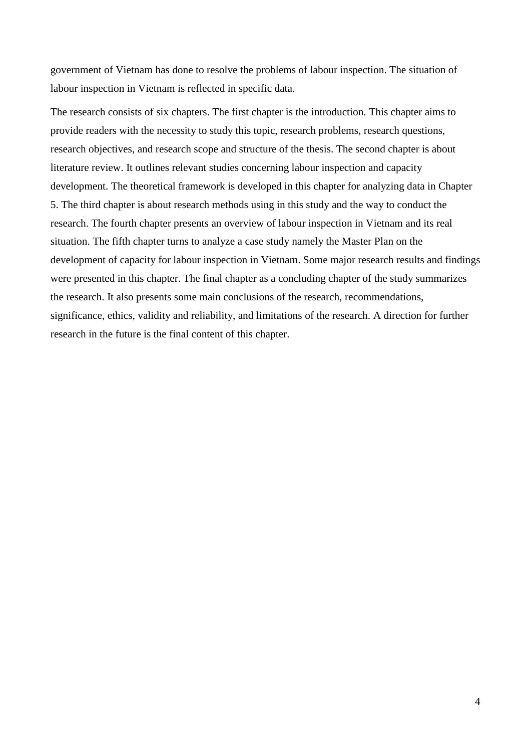government of Vietnam has done to resolve the problems of labour inspection. The situation of labour inspection in Vietnam is reflected in specific data.

The research consists of six chapters. The first chapter is the introduction. This chapter aims to provide readers with the necessity to study this topic, research problems, research questions, research objectives, and research scope and structure of the thesis. The second chapter is about literature review. It outlines relevant studies concerning labour inspection and capacity development. The theoretical framework is developed in this chapter for analyzing data in Chapter 5. The third chapter is about research methods using in this study and the way to conduct the research. The fourth chapter presents an overview of labour inspection in Vietnam and its real situation. The fifth chapter turns to analyze a case study namely the Master Plan on the development of capacity for labour inspection in Vietnam. Some major research results and findings were presented in this chapter. The final chapter as a concluding chapter of the study summarizes the research. It also presents some main conclusions of the research, recommendations, significance, ethics, validity and reliability, and limitations of the research. A direction for further research in the future is the final content of this chapter.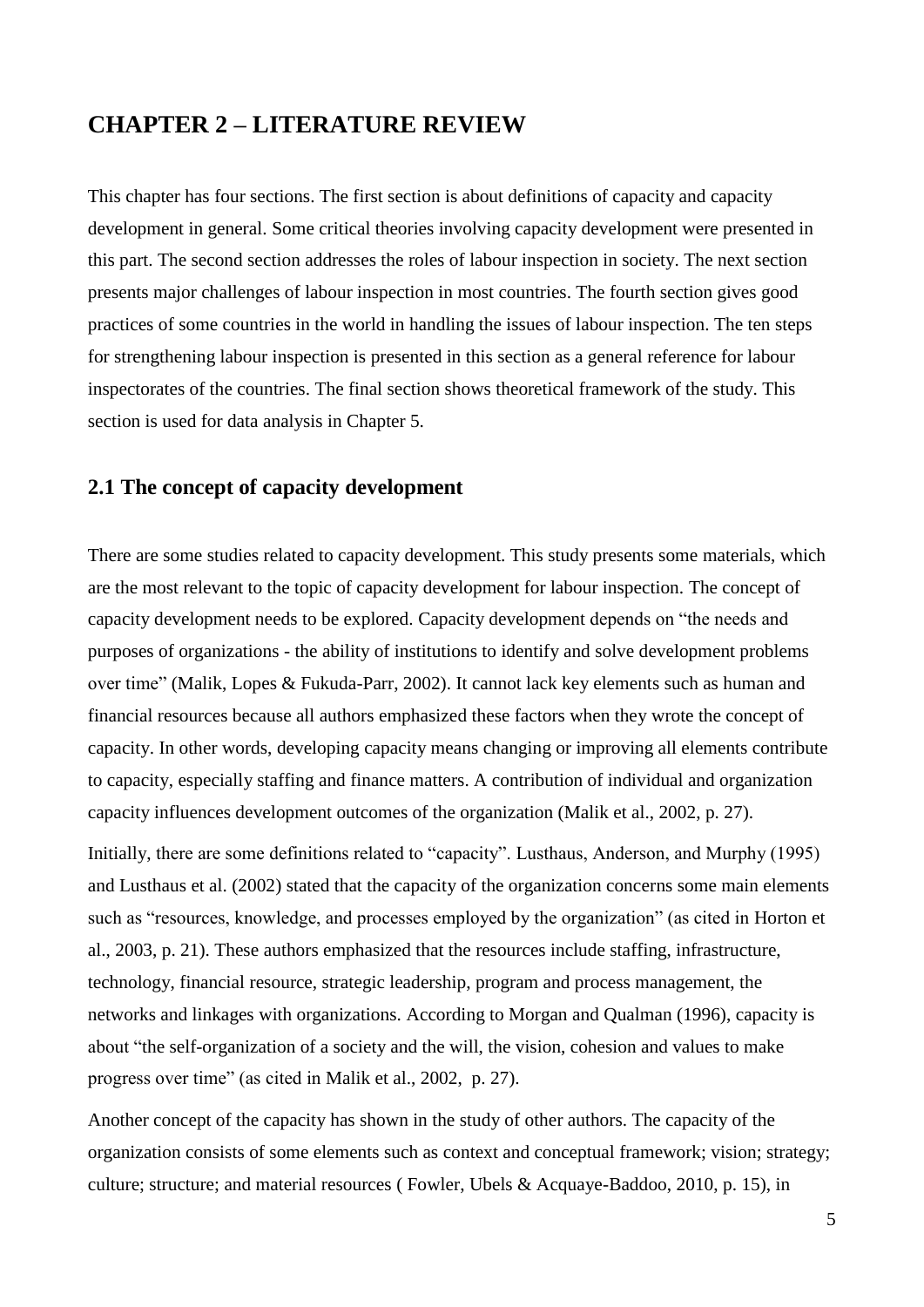# CHAPTER 2 – LITERATURE REVIEW

This chapter has four sections. The first section is about definitions of capacity and capacity development in general. Some critical theories involving capacity development were presented in this part. The second section addresses the roles of labour inspection in society. The next section presents major challenges of labour inspection in most countries. The fourth section gives good practices of some countries in the world in handling the issues of labour inspection. The ten steps for strengthening labour inspection is presented in this section as a general reference for labour inspectorates of the countries. The final section shows theoretical framework of the study. This section is used for data analysis in Chapter 5.

## 2.1 The concept of capacity development

There are some studies related to capacity development. This study presents some materials, which are the most relevant to the topic of capacity development for labour inspection. The concept of capacity development needs to be explored. Capacity development depends on "the needs and purposes of organizations - the ability of institutions to identify and solve development problems over time" (Malik, Lopes & Fukuda-Parr, 2002). It cannot lack key elements such as human and financial resources because all authors emphasized these factors when they wrote the concept of capacity. In other words, developing capacity means changing or improving all elements contribute to capacity, especially staffing and finance matters. A contribution of individual and organization capacity influences development outcomes of the organization (Malik et al., 2002, p. 27).

Initially, there are some definitions related to "capacity". Lusthaus, Anderson, and Murphy (1995) and Lusthaus et al. (2002) stated that the capacity of the organization concerns some main elements such as "resources, knowledge, and processes employed by the organization" (as cited in Horton et al., 2003, p. 21). These authors emphasized that the resources include staffing, infrastructure, technology, financial resource, strategic leadership, program and process management, the networks and linkages with organizations. According to Morgan and Qualman (1996), capacity is about "the self-organization of a society and the will, the vision, cohesion and values to make progress over time" (as cited in Malik et al., 2002, p. 27).

Another concept of the capacity has shown in the study of other authors. The capacity of the organization consists of some elements such as context and conceptual framework; vision; strategy; culture; structure; and material resources ( Fowler, Ubels & Acquaye-Baddoo, 2010, p. 15), in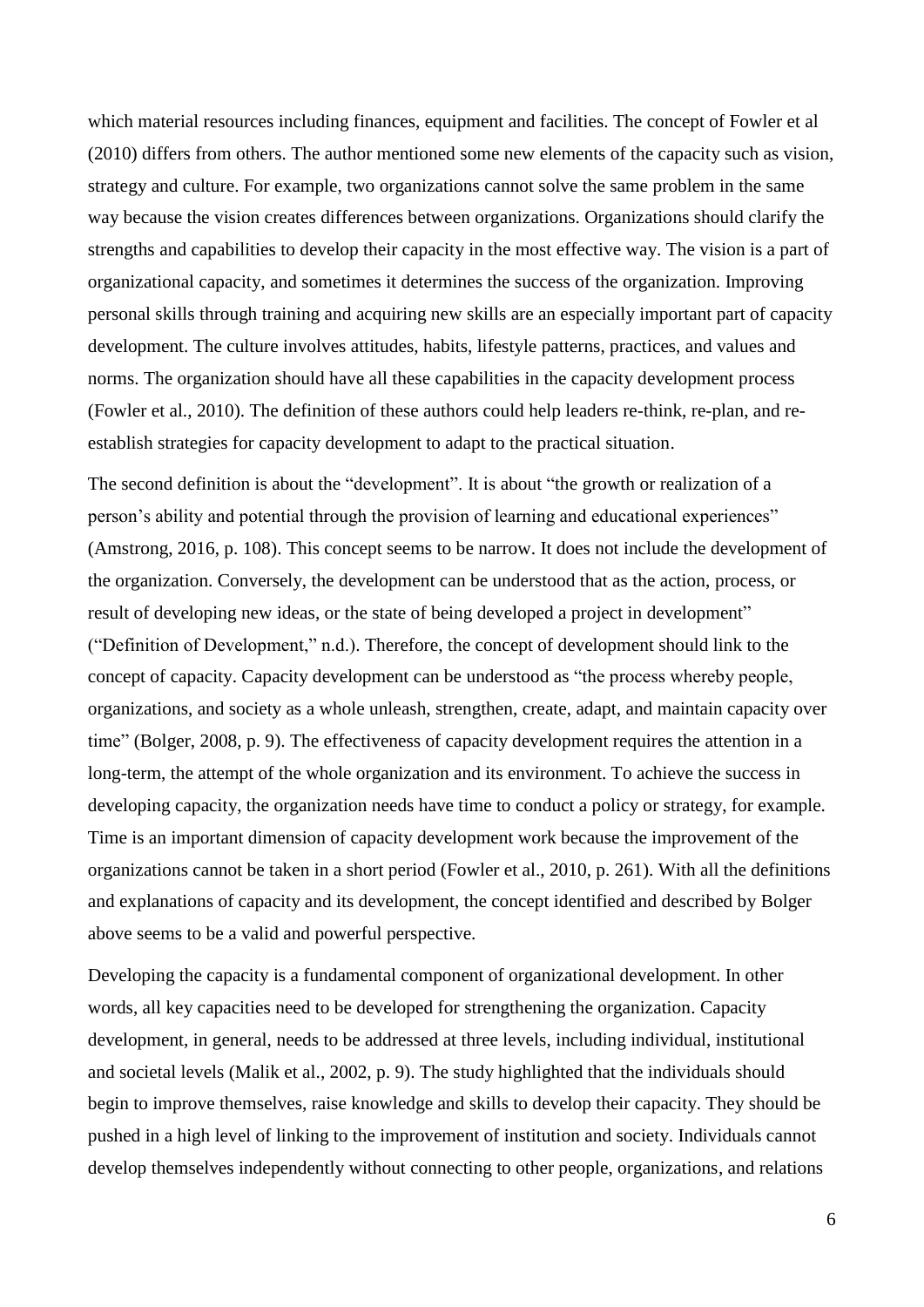which material resources including finances, equipment and facilities. The concept of Fowler et al (2010) differs from others. The author mentioned some new elements of the capacity such as vision, strategy and culture. For example, two organizations cannot solve the same problem in the same way because the vision creates differences between organizations. Organizations should clarify the strengths and capabilities to develop their capacity in the most effective way. The vision is a part of organizational capacity, and sometimes it determines the success of the organization. Improving personal skills through training and acquiring new skills are an especially important part of capacity development. The culture involves attitudes, habits, lifestyle patterns, practices, and values and norms. The organization should have all these capabilities in the capacity development process (Fowler et al., 2010). The definition of these authors could help leaders re-think, re-plan, and re-establish strategies for capacity development to adapt to the practical situation.

The second definition is about the "development". It is about "the growth or realization of a person's ability and potential through the provision of learning and educational experiences" (Amstrong, 2016, p. 108). This concept seems to be narrow. It does not include the development of the organization. Conversely, the development can be understood that as the action, process, or result of developing new ideas, or the state of being developed a project in development" ("Definition of Development," n.d.). Therefore, the concept of development should link to the concept of capacity. Capacity development can be understood as "the process whereby people, organizations, and society as a whole unleash, strengthen, create, adapt, and maintain capacity over time" (Bolger, 2008, p. 9). The effectiveness of capacity development requires the attention in a long-term, the attempt of the whole organization and its environment. To achieve the success in developing capacity, the organization needs have time to conduct a policy or strategy, for example. Time is an important dimension of capacity development work because the improvement of the organizations cannot be taken in a short period (Fowler et al., 2010, p. 261). With all the definitions and explanations of capacity and its development, the concept identified and described by Bolger above seems to be a valid and powerful perspective.

Developing the capacity is a fundamental component of organizational development. In other words, all key capacities need to be developed for strengthening the organization. Capacity development, in general, needs to be addressed at three levels, including individual, institutional and societal levels (Malik et al., 2002, p. 9). The study highlighted that the individuals should begin to improve themselves, raise knowledge and skills to develop their capacity. They should be pushed in a high level of linking to the improvement of institution and society. Individuals cannot develop themselves independently without connecting to other people, organizations, and relations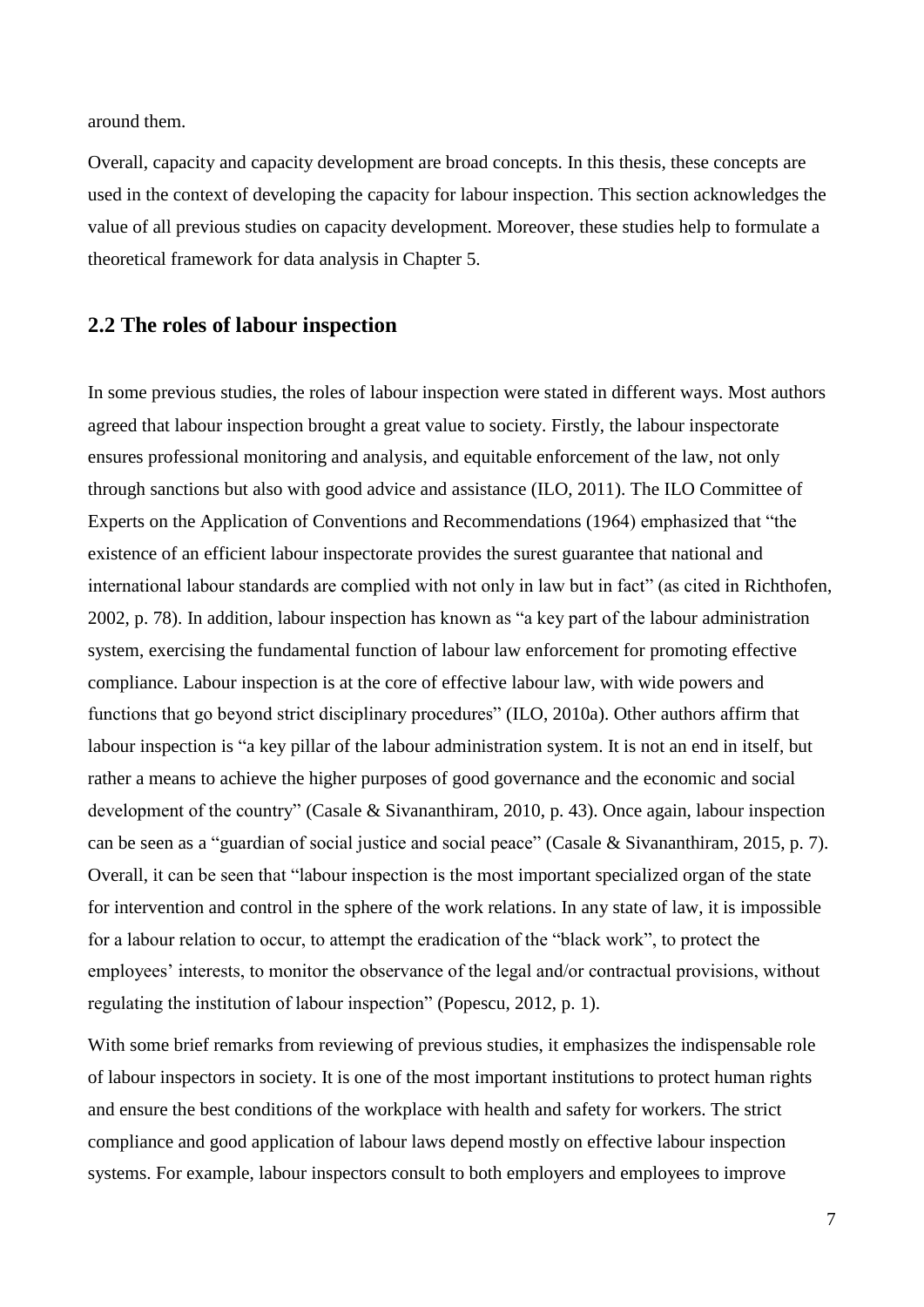around them.

Overall, capacity and capacity development are broad concepts. In this thesis, these concepts are used in the context of developing the capacity for labour inspection. This section acknowledges the value of all previous studies on capacity development. Moreover, these studies help to formulate a theoretical framework for data analysis in Chapter 5.

## 2.2 The roles of labour inspection

In some previous studies, the roles of labour inspection were stated in different ways. Most authors agreed that labour inspection brought a great value to society. Firstly, the labour inspectorate ensures professional monitoring and analysis, and equitable enforcement of the law, not only through sanctions but also with good advice and assistance (ILO, 2011). The ILO Committee of Experts on the Application of Conventions and Recommendations (1964) emphasized that "the existence of an efficient labour inspectorate provides the surest guarantee that national and international labour standards are complied with not only in law but in fact" (as cited in Richthofen, 2002, p. 78). In addition, labour inspection has known as "a key part of the labour administration system, exercising the fundamental function of labour law enforcement for promoting effective compliance. Labour inspection is at the core of effective labour law, with wide powers and functions that go beyond strict disciplinary procedures" (ILO, 2010a). Other authors affirm that labour inspection is "a key pillar of the labour administration system. It is not an end in itself, but rather a means to achieve the higher purposes of good governance and the economic and social development of the country" (Casale & Sivananthiram, 2010, p. 43). Once again, labour inspection can be seen as a "guardian of social justice and social peace" (Casale & Sivananthiram, 2015, p. 7). Overall, it can be seen that "labour inspection is the most important specialized organ of the state for intervention and control in the sphere of the work relations. In any state of law, it is impossible for a labour relation to occur, to attempt the eradication of the "black work", to protect the employees' interests, to monitor the observance of the legal and/or contractual provisions, without regulating the institution of labour inspection" (Popescu, 2012, p. 1).

With some brief remarks from reviewing of previous studies, it emphasizes the indispensable role of labour inspectors in society. It is one of the most important institutions to protect human rights and ensure the best conditions of the workplace with health and safety for workers. The strict compliance and good application of labour laws depend mostly on effective labour inspection systems. For example, labour inspectors consult to both employers and employees to improve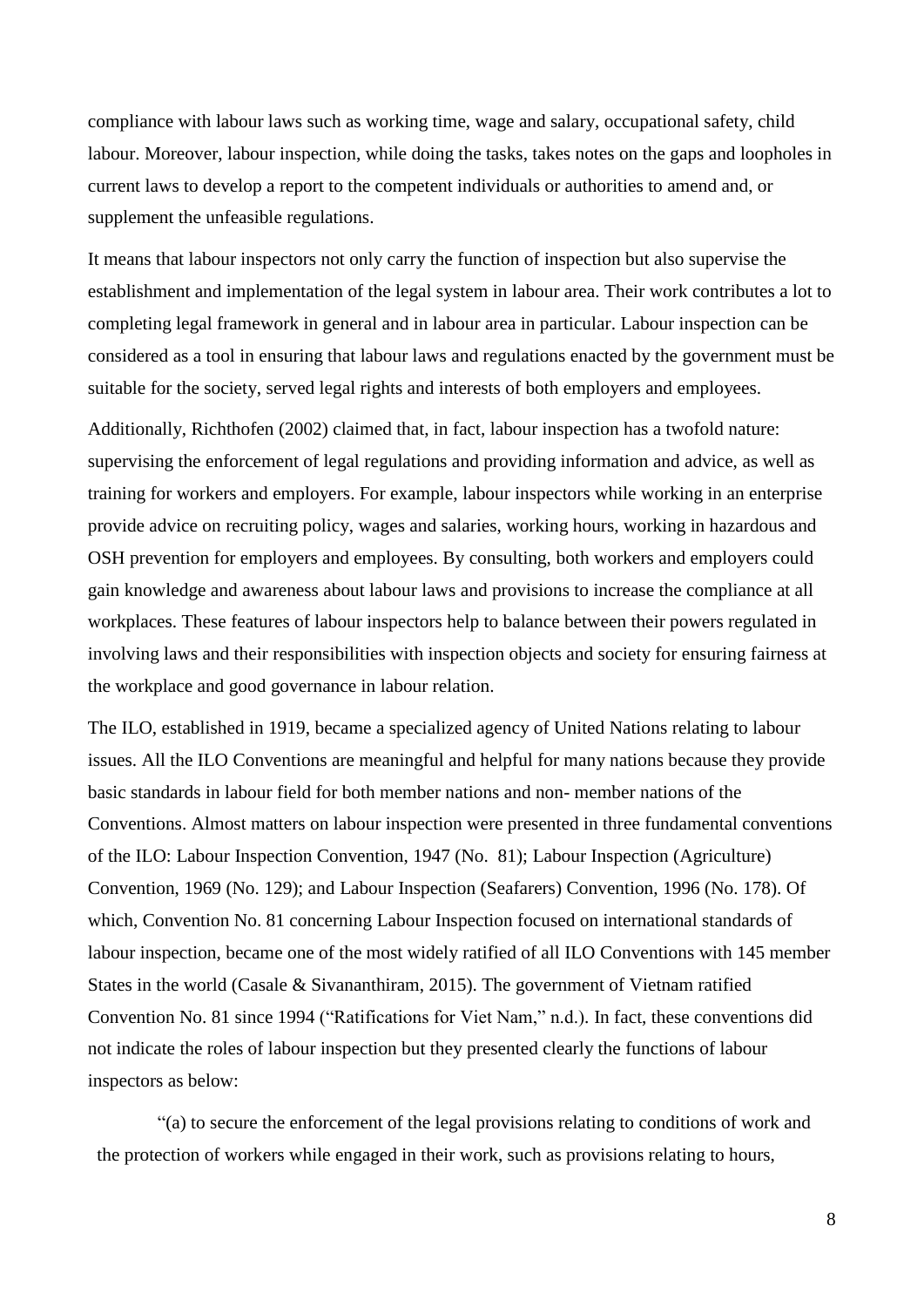compliance with labour laws such as working time, wage and salary, occupational safety, child labour. Moreover, labour inspection, while doing the tasks, takes notes on the gaps and loopholes in current laws to develop a report to the competent individuals or authorities to amend and, or supplement the unfeasible regulations.

It means that labour inspectors not only carry the function of inspection but also supervise the establishment and implementation of the legal system in labour area. Their work contributes a lot to completing legal framework in general and in labour area in particular. Labour inspection can be considered as a tool in ensuring that labour laws and regulations enacted by the government must be suitable for the society, served legal rights and interests of both employers and employees.

Additionally, Richthofen (2002) claimed that, in fact, labour inspection has a twofold nature: supervising the enforcement of legal regulations and providing information and advice, as well as training for workers and employers. For example, labour inspectors while working in an enterprise provide advice on recruiting policy, wages and salaries, working hours, working in hazardous and OSH prevention for employers and employees. By consulting, both workers and employers could gain knowledge and awareness about labour laws and provisions to increase the compliance at all workplaces. These features of labour inspectors help to balance between their powers regulated in involving laws and their responsibilities with inspection objects and society for ensuring fairness at the workplace and good governance in labour relation.

The ILO, established in 1919, became a specialized agency of United Nations relating to labour issues. All the ILO Conventions are meaningful and helpful for many nations because they provide basic standards in labour field for both member nations and non- member nations of the Conventions. Almost matters on labour inspection were presented in three fundamental conventions of the ILO: Labour Inspection Convention, 1947 (No. 81); Labour Inspection (Agriculture) Convention, 1969 (No. 129); and Labour Inspection (Seafarers) Convention, 1996 (No. 178). Of which, Convention No. 81 concerning Labour Inspection focused on international standards of labour inspection, became one of the most widely ratified of all ILO Conventions with 145 member States in the world (Casale & Sivananthiram, 2015). The government of Vietnam ratified Convention No. 81 since 1994 ("Ratifications for Viet Nam," n.d.). In fact, these conventions did not indicate the roles of labour inspection but they presented clearly the functions of labour inspectors as below:

> "(a) to secure the enforcement of the legal provisions relating to conditions of work and the protection of workers while engaged in their work, such as provisions relating to hours,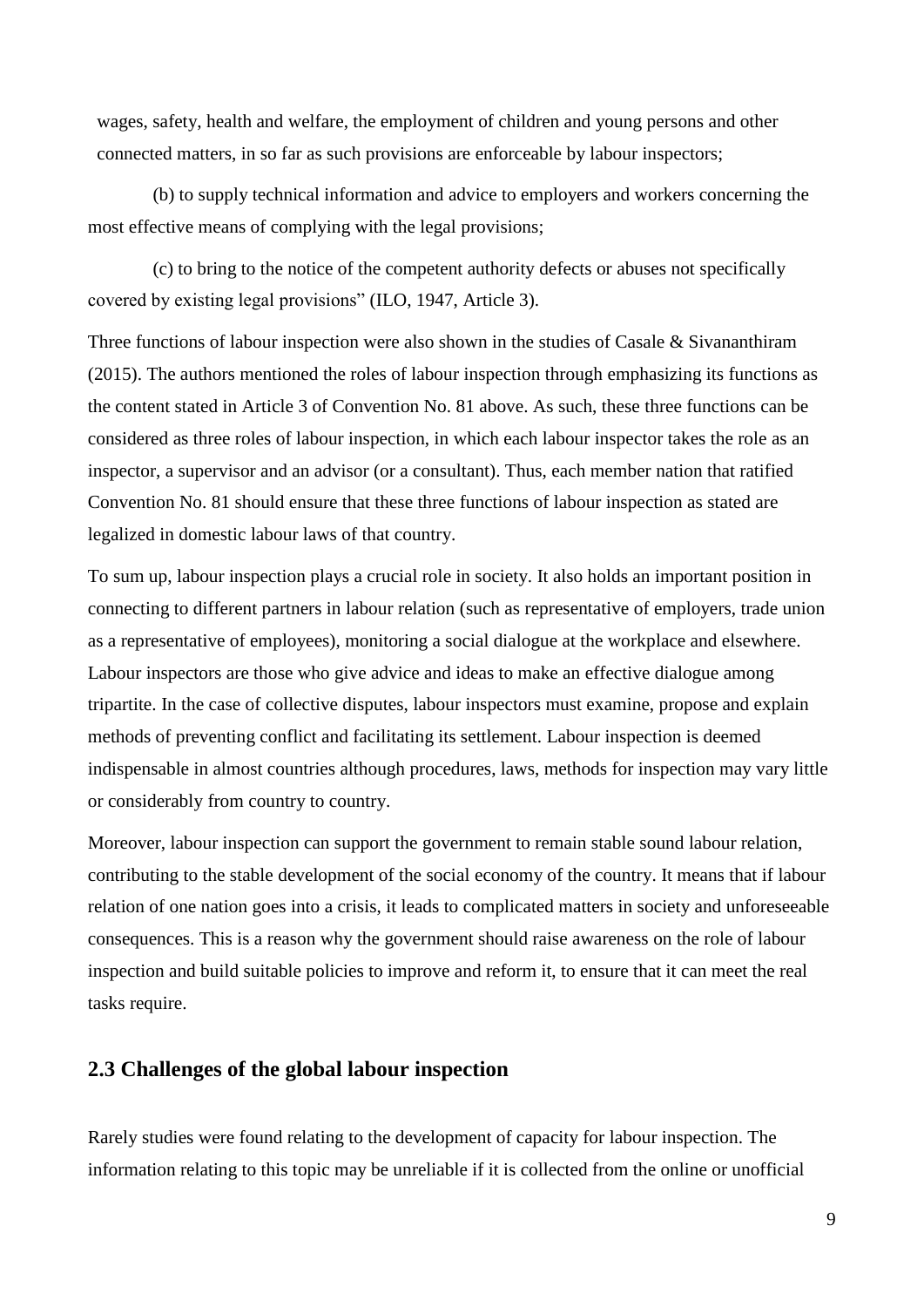wages, safety, health and welfare, the employment of children and young persons and other connected matters, in so far as such provisions are enforceable by labour inspectors;

(b) to supply technical information and advice to employers and workers concerning the most effective means of complying with the legal provisions;

(c) to bring to the notice of the competent authority defects or abuses not specifically covered by existing legal provisions" (ILO, 1947, Article 3).

Three functions of labour inspection were also shown in the studies of Casale & Sivananthiram (2015). The authors mentioned the roles of labour inspection through emphasizing its functions as the content stated in Article 3 of Convention No. 81 above. As such, these three functions can be considered as three roles of labour inspection, in which each labour inspector takes the role as an inspector, a supervisor and an advisor (or a consultant). Thus, each member nation that ratified Convention No. 81 should ensure that these three functions of labour inspection as stated are legalized in domestic labour laws of that country.

To sum up, labour inspection plays a crucial role in society. It also holds an important position in connecting to different partners in labour relation (such as representative of employers, trade union as a representative of employees), monitoring a social dialogue at the workplace and elsewhere. Labour inspectors are those who give advice and ideas to make an effective dialogue among tripartite. In the case of collective disputes, labour inspectors must examine, propose and explain methods of preventing conflict and facilitating its settlement. Labour inspection is deemed indispensable in almost countries although procedures, laws, methods for inspection may vary little or considerably from country to country.

Moreover, labour inspection can support the government to remain stable sound labour relation, contributing to the stable development of the social economy of the country. It means that if labour relation of one nation goes into a crisis, it leads to complicated matters in society and unforeseeable consequences. This is a reason why the government should raise awareness on the role of labour inspection and build suitable policies to improve and reform it, to ensure that it can meet the real tasks require.

## 2.3 Challenges of the global labour inspection

Rarely studies were found relating to the development of capacity for labour inspection. The information relating to this topic may be unreliable if it is collected from the online or unofficial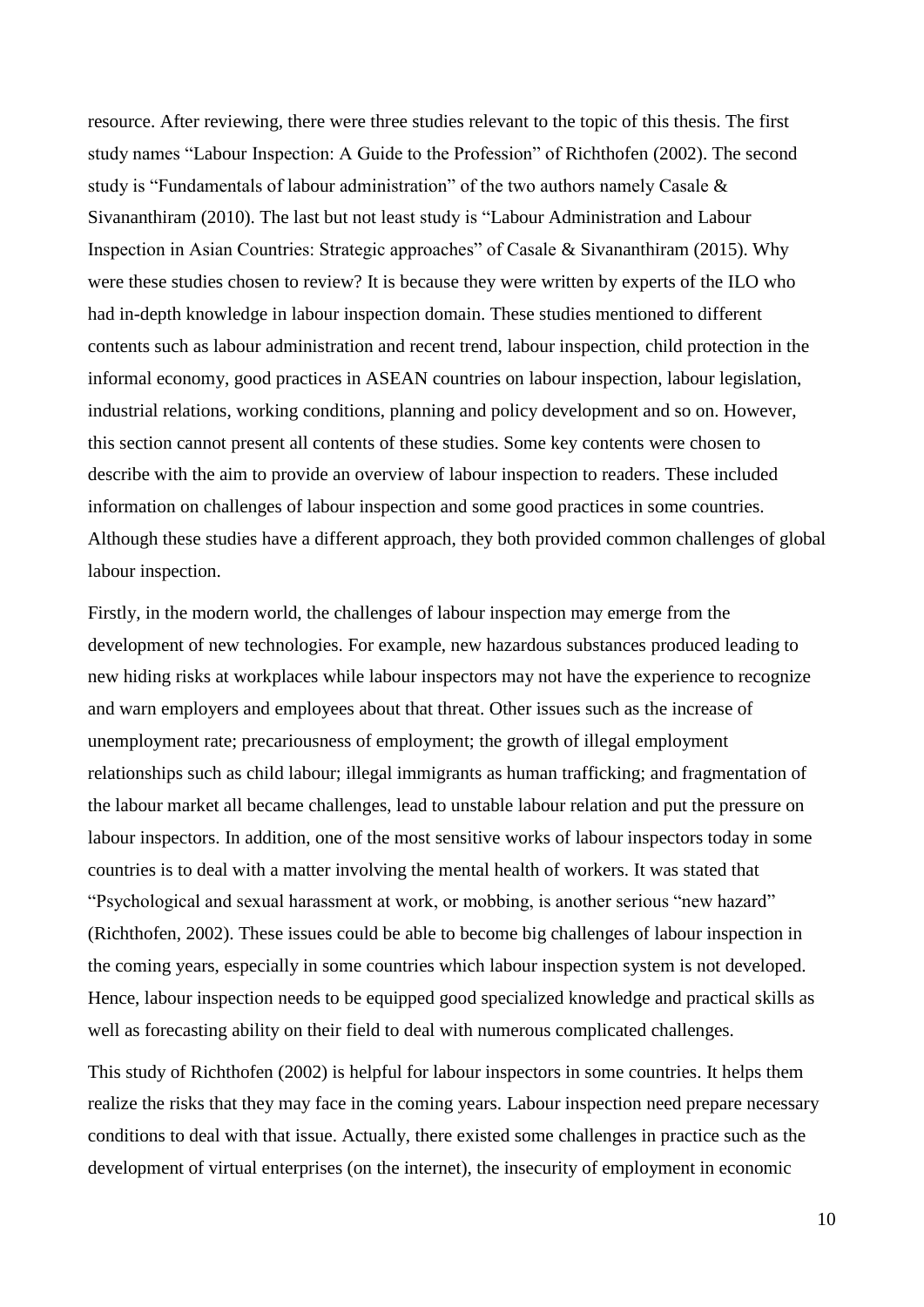resource. After reviewing, there were three studies relevant to the topic of this thesis. The first study names "Labour Inspection: A Guide to the Profession" of Richthofen (2002). The second study is "Fundamentals of labour administration" of the two authors namely Casale & Sivananthiram (2010). The last but not least study is "Labour Administration and Labour Inspection in Asian Countries: Strategic approaches" of Casale & Sivananthiram (2015). Why were these studies chosen to review? It is because they were written by experts of the ILO who had in-depth knowledge in labour inspection domain. These studies mentioned to different contents such as labour administration and recent trend, labour inspection, child protection in the informal economy, good practices in ASEAN countries on labour inspection, labour legislation, industrial relations, working conditions, planning and policy development and so on. However, this section cannot present all contents of these studies. Some key contents were chosen to describe with the aim to provide an overview of labour inspection to readers. These included information on challenges of labour inspection and some good practices in some countries. Although these studies have a different approach, they both provided common challenges of global labour inspection.

Firstly, in the modern world, the challenges of labour inspection may emerge from the development of new technologies. For example, new hazardous substances produced leading to new hiding risks at workplaces while labour inspectors may not have the experience to recognize and warn employers and employees about that threat. Other issues such as the increase of unemployment rate; precariousness of employment; the growth of illegal employment relationships such as child labour; illegal immigrants as human trafficking; and fragmentation of the labour market all became challenges, lead to unstable labour relation and put the pressure on labour inspectors. In addition, one of the most sensitive works of labour inspectors today in some countries is to deal with a matter involving the mental health of workers. It was stated that "Psychological and sexual harassment at work, or mobbing, is another serious "new hazard" (Richthofen, 2002). These issues could be able to become big challenges of labour inspection in the coming years, especially in some countries which labour inspection system is not developed. Hence, labour inspection needs to be equipped good specialized knowledge and practical skills as well as forecasting ability on their field to deal with numerous complicated challenges.

This study of Richthofen (2002) is helpful for labour inspectors in some countries. It helps them realize the risks that they may face in the coming years. Labour inspection need prepare necessary conditions to deal with that issue. Actually, there existed some challenges in practice such as the development of virtual enterprises (on the internet), the insecurity of employment in economic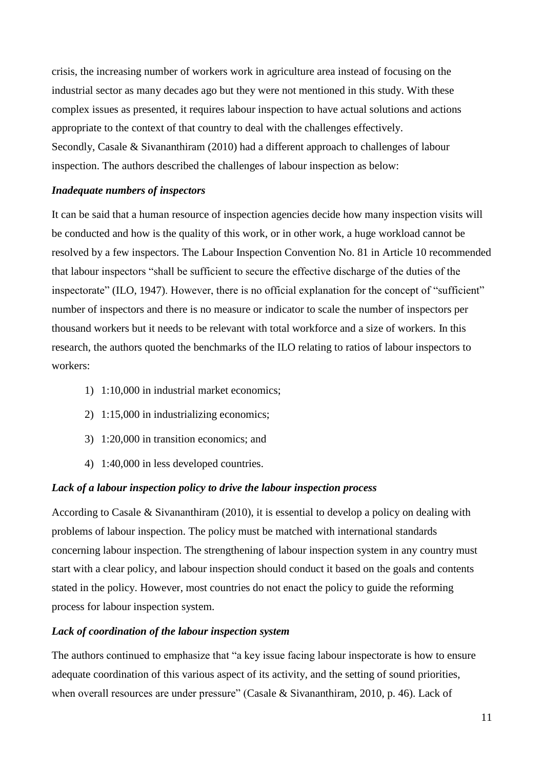crisis, the increasing number of workers work in agriculture area instead of focusing on the industrial sector as many decades ago but they were not mentioned in this study. With these complex issues as presented, it requires labour inspection to have actual solutions and actions appropriate to the context of that country to deal with the challenges effectively.
Secondly, Casale & Sivananthiram (2010) had a different approach to challenges of labour inspection. The authors described the challenges of labour inspection as below:

***Inadequate numbers of inspectors***

It can be said that a human resource of inspection agencies decide how many inspection visits will be conducted and how is the quality of this work, or in other work, a huge workload cannot be resolved by a few inspectors. The Labour Inspection Convention No. 81 in Article 10 recommended that labour inspectors "shall be sufficient to secure the effective discharge of the duties of the inspectorate" (ILO, 1947). However, there is no official explanation for the concept of "sufficient" number of inspectors and there is no measure or indicator to scale the number of inspectors per thousand workers but it needs to be relevant with total workforce and a size of workers. In this research, the authors quoted the benchmarks of the ILO relating to ratios of labour inspectors to workers:

1) 1:10,000 in industrial market economics;
2) 1:15,000 in industrializing economics;
3) 1:20,000 in transition economics; and
4) 1:40,000 in less developed countries.

***Lack of a labour inspection policy to drive the labour inspection process***

According to Casale & Sivananthiram (2010), it is essential to develop a policy on dealing with problems of labour inspection. The policy must be matched with international standards concerning labour inspection. The strengthening of labour inspection system in any country must start with a clear policy, and labour inspection should conduct it based on the goals and contents stated in the policy. However, most countries do not enact the policy to guide the reforming process for labour inspection system.

***Lack of coordination of the labour inspection system***

The authors continued to emphasize that "a key issue facing labour inspectorate is how to ensure adequate coordination of this various aspect of its activity, and the setting of sound priorities, when overall resources are under pressure" (Casale & Sivananthiram, 2010, p. 46). Lack of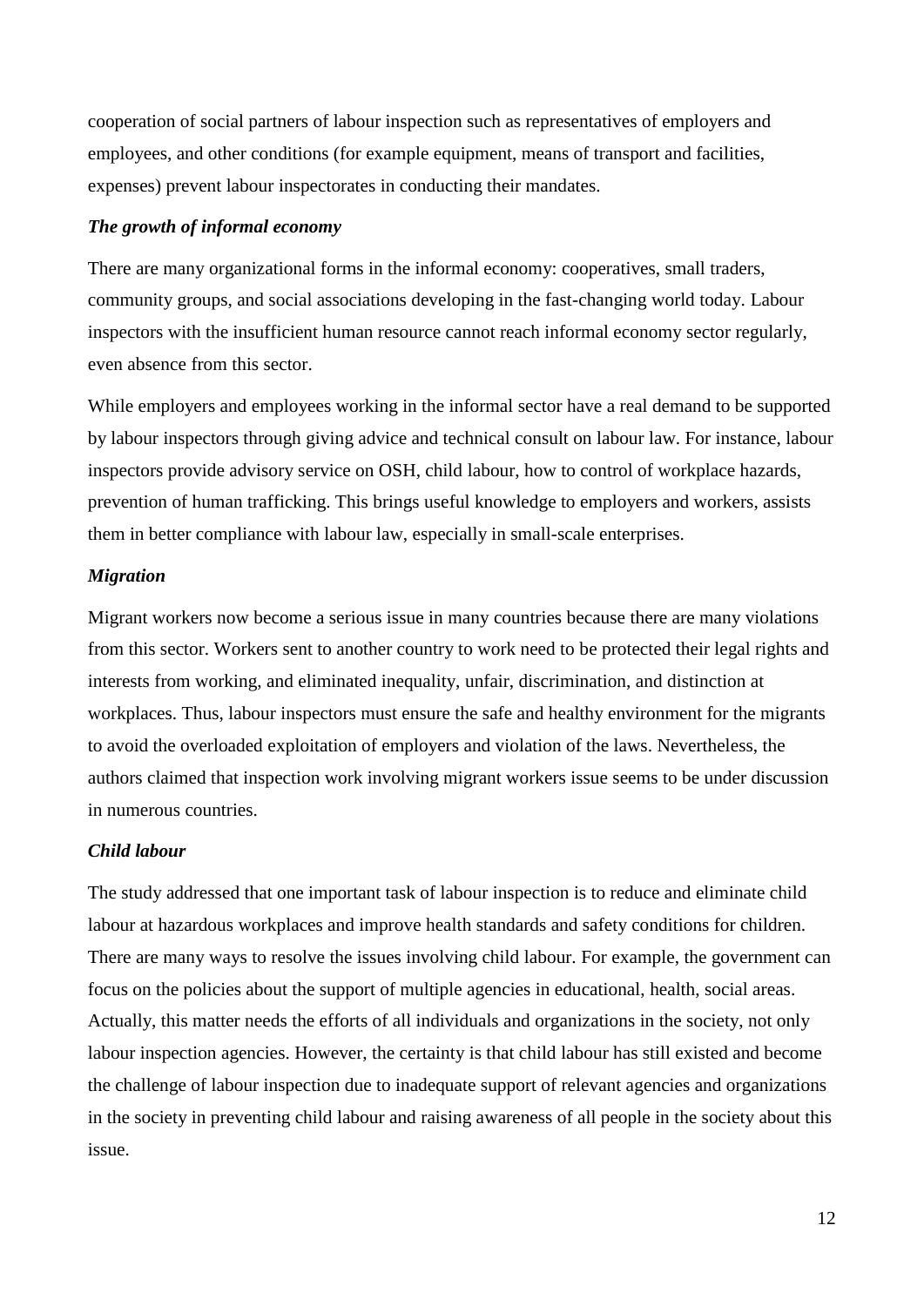cooperation of social partners of labour inspection such as representatives of employers and employees, and other conditions (for example equipment, means of transport and facilities, expenses) prevent labour inspectorates in conducting their mandates.

***The growth of informal economy***

There are many organizational forms in the informal economy: cooperatives, small traders, community groups, and social associations developing in the fast-changing world today. Labour inspectors with the insufficient human resource cannot reach informal economy sector regularly, even absence from this sector.

While employers and employees working in the informal sector have a real demand to be supported by labour inspectors through giving advice and technical consult on labour law. For instance, labour inspectors provide advisory service on OSH, child labour, how to control of workplace hazards, prevention of human trafficking. This brings useful knowledge to employers and workers, assists them in better compliance with labour law, especially in small-scale enterprises.

***Migration***

Migrant workers now become a serious issue in many countries because there are many violations from this sector. Workers sent to another country to work need to be protected their legal rights and interests from working, and eliminated inequality, unfair, discrimination, and distinction at workplaces. Thus, labour inspectors must ensure the safe and healthy environment for the migrants to avoid the overloaded exploitation of employers and violation of the laws. Nevertheless, the authors claimed that inspection work involving migrant workers issue seems to be under discussion in numerous countries.

***Child labour***

The study addressed that one important task of labour inspection is to reduce and eliminate child labour at hazardous workplaces and improve health standards and safety conditions for children. There are many ways to resolve the issues involving child labour. For example, the government can focus on the policies about the support of multiple agencies in educational, health, social areas. Actually, this matter needs the efforts of all individuals and organizations in the society, not only labour inspection agencies. However, the certainty is that child labour has still existed and become the challenge of labour inspection due to inadequate support of relevant agencies and organizations in the society in preventing child labour and raising awareness of all people in the society about this issue.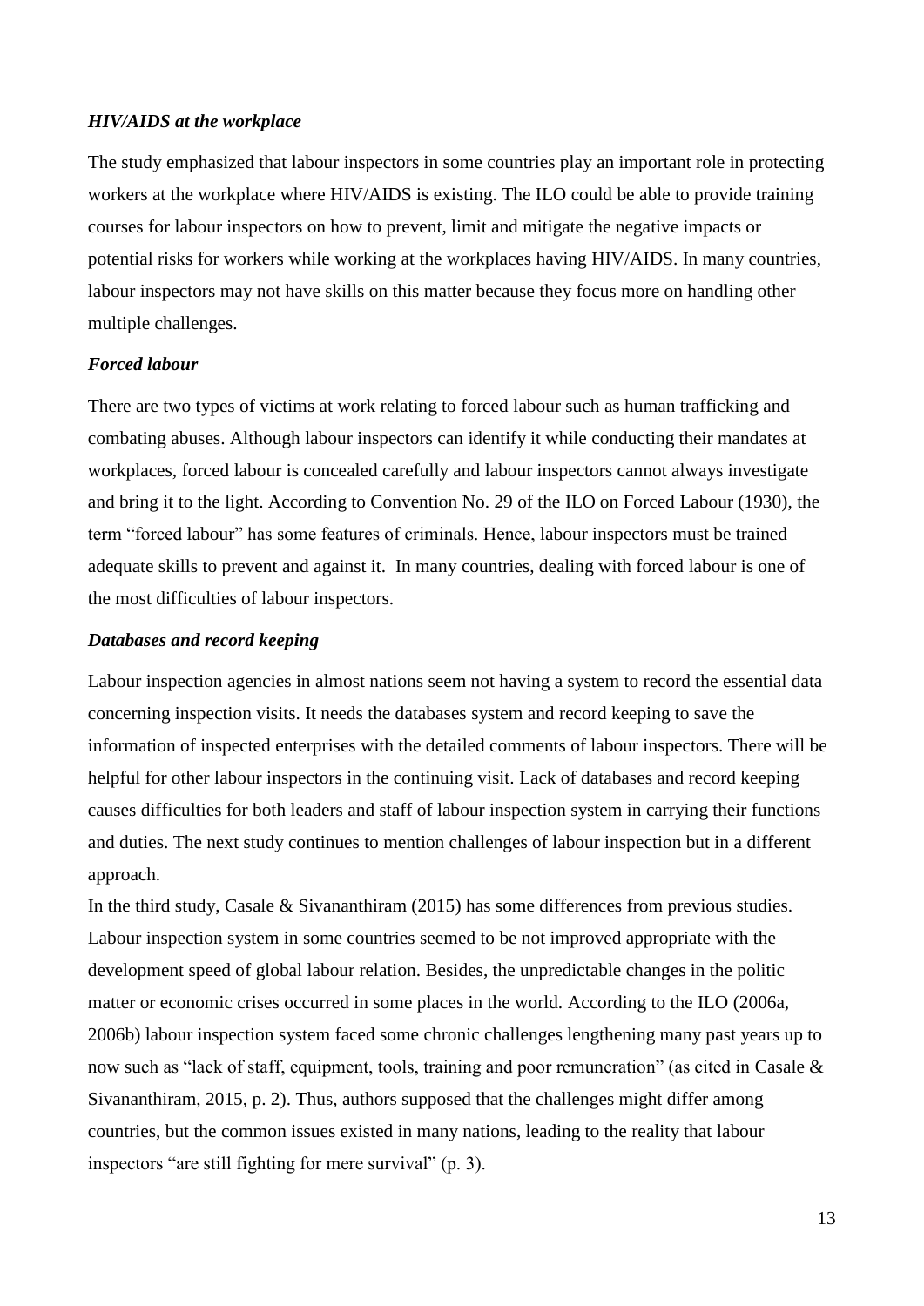***HIV/AIDS at the workplace***

The study emphasized that labour inspectors in some countries play an important role in protecting workers at the workplace where HIV/AIDS is existing. The ILO could be able to provide training courses for labour inspectors on how to prevent, limit and mitigate the negative impacts or potential risks for workers while working at the workplaces having HIV/AIDS. In many countries, labour inspectors may not have skills on this matter because they focus more on handling other multiple challenges.

***Forced labour***

There are two types of victims at work relating to forced labour such as human trafficking and combating abuses. Although labour inspectors can identify it while conducting their mandates at workplaces, forced labour is concealed carefully and labour inspectors cannot always investigate and bring it to the light. According to Convention No. 29 of the ILO on Forced Labour (1930), the term "forced labour" has some features of criminals. Hence, labour inspectors must be trained adequate skills to prevent and against it. In many countries, dealing with forced labour is one of the most difficulties of labour inspectors.

***Databases and record keeping***

Labour inspection agencies in almost nations seem not having a system to record the essential data concerning inspection visits. It needs the databases system and record keeping to save the information of inspected enterprises with the detailed comments of labour inspectors. There will be helpful for other labour inspectors in the continuing visit. Lack of databases and record keeping causes difficulties for both leaders and staff of labour inspection system in carrying their functions and duties. The next study continues to mention challenges of labour inspection but in a different approach.

In the third study, Casale & Sivananthiram (2015) has some differences from previous studies. Labour inspection system in some countries seemed to be not improved appropriate with the development speed of global labour relation. Besides, the unpredictable changes in the politic matter or economic crises occurred in some places in the world. According to the ILO (2006a, 2006b) labour inspection system faced some chronic challenges lengthening many past years up to now such as "lack of staff, equipment, tools, training and poor remuneration" (as cited in Casale & Sivananthiram, 2015, p. 2). Thus, authors supposed that the challenges might differ among countries, but the common issues existed in many nations, leading to the reality that labour inspectors "are still fighting for mere survival" (p. 3).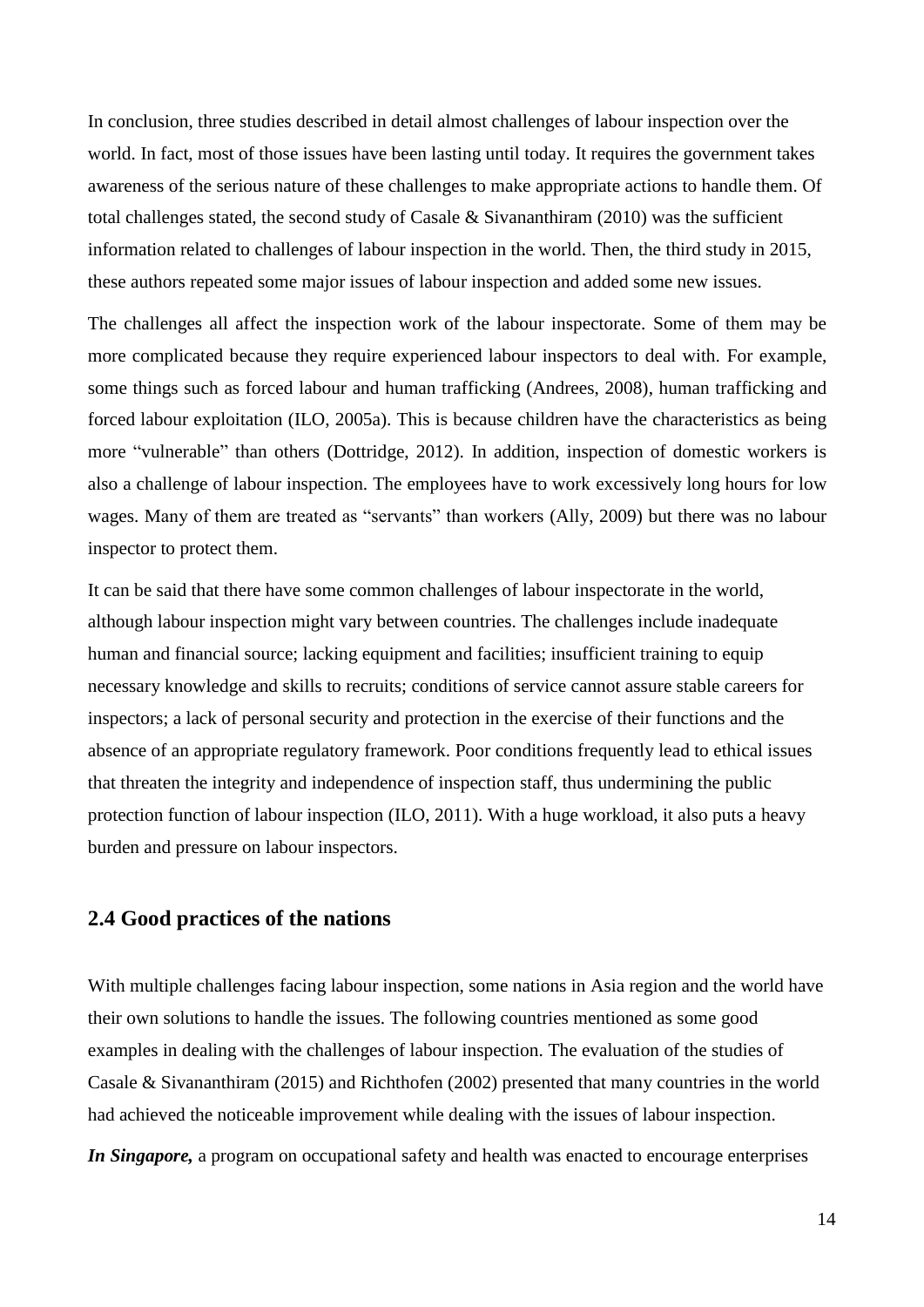In conclusion, three studies described in detail almost challenges of labour inspection over the world. In fact, most of those issues have been lasting until today. It requires the government takes awareness of the serious nature of these challenges to make appropriate actions to handle them. Of total challenges stated, the second study of Casale & Sivananthiram (2010) was the sufficient information related to challenges of labour inspection in the world. Then, the third study in 2015, these authors repeated some major issues of labour inspection and added some new issues.

The challenges all affect the inspection work of the labour inspectorate. Some of them may be more complicated because they require experienced labour inspectors to deal with. For example, some things such as forced labour and human trafficking (Andrees, 2008), human trafficking and forced labour exploitation (ILO, 2005a). This is because children have the characteristics as being more "vulnerable" than others (Dottridge, 2012). In addition, inspection of domestic workers is also a challenge of labour inspection. The employees have to work excessively long hours for low wages. Many of them are treated as "servants" than workers (Ally, 2009) but there was no labour inspector to protect them.

It can be said that there have some common challenges of labour inspectorate in the world, although labour inspection might vary between countries. The challenges include inadequate human and financial source; lacking equipment and facilities; insufficient training to equip necessary knowledge and skills to recruits; conditions of service cannot assure stable careers for inspectors; a lack of personal security and protection in the exercise of their functions and the absence of an appropriate regulatory framework. Poor conditions frequently lead to ethical issues that threaten the integrity and independence of inspection staff, thus undermining the public protection function of labour inspection (ILO, 2011). With a huge workload, it also puts a heavy burden and pressure on labour inspectors.

## 2.4 Good practices of the nations

With multiple challenges facing labour inspection, some nations in Asia region and the world have their own solutions to handle the issues. The following countries mentioned as some good examples in dealing with the challenges of labour inspection. The evaluation of the studies of Casale & Sivananthiram (2015) and Richthofen (2002) presented that many countries in the world had achieved the noticeable improvement while dealing with the issues of labour inspection.

***In Singapore,*** a program on occupational safety and health was enacted to encourage enterprises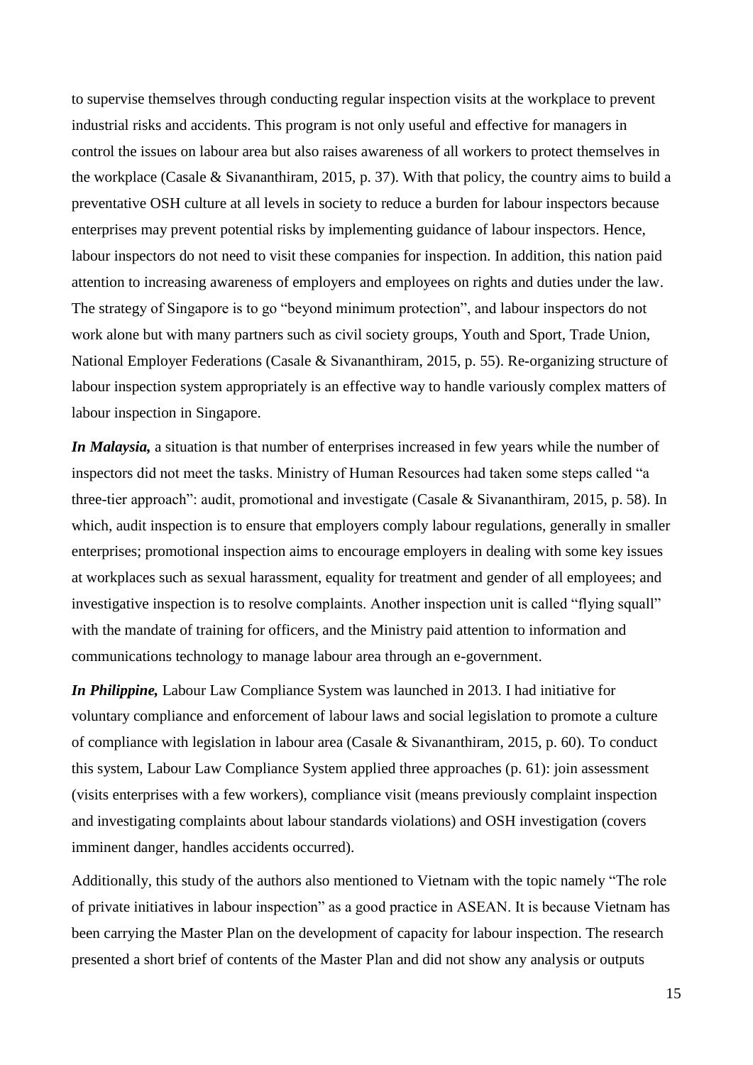to supervise themselves through conducting regular inspection visits at the workplace to prevent industrial risks and accidents. This program is not only useful and effective for managers in control the issues on labour area but also raises awareness of all workers to protect themselves in the workplace (Casale & Sivananthiram, 2015, p. 37). With that policy, the country aims to build a preventative OSH culture at all levels in society to reduce a burden for labour inspectors because enterprises may prevent potential risks by implementing guidance of labour inspectors. Hence, labour inspectors do not need to visit these companies for inspection. In addition, this nation paid attention to increasing awareness of employers and employees on rights and duties under the law. The strategy of Singapore is to go "beyond minimum protection", and labour inspectors do not work alone but with many partners such as civil society groups, Youth and Sport, Trade Union, National Employer Federations (Casale & Sivananthiram, 2015, p. 55). Re-organizing structure of labour inspection system appropriately is an effective way to handle variously complex matters of labour inspection in Singapore.

***In Malaysia,*** a situation is that number of enterprises increased in few years while the number of inspectors did not meet the tasks. Ministry of Human Resources had taken some steps called "a three-tier approach": audit, promotional and investigate (Casale & Sivananthiram, 2015, p. 58). In which, audit inspection is to ensure that employers comply labour regulations, generally in smaller enterprises; promotional inspection aims to encourage employers in dealing with some key issues at workplaces such as sexual harassment, equality for treatment and gender of all employees; and investigative inspection is to resolve complaints. Another inspection unit is called "flying squall" with the mandate of training for officers, and the Ministry paid attention to information and communications technology to manage labour area through an e-government.

***In Philippine,*** Labour Law Compliance System was launched in 2013. I had initiative for voluntary compliance and enforcement of labour laws and social legislation to promote a culture of compliance with legislation in labour area (Casale & Sivananthiram, 2015, p. 60). To conduct this system, Labour Law Compliance System applied three approaches (p. 61): join assessment (visits enterprises with a few workers), compliance visit (means previously complaint inspection and investigating complaints about labour standards violations) and OSH investigation (covers imminent danger, handles accidents occurred).

Additionally, this study of the authors also mentioned to Vietnam with the topic namely "The role of private initiatives in labour inspection" as a good practice in ASEAN. It is because Vietnam has been carrying the Master Plan on the development of capacity for labour inspection. The research presented a short brief of contents of the Master Plan and did not show any analysis or outputs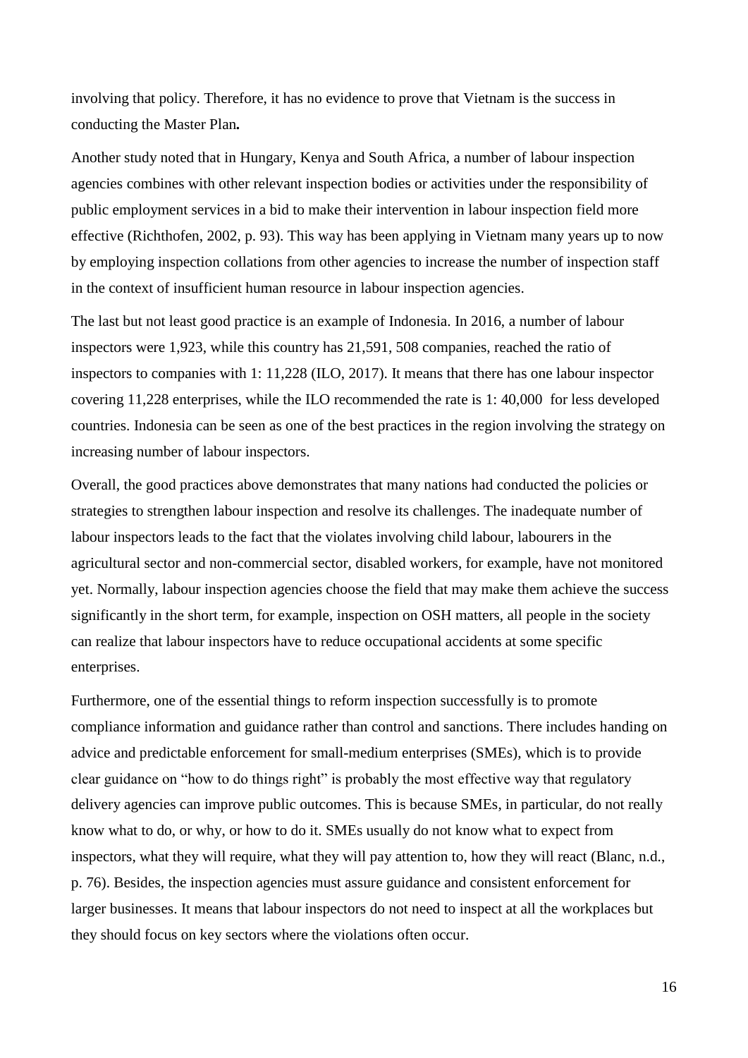involving that policy. Therefore, it has no evidence to prove that Vietnam is the success in conducting the Master Plan**.**

Another study noted that in Hungary, Kenya and South Africa, a number of labour inspection agencies combines with other relevant inspection bodies or activities under the responsibility of public employment services in a bid to make their intervention in labour inspection field more effective (Richthofen, 2002, p. 93). This way has been applying in Vietnam many years up to now by employing inspection collations from other agencies to increase the number of inspection staff in the context of insufficient human resource in labour inspection agencies.

The last but not least good practice is an example of Indonesia. In 2016, a number of labour inspectors were 1,923, while this country has 21,591, 508 companies, reached the ratio of inspectors to companies with 1: 11,228 (ILO, 2017). It means that there has one labour inspector covering 11,228 enterprises, while the ILO recommended the rate is 1: 40,000 for less developed countries. Indonesia can be seen as one of the best practices in the region involving the strategy on increasing number of labour inspectors.

Overall, the good practices above demonstrates that many nations had conducted the policies or strategies to strengthen labour inspection and resolve its challenges. The inadequate number of labour inspectors leads to the fact that the violates involving child labour, labourers in the agricultural sector and non-commercial sector, disabled workers, for example, have not monitored yet. Normally, labour inspection agencies choose the field that may make them achieve the success significantly in the short term, for example, inspection on OSH matters, all people in the society can realize that labour inspectors have to reduce occupational accidents at some specific enterprises.

Furthermore, one of the essential things to reform inspection successfully is to promote compliance information and guidance rather than control and sanctions. There includes handing on advice and predictable enforcement for small-medium enterprises (SMEs), which is to provide clear guidance on "how to do things right" is probably the most effective way that regulatory delivery agencies can improve public outcomes. This is because SMEs, in particular, do not really know what to do, or why, or how to do it. SMEs usually do not know what to expect from inspectors, what they will require, what they will pay attention to, how they will react (Blanc, n.d., p. 76). Besides, the inspection agencies must assure guidance and consistent enforcement for larger businesses. It means that labour inspectors do not need to inspect at all the workplaces but they should focus on key sectors where the violations often occur.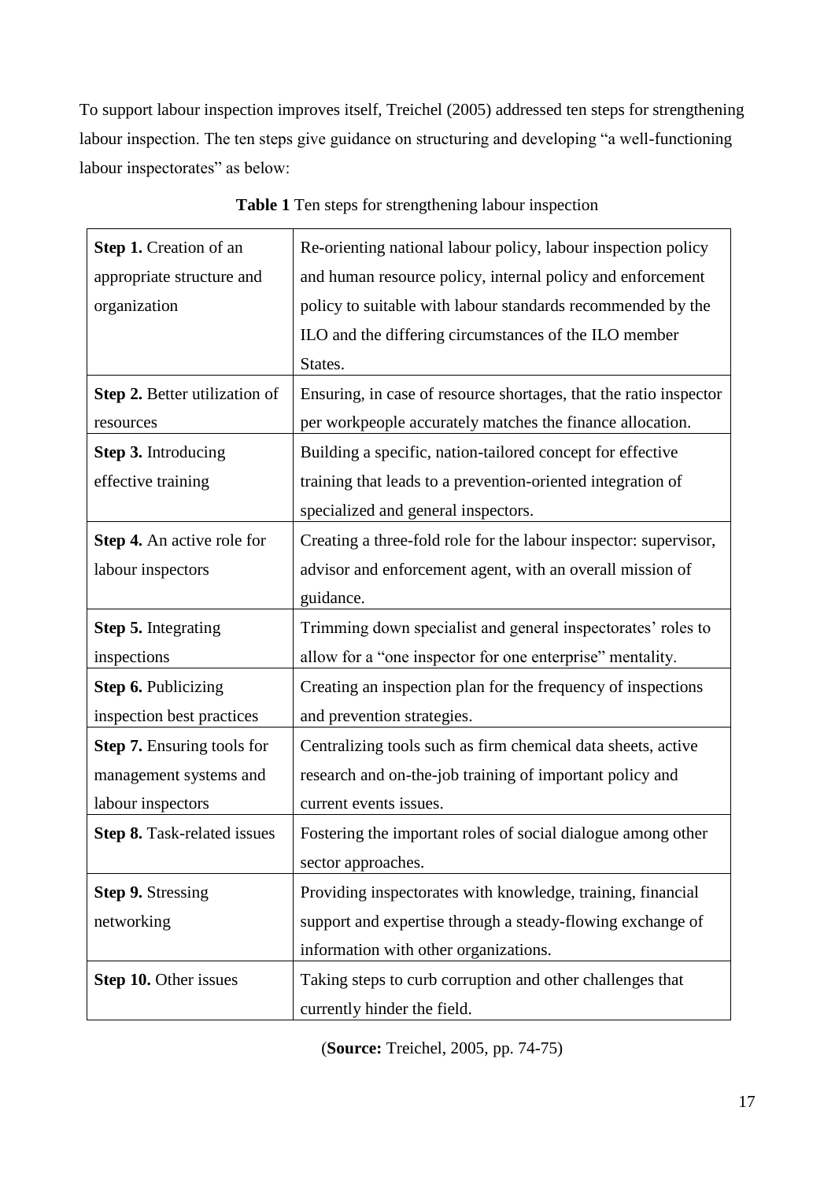To support labour inspection improves itself, Treichel (2005) addressed ten steps for strengthening labour inspection. The ten steps give guidance on structuring and developing "a well-functioning labour inspectorates" as below:

**Table 1** Ten steps for strengthening labour inspection

| | |
|---|---|
| **Step 1.** Creation of an appropriate structure and organization | Re-orienting national labour policy, labour inspection policy and human resource policy, internal policy and enforcement policy to suitable with labour standards recommended by the ILO and the differing circumstances of the ILO member States. |
| **Step 2.** Better utilization of resources | Ensuring, in case of resource shortages, that the ratio inspector per workpeople accurately matches the finance allocation. |
| **Step 3.** Introducing effective training | Building a specific, nation-tailored concept for effective training that leads to a prevention-oriented integration of specialized and general inspectors. |
| **Step 4.** An active role for labour inspectors | Creating a three-fold role for the labour inspector: supervisor, advisor and enforcement agent, with an overall mission of guidance. |
| **Step 5.** Integrating inspections | Trimming down specialist and general inspectorates' roles to allow for a "one inspector for one enterprise" mentality. |
| **Step 6.** Publicizing inspection best practices | Creating an inspection plan for the frequency of inspections and prevention strategies. |
| **Step 7.** Ensuring tools for management systems and labour inspectors | Centralizing tools such as firm chemical data sheets, active research and on-the-job training of important policy and current events issues. |
| **Step 8.** Task-related issues | Fostering the important roles of social dialogue among other sector approaches. |
| **Step 9.** Stressing networking | Providing inspectorates with knowledge, training, financial support and expertise through a steady-flowing exchange of information with other organizations. |
| **Step 10.** Other issues | Taking steps to curb corruption and other challenges that currently hinder the field. |

(**Source:** Treichel, 2005, pp. 74-75)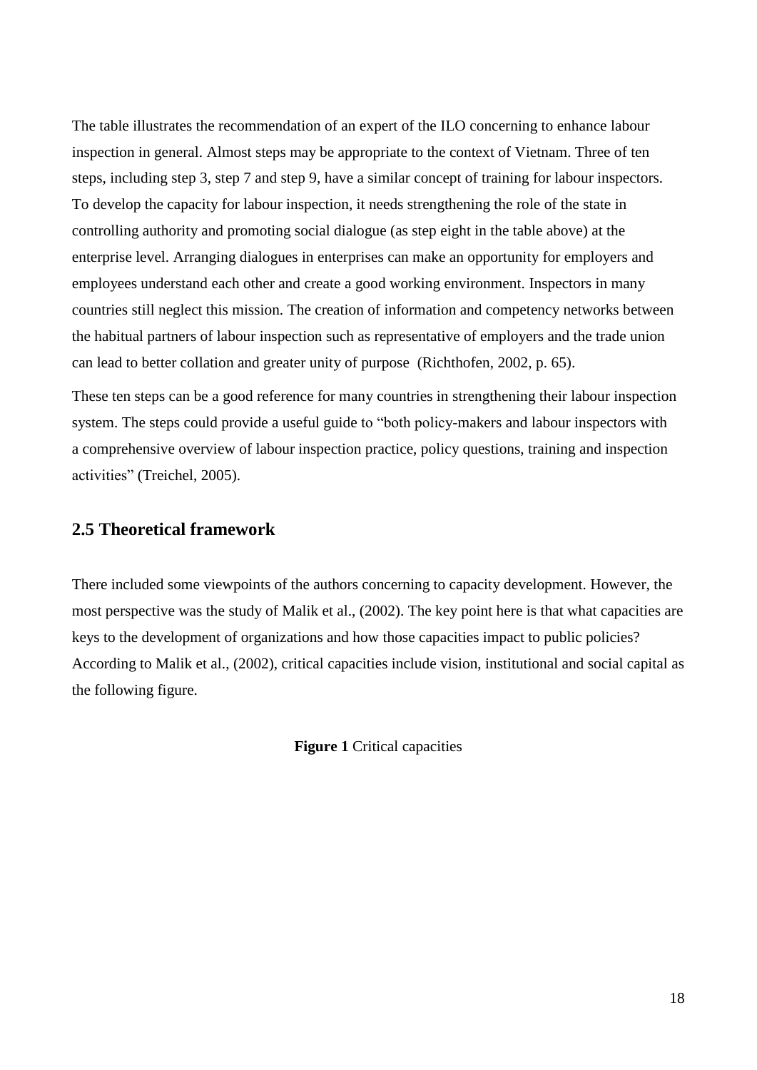The table illustrates the recommendation of an expert of the ILO concerning to enhance labour inspection in general. Almost steps may be appropriate to the context of Vietnam. Three of ten steps, including step 3, step 7 and step 9, have a similar concept of training for labour inspectors. To develop the capacity for labour inspection, it needs strengthening the role of the state in controlling authority and promoting social dialogue (as step eight in the table above) at the enterprise level. Arranging dialogues in enterprises can make an opportunity for employers and employees understand each other and create a good working environment. Inspectors in many countries still neglect this mission. The creation of information and competency networks between the habitual partners of labour inspection such as representative of employers and the trade union can lead to better collation and greater unity of purpose (Richthofen, 2002, p. 65).

These ten steps can be a good reference for many countries in strengthening their labour inspection system. The steps could provide a useful guide to "both policy-makers and labour inspectors with a comprehensive overview of labour inspection practice, policy questions, training and inspection activities" (Treichel, 2005).

## 2.5 Theoretical framework

There included some viewpoints of the authors concerning to capacity development. However, the most perspective was the study of Malik et al., (2002). The key point here is that what capacities are keys to the development of organizations and how those capacities impact to public policies? According to Malik et al., (2002), critical capacities include vision, institutional and social capital as the following figure.

**Figure 1** Critical capacities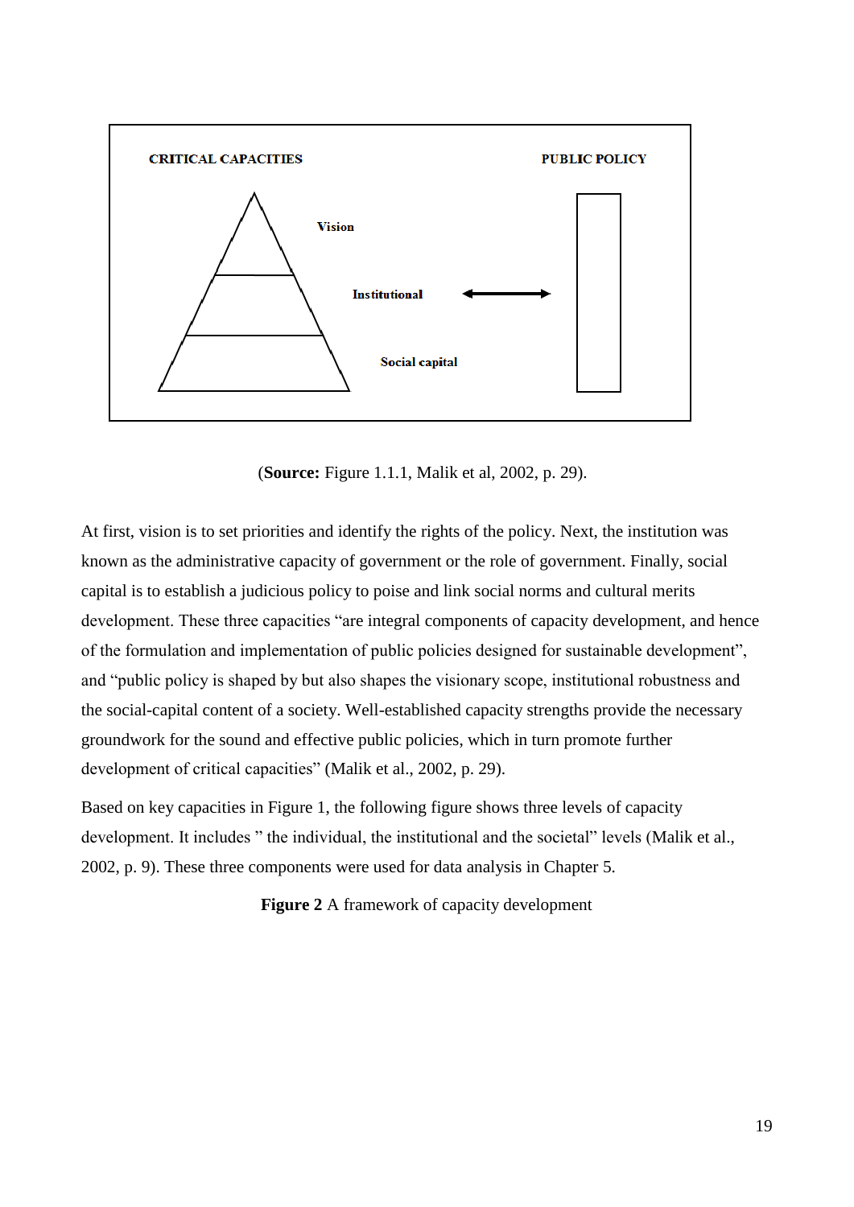CRITICAL CAPACITIES

PUBLIC POLICY

Vision

Institutional

Social capital

(**Source:** Figure 1.1.1, Malik et al, 2002, p. 29).

At first, vision is to set priorities and identify the rights of the policy. Next, the institution was known as the administrative capacity of government or the role of government. Finally, social capital is to establish a judicious policy to poise and link social norms and cultural merits development. These three capacities "are integral components of capacity development, and hence of the formulation and implementation of public policies designed for sustainable development", and "public policy is shaped by but also shapes the visionary scope, institutional robustness and the social-capital content of a society. Well-established capacity strengths provide the necessary groundwork for the sound and effective public policies, which in turn promote further development of critical capacities" (Malik et al., 2002, p. 29).

Based on key capacities in Figure 1, the following figure shows three levels of capacity development. It includes " the individual, the institutional and the societal" levels (Malik et al., 2002, p. 9). These three components were used for data analysis in Chapter 5.

**Figure 2** A framework of capacity development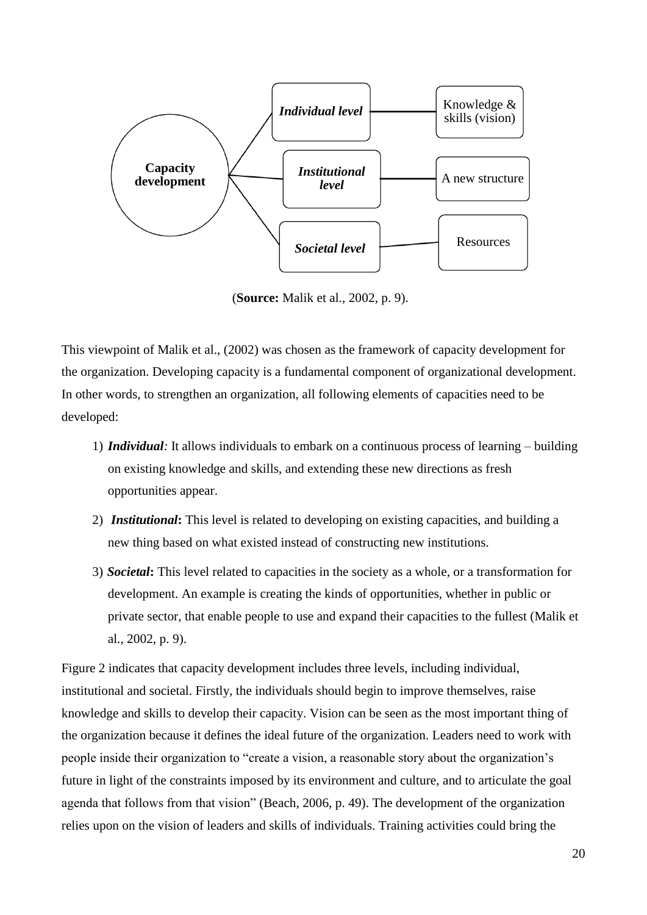Capacity development — Individual level — Knowledge & skills (vision)

Capacity development — Institutional level — A new structure

Capacity development — Societal level — Resources

(**Source:** Malik et al., 2002, p. 9).

This viewpoint of Malik et al., (2002) was chosen as the framework of capacity development for the organization. Developing capacity is a fundamental component of organizational development. In other words, to strengthen an organization, all following elements of capacities need to be developed:

1) ***Individual:*** It allows individuals to embark on a continuous process of learning – building on existing knowledge and skills, and extending these new directions as fresh opportunities appear.

2) ***Institutional*:** This level is related to developing on existing capacities, and building a new thing based on what existed instead of constructing new institutions.

3) ***Societal*:** This level related to capacities in the society as a whole, or a transformation for development. An example is creating the kinds of opportunities, whether in public or private sector, that enable people to use and expand their capacities to the fullest (Malik et al., 2002, p. 9).

Figure 2 indicates that capacity development includes three levels, including individual, institutional and societal. Firstly, the individuals should begin to improve themselves, raise knowledge and skills to develop their capacity. Vision can be seen as the most important thing of the organization because it defines the ideal future of the organization. Leaders need to work with people inside their organization to "create a vision, a reasonable story about the organization's future in light of the constraints imposed by its environment and culture, and to articulate the goal agenda that follows from that vision" (Beach, 2006, p. 49). The development of the organization relies upon on the vision of leaders and skills of individuals. Training activities could bring the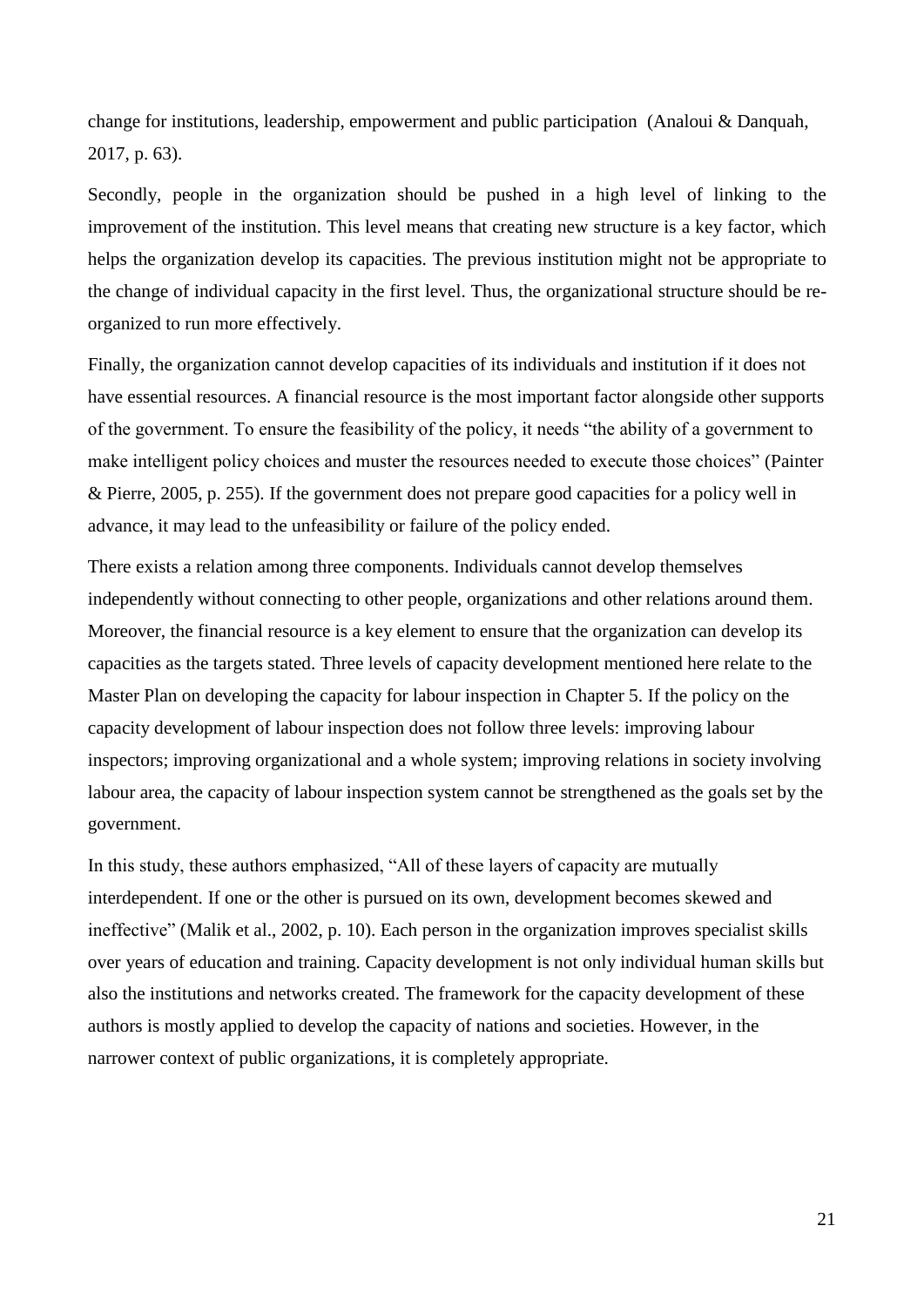change for institutions, leadership, empowerment and public participation (Analoui & Danquah, 2017, p. 63).

Secondly, people in the organization should be pushed in a high level of linking to the improvement of the institution. This level means that creating new structure is a key factor, which helps the organization develop its capacities. The previous institution might not be appropriate to the change of individual capacity in the first level. Thus, the organizational structure should be re-organized to run more effectively.

Finally, the organization cannot develop capacities of its individuals and institution if it does not have essential resources. A financial resource is the most important factor alongside other supports of the government. To ensure the feasibility of the policy, it needs "the ability of a government to make intelligent policy choices and muster the resources needed to execute those choices" (Painter & Pierre, 2005, p. 255). If the government does not prepare good capacities for a policy well in advance, it may lead to the unfeasibility or failure of the policy ended.

There exists a relation among three components. Individuals cannot develop themselves independently without connecting to other people, organizations and other relations around them. Moreover, the financial resource is a key element to ensure that the organization can develop its capacities as the targets stated. Three levels of capacity development mentioned here relate to the Master Plan on developing the capacity for labour inspection in Chapter 5. If the policy on the capacity development of labour inspection does not follow three levels: improving labour inspectors; improving organizational and a whole system; improving relations in society involving labour area, the capacity of labour inspection system cannot be strengthened as the goals set by the government.

In this study, these authors emphasized, "All of these layers of capacity are mutually interdependent. If one or the other is pursued on its own, development becomes skewed and ineffective" (Malik et al., 2002, p. 10). Each person in the organization improves specialist skills over years of education and training. Capacity development is not only individual human skills but also the institutions and networks created. The framework for the capacity development of these authors is mostly applied to develop the capacity of nations and societies. However, in the narrower context of public organizations, it is completely appropriate.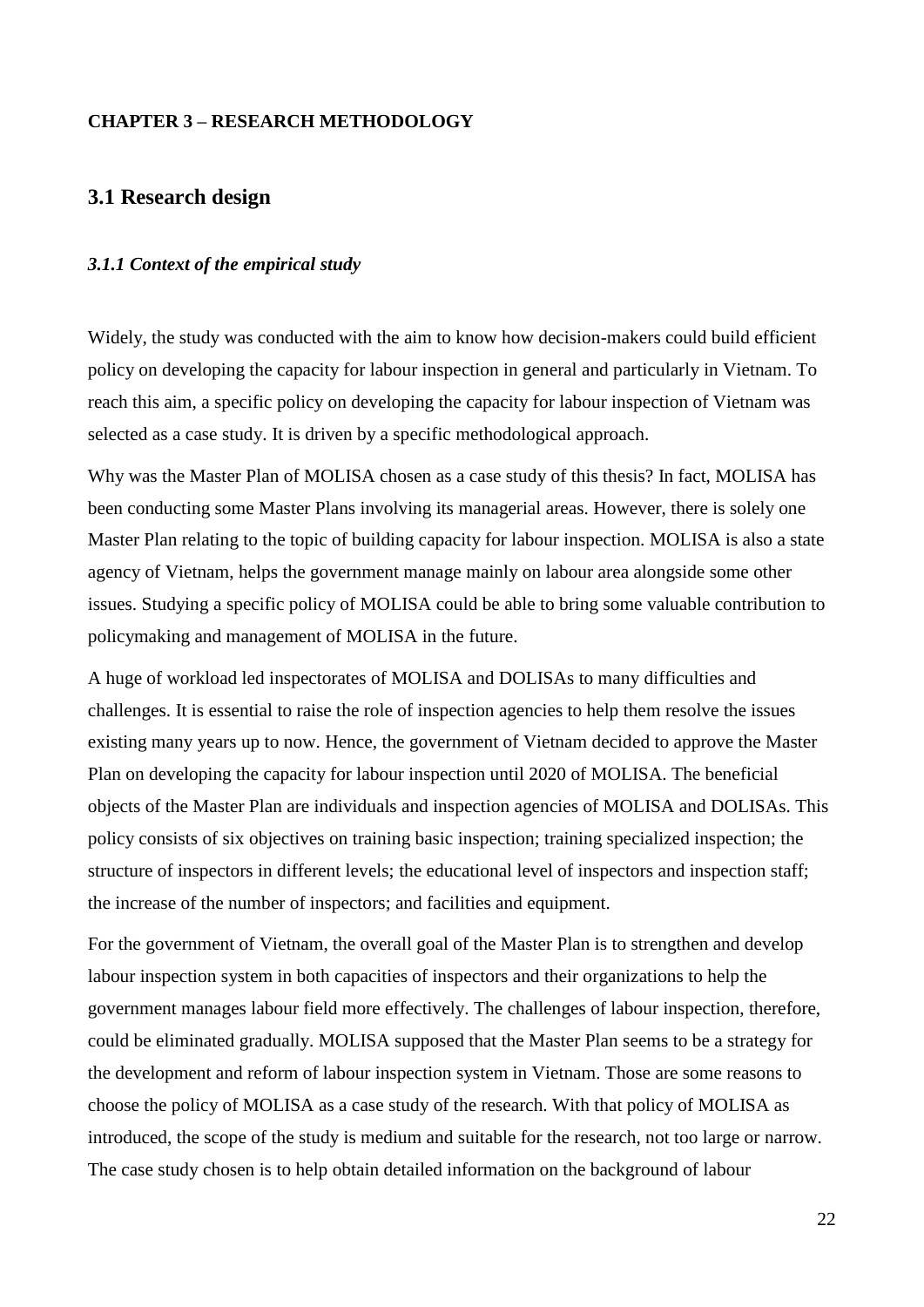**CHAPTER 3 – RESEARCH METHODOLOGY**

## 3.1 Research design

### *3.1.1 Context of the empirical study*

Widely, the study was conducted with the aim to know how decision-makers could build efficient policy on developing the capacity for labour inspection in general and particularly in Vietnam. To reach this aim, a specific policy on developing the capacity for labour inspection of Vietnam was selected as a case study. It is driven by a specific methodological approach.

Why was the Master Plan of MOLISA chosen as a case study of this thesis? In fact, MOLISA has been conducting some Master Plans involving its managerial areas. However, there is solely one Master Plan relating to the topic of building capacity for labour inspection. MOLISA is also a state agency of Vietnam, helps the government manage mainly on labour area alongside some other issues. Studying a specific policy of MOLISA could be able to bring some valuable contribution to policymaking and management of MOLISA in the future.

A huge of workload led inspectorates of MOLISA and DOLISAs to many difficulties and challenges. It is essential to raise the role of inspection agencies to help them resolve the issues existing many years up to now. Hence, the government of Vietnam decided to approve the Master Plan on developing the capacity for labour inspection until 2020 of MOLISA. The beneficial objects of the Master Plan are individuals and inspection agencies of MOLISA and DOLISAs. This policy consists of six objectives on training basic inspection; training specialized inspection; the structure of inspectors in different levels; the educational level of inspectors and inspection staff; the increase of the number of inspectors; and facilities and equipment.

For the government of Vietnam, the overall goal of the Master Plan is to strengthen and develop labour inspection system in both capacities of inspectors and their organizations to help the government manages labour field more effectively. The challenges of labour inspection, therefore, could be eliminated gradually. MOLISA supposed that the Master Plan seems to be a strategy for the development and reform of labour inspection system in Vietnam. Those are some reasons to choose the policy of MOLISA as a case study of the research. With that policy of MOLISA as introduced, the scope of the study is medium and suitable for the research, not too large or narrow. The case study chosen is to help obtain detailed information on the background of labour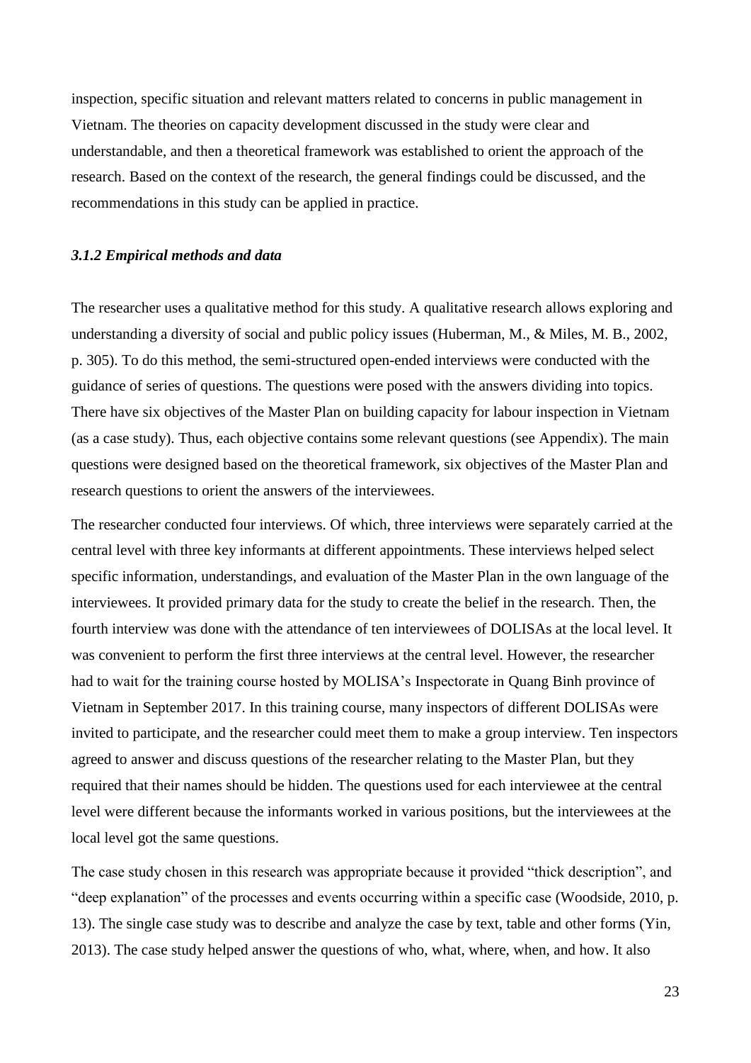inspection, specific situation and relevant matters related to concerns in public management in Vietnam. The theories on capacity development discussed in the study were clear and understandable, and then a theoretical framework was established to orient the approach of the research. Based on the context of the research, the general findings could be discussed, and the recommendations in this study can be applied in practice.

### *3.1.2 Empirical methods and data*

The researcher uses a qualitative method for this study. A qualitative research allows exploring and understanding a diversity of social and public policy issues (Huberman, M., & Miles, M. B., 2002, p. 305). To do this method, the semi-structured open-ended interviews were conducted with the guidance of series of questions. The questions were posed with the answers dividing into topics. There have six objectives of the Master Plan on building capacity for labour inspection in Vietnam (as a case study). Thus, each objective contains some relevant questions (see Appendix). The main questions were designed based on the theoretical framework, six objectives of the Master Plan and research questions to orient the answers of the interviewees.

The researcher conducted four interviews. Of which, three interviews were separately carried at the central level with three key informants at different appointments. These interviews helped select specific information, understandings, and evaluation of the Master Plan in the own language of the interviewees. It provided primary data for the study to create the belief in the research. Then, the fourth interview was done with the attendance of ten interviewees of DOLISAs at the local level. It was convenient to perform the first three interviews at the central level. However, the researcher had to wait for the training course hosted by MOLISA's Inspectorate in Quang Binh province of Vietnam in September 2017. In this training course, many inspectors of different DOLISAs were invited to participate, and the researcher could meet them to make a group interview. Ten inspectors agreed to answer and discuss questions of the researcher relating to the Master Plan, but they required that their names should be hidden. The questions used for each interviewee at the central level were different because the informants worked in various positions, but the interviewees at the local level got the same questions.

The case study chosen in this research was appropriate because it provided "thick description", and "deep explanation" of the processes and events occurring within a specific case (Woodside, 2010, p. 13). The single case study was to describe and analyze the case by text, table and other forms (Yin, 2013). The case study helped answer the questions of who, what, where, when, and how. It also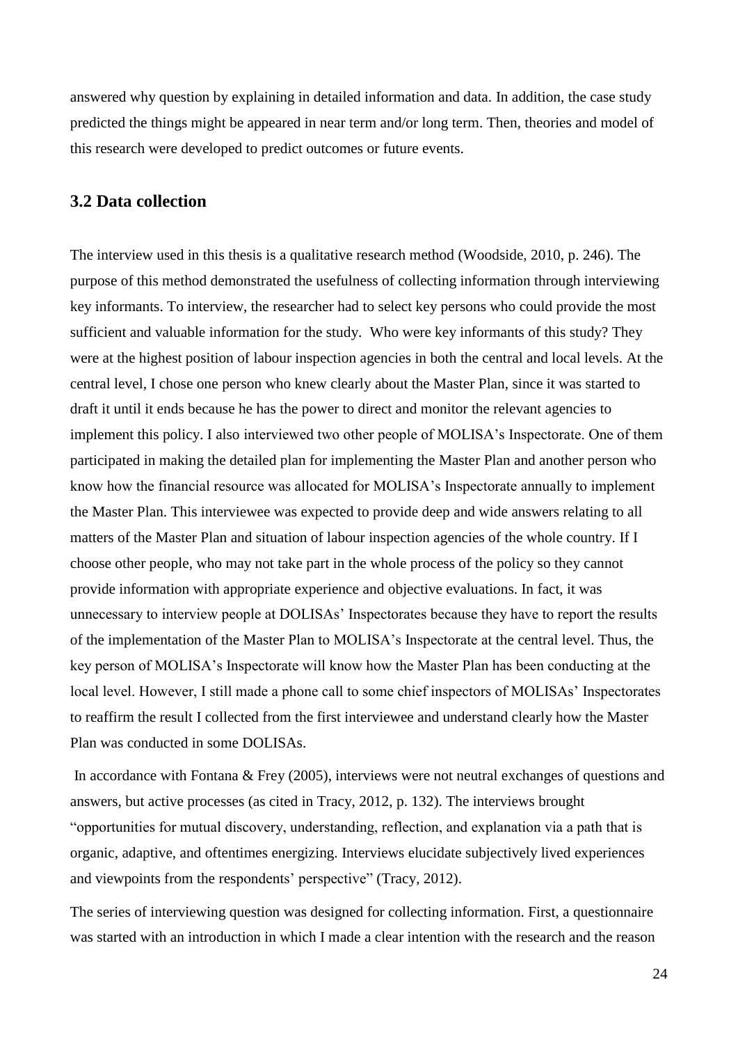answered why question by explaining in detailed information and data. In addition, the case study predicted the things might be appeared in near term and/or long term. Then, theories and model of this research were developed to predict outcomes or future events.

## 3.2 Data collection

The interview used in this thesis is a qualitative research method (Woodside, 2010, p. 246). The purpose of this method demonstrated the usefulness of collecting information through interviewing key informants. To interview, the researcher had to select key persons who could provide the most sufficient and valuable information for the study. Who were key informants of this study? They were at the highest position of labour inspection agencies in both the central and local levels. At the central level, I chose one person who knew clearly about the Master Plan, since it was started to draft it until it ends because he has the power to direct and monitor the relevant agencies to implement this policy. I also interviewed two other people of MOLISA's Inspectorate. One of them participated in making the detailed plan for implementing the Master Plan and another person who know how the financial resource was allocated for MOLISA's Inspectorate annually to implement the Master Plan. This interviewee was expected to provide deep and wide answers relating to all matters of the Master Plan and situation of labour inspection agencies of the whole country. If I choose other people, who may not take part in the whole process of the policy so they cannot provide information with appropriate experience and objective evaluations. In fact, it was unnecessary to interview people at DOLISAs' Inspectorates because they have to report the results of the implementation of the Master Plan to MOLISA's Inspectorate at the central level. Thus, the key person of MOLISA's Inspectorate will know how the Master Plan has been conducting at the local level. However, I still made a phone call to some chief inspectors of MOLISAs' Inspectorates to reaffirm the result I collected from the first interviewee and understand clearly how the Master Plan was conducted in some DOLISAs.

In accordance with Fontana & Frey (2005), interviews were not neutral exchanges of questions and answers, but active processes (as cited in Tracy, 2012, p. 132). The interviews brought "opportunities for mutual discovery, understanding, reflection, and explanation via a path that is organic, adaptive, and oftentimes energizing. Interviews elucidate subjectively lived experiences and viewpoints from the respondents' perspective" (Tracy, 2012).

The series of interviewing question was designed for collecting information. First, a questionnaire was started with an introduction in which I made a clear intention with the research and the reason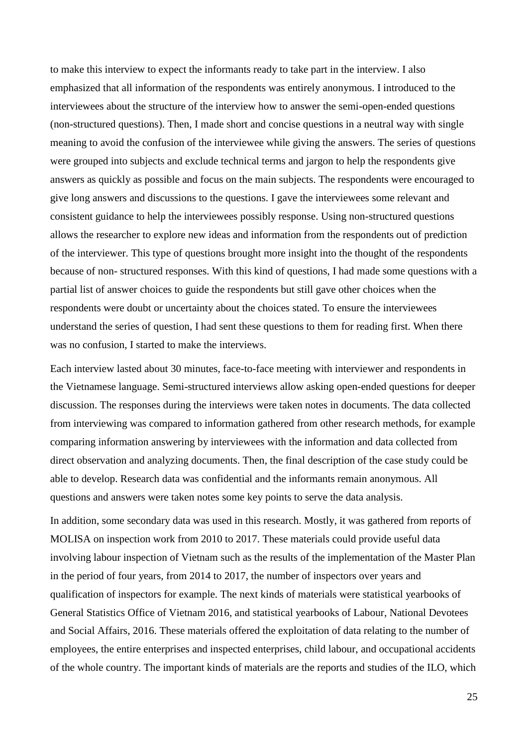to make this interview to expect the informants ready to take part in the interview. I also emphasized that all information of the respondents was entirely anonymous. I introduced to the interviewees about the structure of the interview how to answer the semi-open-ended questions (non-structured questions). Then, I made short and concise questions in a neutral way with single meaning to avoid the confusion of the interviewee while giving the answers. The series of questions were grouped into subjects and exclude technical terms and jargon to help the respondents give answers as quickly as possible and focus on the main subjects. The respondents were encouraged to give long answers and discussions to the questions. I gave the interviewees some relevant and consistent guidance to help the interviewees possibly response. Using non-structured questions allows the researcher to explore new ideas and information from the respondents out of prediction of the interviewer. This type of questions brought more insight into the thought of the respondents because of non- structured responses. With this kind of questions, I had made some questions with a partial list of answer choices to guide the respondents but still gave other choices when the respondents were doubt or uncertainty about the choices stated. To ensure the interviewees understand the series of question, I had sent these questions to them for reading first. When there was no confusion, I started to make the interviews.

Each interview lasted about 30 minutes, face-to-face meeting with interviewer and respondents in the Vietnamese language. Semi-structured interviews allow asking open-ended questions for deeper discussion. The responses during the interviews were taken notes in documents. The data collected from interviewing was compared to information gathered from other research methods, for example comparing information answering by interviewees with the information and data collected from direct observation and analyzing documents. Then, the final description of the case study could be able to develop. Research data was confidential and the informants remain anonymous. All questions and answers were taken notes some key points to serve the data analysis.

In addition, some secondary data was used in this research. Mostly, it was gathered from reports of MOLISA on inspection work from 2010 to 2017. These materials could provide useful data involving labour inspection of Vietnam such as the results of the implementation of the Master Plan in the period of four years, from 2014 to 2017, the number of inspectors over years and qualification of inspectors for example. The next kinds of materials were statistical yearbooks of General Statistics Office of Vietnam 2016, and statistical yearbooks of Labour, National Devotees and Social Affairs, 2016. These materials offered the exploitation of data relating to the number of employees, the entire enterprises and inspected enterprises, child labour, and occupational accidents of the whole country. The important kinds of materials are the reports and studies of the ILO, which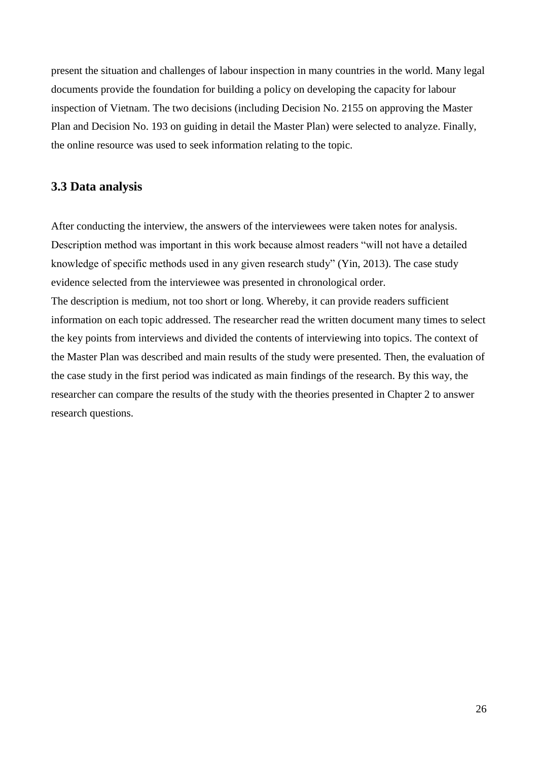present the situation and challenges of labour inspection in many countries in the world. Many legal documents provide the foundation for building a policy on developing the capacity for labour inspection of Vietnam. The two decisions (including Decision No. 2155 on approving the Master Plan and Decision No. 193 on guiding in detail the Master Plan) were selected to analyze. Finally, the online resource was used to seek information relating to the topic.

### 3.3 Data analysis

After conducting the interview, the answers of the interviewees were taken notes for analysis. Description method was important in this work because almost readers "will not have a detailed knowledge of specific methods used in any given research study" (Yin, 2013). The case study evidence selected from the interviewee was presented in chronological order.
The description is medium, not too short or long. Whereby, it can provide readers sufficient information on each topic addressed. The researcher read the written document many times to select the key points from interviews and divided the contents of interviewing into topics. The context of the Master Plan was described and main results of the study were presented. Then, the evaluation of the case study in the first period was indicated as main findings of the research. By this way, the researcher can compare the results of the study with the theories presented in Chapter 2 to answer research questions.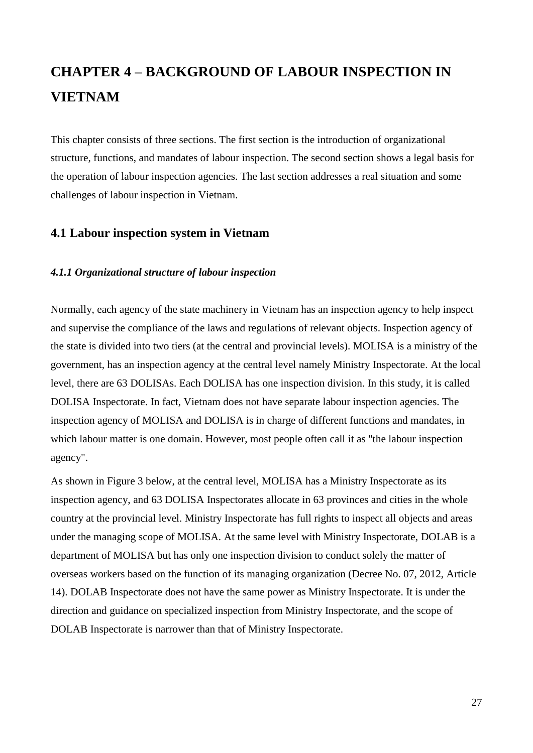# CHAPTER 4 – BACKGROUND OF LABOUR INSPECTION IN VIETNAM

This chapter consists of three sections. The first section is the introduction of organizational structure, functions, and mandates of labour inspection. The second section shows a legal basis for the operation of labour inspection agencies. The last section addresses a real situation and some challenges of labour inspection in Vietnam.

## 4.1 Labour inspection system in Vietnam

### *4.1.1 Organizational structure of labour inspection*

Normally, each agency of the state machinery in Vietnam has an inspection agency to help inspect and supervise the compliance of the laws and regulations of relevant objects. Inspection agency of the state is divided into two tiers (at the central and provincial levels). MOLISA is a ministry of the government, has an inspection agency at the central level namely Ministry Inspectorate. At the local level, there are 63 DOLISAs. Each DOLISA has one inspection division. In this study, it is called DOLISA Inspectorate. In fact, Vietnam does not have separate labour inspection agencies. The inspection agency of MOLISA and DOLISA is in charge of different functions and mandates, in which labour matter is one domain. However, most people often call it as "the labour inspection agency".

As shown in Figure 3 below, at the central level, MOLISA has a Ministry Inspectorate as its inspection agency, and 63 DOLISA Inspectorates allocate in 63 provinces and cities in the whole country at the provincial level. Ministry Inspectorate has full rights to inspect all objects and areas under the managing scope of MOLISA. At the same level with Ministry Inspectorate, DOLAB is a department of MOLISA but has only one inspection division to conduct solely the matter of overseas workers based on the function of its managing organization (Decree No. 07, 2012, Article 14). DOLAB Inspectorate does not have the same power as Ministry Inspectorate. It is under the direction and guidance on specialized inspection from Ministry Inspectorate, and the scope of DOLAB Inspectorate is narrower than that of Ministry Inspectorate.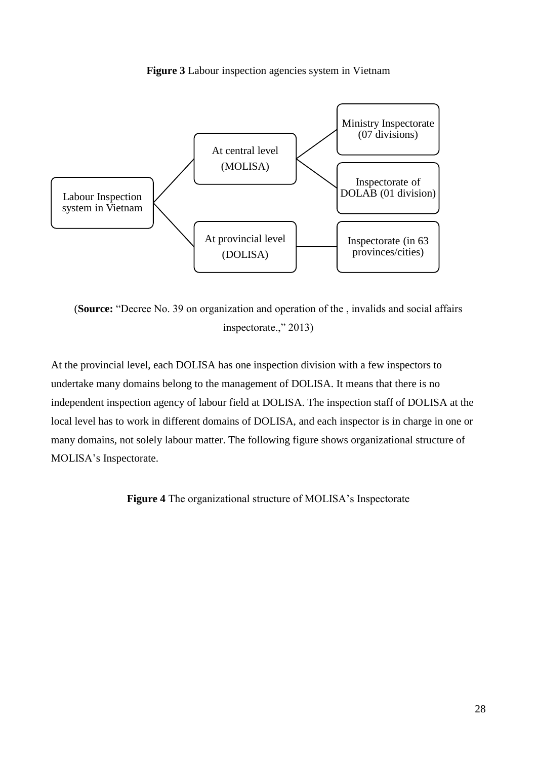**Figure 3** Labour inspection agencies system in Vietnam

Labour Inspection system in Vietnam

- At central level (MOLISA)
  - Ministry Inspectorate (07 divisions)
  - Inspectorate of DOLAB (01 division)
- At provincial level (DOLISA)
  - Inspectorate (in 63 provinces/cities)

(**Source:** "Decree No. 39 on organization and operation of the , invalids and social affairs inspectorate.," 2013)

At the provincial level, each DOLISA has one inspection division with a few inspectors to undertake many domains belong to the management of DOLISA. It means that there is no independent inspection agency of labour field at DOLISA. The inspection staff of DOLISA at the local level has to work in different domains of DOLISA, and each inspector is in charge in one or many domains, not solely labour matter. The following figure shows organizational structure of MOLISA's Inspectorate.

**Figure 4** The organizational structure of MOLISA's Inspectorate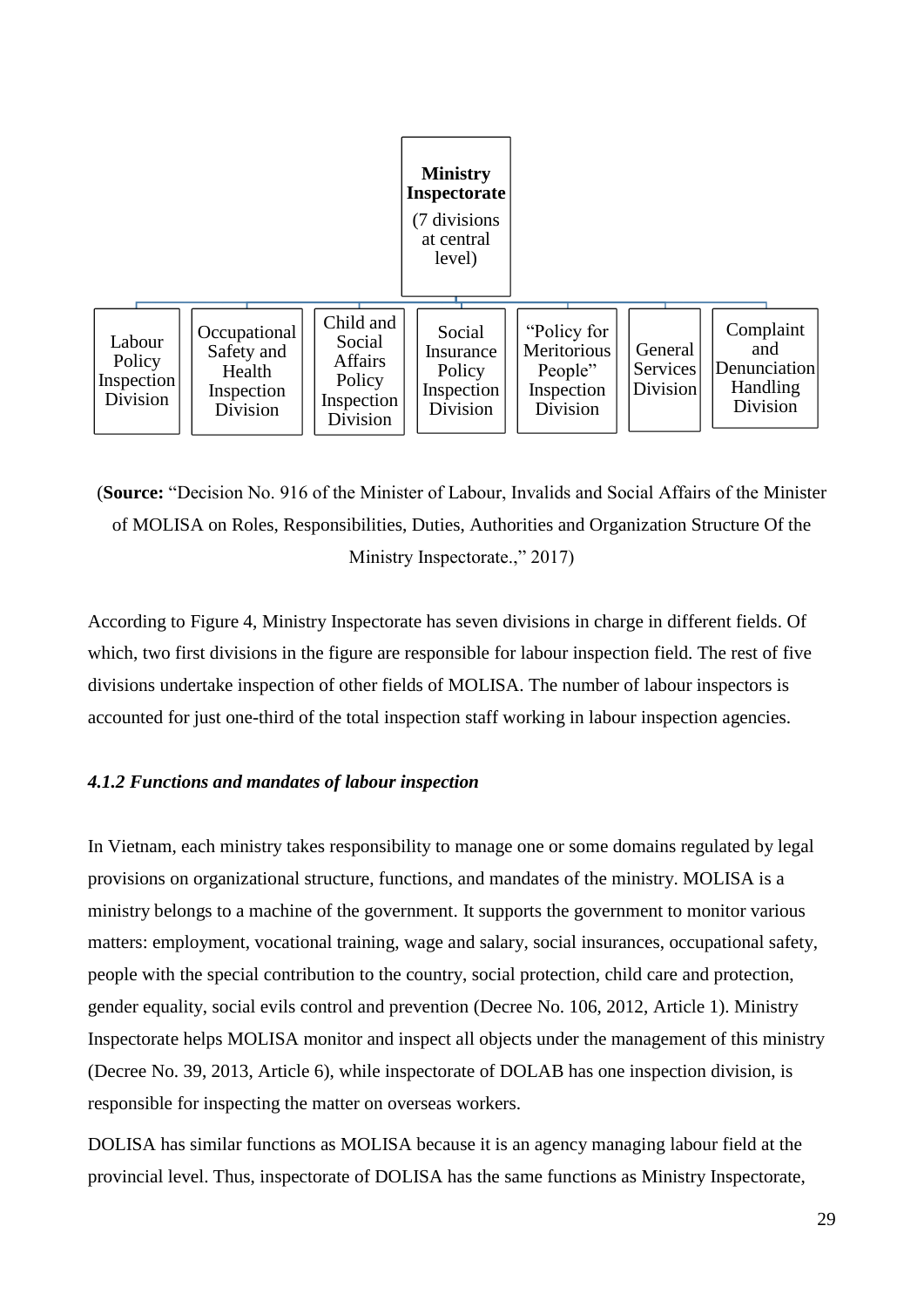**Ministry Inspectorate**
(7 divisions at central level)

- Labour Policy Inspection Division
- Occupational Safety and Health Inspection Division
- Child and Social Affairs Policy Inspection Division
- Social Insurance Policy Inspection Division
- "Policy for Meritorious People" Inspection Division
- General Services Division
- Complaint and Denunciation Handling Division

(**Source:** "Decision No. 916 of the Minister of Labour, Invalids and Social Affairs of the Minister of MOLISA on Roles, Responsibilities, Duties, Authorities and Organization Structure Of the Ministry Inspectorate.," 2017)

According to Figure 4, Ministry Inspectorate has seven divisions in charge in different fields. Of which, two first divisions in the figure are responsible for labour inspection field. The rest of five divisions undertake inspection of other fields of MOLISA. The number of labour inspectors is accounted for just one-third of the total inspection staff working in labour inspection agencies.

### *4.1.2 Functions and mandates of labour inspection*

In Vietnam, each ministry takes responsibility to manage one or some domains regulated by legal provisions on organizational structure, functions, and mandates of the ministry. MOLISA is a ministry belongs to a machine of the government. It supports the government to monitor various matters: employment, vocational training, wage and salary, social insurances, occupational safety, people with the special contribution to the country, social protection, child care and protection, gender equality, social evils control and prevention (Decree No. 106, 2012, Article 1). Ministry Inspectorate helps MOLISA monitor and inspect all objects under the management of this ministry (Decree No. 39, 2013, Article 6), while inspectorate of DOLAB has one inspection division, is responsible for inspecting the matter on overseas workers.

DOLISA has similar functions as MOLISA because it is an agency managing labour field at the provincial level. Thus, inspectorate of DOLISA has the same functions as Ministry Inspectorate,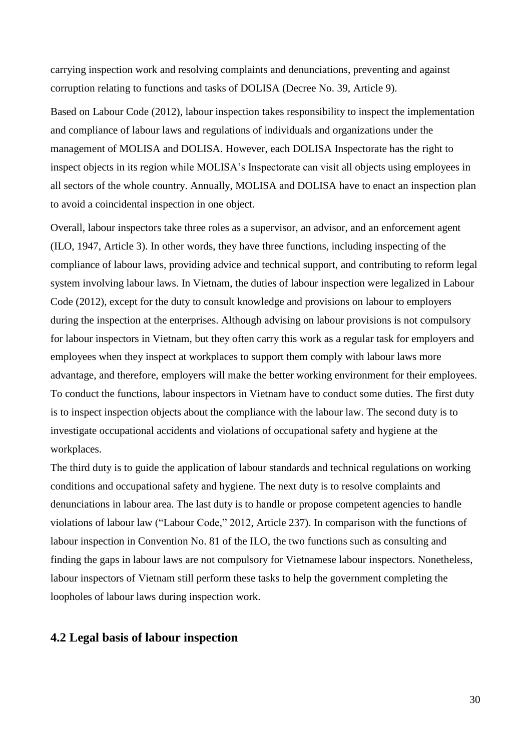carrying inspection work and resolving complaints and denunciations, preventing and against corruption relating to functions and tasks of DOLISA (Decree No. 39, Article 9).

Based on Labour Code (2012), labour inspection takes responsibility to inspect the implementation and compliance of labour laws and regulations of individuals and organizations under the management of MOLISA and DOLISA. However, each DOLISA Inspectorate has the right to inspect objects in its region while MOLISA's Inspectorate can visit all objects using employees in all sectors of the whole country. Annually, MOLISA and DOLISA have to enact an inspection plan to avoid a coincidental inspection in one object.

Overall, labour inspectors take three roles as a supervisor, an advisor, and an enforcement agent (ILO, 1947, Article 3). In other words, they have three functions, including inspecting of the compliance of labour laws, providing advice and technical support, and contributing to reform legal system involving labour laws. In Vietnam, the duties of labour inspection were legalized in Labour Code (2012), except for the duty to consult knowledge and provisions on labour to employers during the inspection at the enterprises. Although advising on labour provisions is not compulsory for labour inspectors in Vietnam, but they often carry this work as a regular task for employers and employees when they inspect at workplaces to support them comply with labour laws more advantage, and therefore, employers will make the better working environment for their employees. To conduct the functions, labour inspectors in Vietnam have to conduct some duties. The first duty is to inspect inspection objects about the compliance with the labour law. The second duty is to investigate occupational accidents and violations of occupational safety and hygiene at the workplaces.

The third duty is to guide the application of labour standards and technical regulations on working conditions and occupational safety and hygiene. The next duty is to resolve complaints and denunciations in labour area. The last duty is to handle or propose competent agencies to handle violations of labour law ("Labour Code," 2012, Article 237). In comparison with the functions of labour inspection in Convention No. 81 of the ILO, the two functions such as consulting and finding the gaps in labour laws are not compulsory for Vietnamese labour inspectors. Nonetheless, labour inspectors of Vietnam still perform these tasks to help the government completing the loopholes of labour laws during inspection work.

## 4.2 Legal basis of labour inspection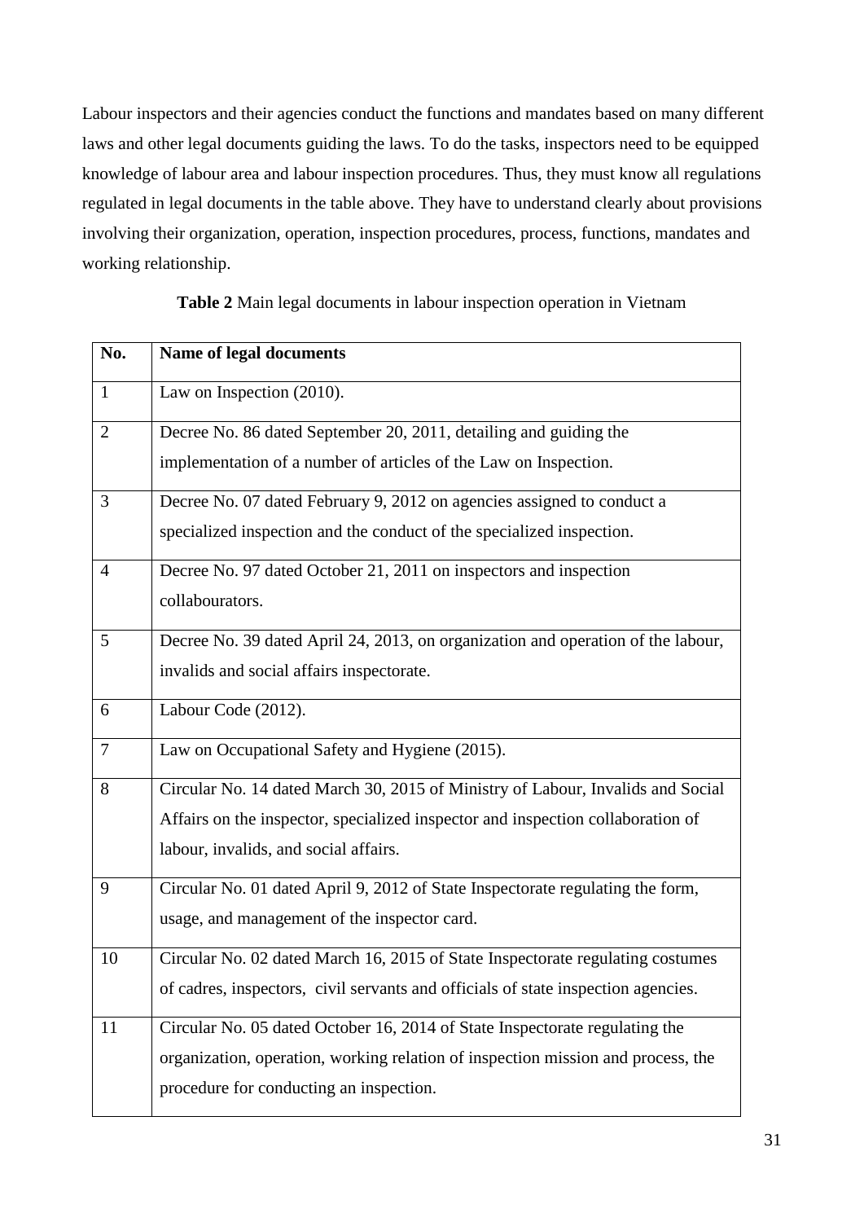Labour inspectors and their agencies conduct the functions and mandates based on many different laws and other legal documents guiding the laws. To do the tasks, inspectors need to be equipped knowledge of labour area and labour inspection procedures. Thus, they must know all regulations regulated in legal documents in the table above. They have to understand clearly about provisions involving their organization, operation, inspection procedures, process, functions, mandates and working relationship.

**Table 2** Main legal documents in labour inspection operation in Vietnam

| No. | Name of legal documents |
|---|---|
| 1 | Law on Inspection (2010). |
| 2 | Decree No. 86 dated September 20, 2011, detailing and guiding the implementation of a number of articles of the Law on Inspection. |
| 3 | Decree No. 07 dated February 9, 2012 on agencies assigned to conduct a specialized inspection and the conduct of the specialized inspection. |
| 4 | Decree No. 97 dated October 21, 2011 on inspectors and inspection collabourators. |
| 5 | Decree No. 39 dated April 24, 2013, on organization and operation of the labour, invalids and social affairs inspectorate. |
| 6 | Labour Code (2012). |
| 7 | Law on Occupational Safety and Hygiene (2015). |
| 8 | Circular No. 14 dated March 30, 2015 of Ministry of Labour, Invalids and Social Affairs on the inspector, specialized inspector and inspection collaboration of labour, invalids, and social affairs. |
| 9 | Circular No. 01 dated April 9, 2012 of State Inspectorate regulating the form, usage, and management of the inspector card. |
| 10 | Circular No. 02 dated March 16, 2015 of State Inspectorate regulating costumes of cadres, inspectors, civil servants and officials of state inspection agencies. |
| 11 | Circular No. 05 dated October 16, 2014 of State Inspectorate regulating the organization, operation, working relation of inspection mission and process, the procedure for conducting an inspection. |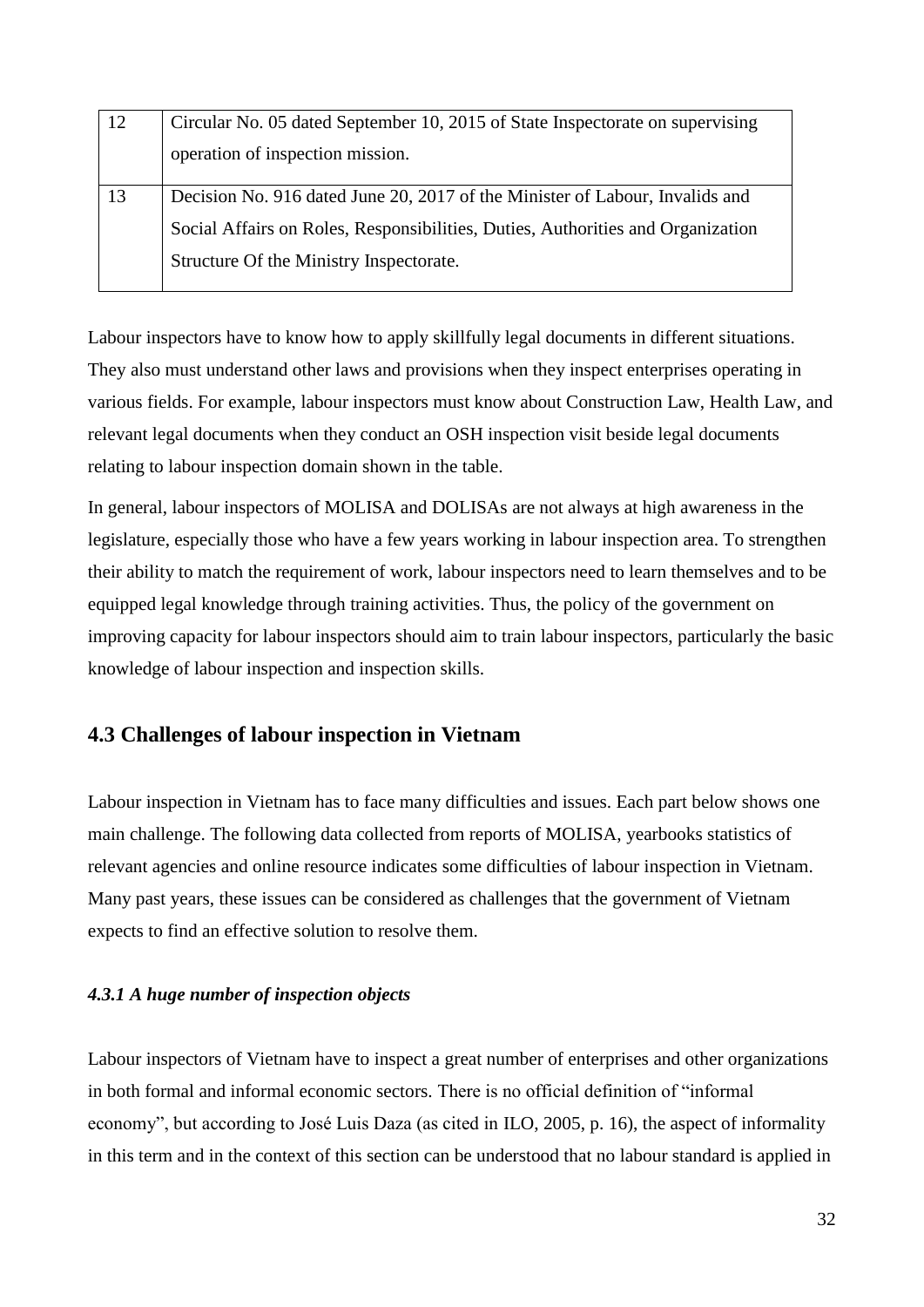| 12 | Circular No. 05 dated September 10, 2015 of State Inspectorate on supervising operation of inspection mission. |
|---|---|
| 13 | Decision No. 916 dated June 20, 2017 of the Minister of Labour, Invalids and Social Affairs on Roles, Responsibilities, Duties, Authorities and Organization Structure Of the Ministry Inspectorate. |

Labour inspectors have to know how to apply skillfully legal documents in different situations. They also must understand other laws and provisions when they inspect enterprises operating in various fields. For example, labour inspectors must know about Construction Law, Health Law, and relevant legal documents when they conduct an OSH inspection visit beside legal documents relating to labour inspection domain shown in the table.

In general, labour inspectors of MOLISA and DOLISAs are not always at high awareness in the legislature, especially those who have a few years working in labour inspection area. To strengthen their ability to match the requirement of work, labour inspectors need to learn themselves and to be equipped legal knowledge through training activities. Thus, the policy of the government on improving capacity for labour inspectors should aim to train labour inspectors, particularly the basic knowledge of labour inspection and inspection skills.

## 4.3 Challenges of labour inspection in Vietnam

Labour inspection in Vietnam has to face many difficulties and issues. Each part below shows one main challenge. The following data collected from reports of MOLISA, yearbooks statistics of relevant agencies and online resource indicates some difficulties of labour inspection in Vietnam. Many past years, these issues can be considered as challenges that the government of Vietnam expects to find an effective solution to resolve them.

### *4.3.1 A huge number of inspection objects*

Labour inspectors of Vietnam have to inspect a great number of enterprises and other organizations in both formal and informal economic sectors. There is no official definition of "informal economy", but according to José Luis Daza (as cited in ILO, 2005, p. 16), the aspect of informality in this term and in the context of this section can be understood that no labour standard is applied in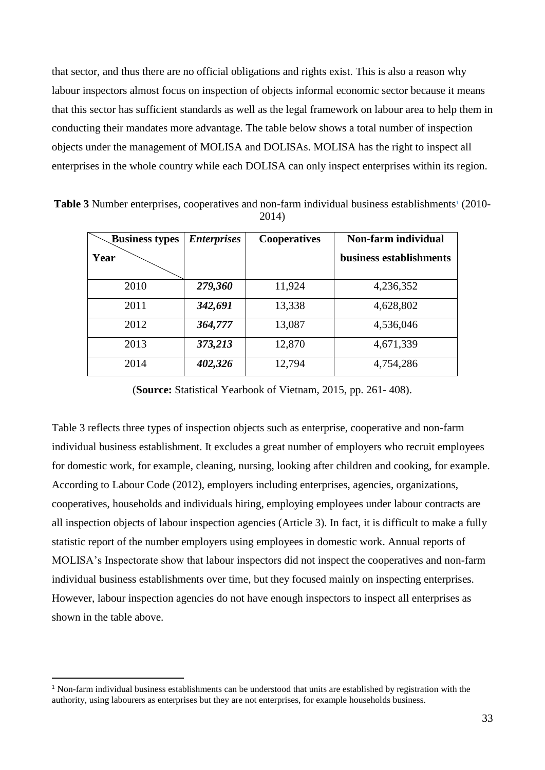that sector, and thus there are no official obligations and rights exist. This is also a reason why labour inspectors almost focus on inspection of objects informal economic sector because it means that this sector has sufficient standards as well as the legal framework on labour area to help them in conducting their mandates more advantage. The table below shows a total number of inspection objects under the management of MOLISA and DOLISAs. MOLISA has the right to inspect all enterprises in the whole country while each DOLISA can only inspect enterprises within its region.

**Table 3** Number enterprises, cooperatives and non-farm individual business establishments[1] (2010-2014)

| Business types / Year | ***Enterprises*** | **Cooperatives** | **Non-farm individual business establishments** |
|---|---|---|---|
| 2010 | ***279,360*** | 11,924 | 4,236,352 |
| 2011 | ***342,691*** | 13,338 | 4,628,802 |
| 2012 | ***364,777*** | 13,087 | 4,536,046 |
| 2013 | ***373,213*** | 12,870 | 4,671,339 |
| 2014 | ***402,326*** | 12,794 | 4,754,286 |

(**Source:** Statistical Yearbook of Vietnam, 2015, pp. 261- 408).

Table 3 reflects three types of inspection objects such as enterprise, cooperative and non-farm individual business establishment. It excludes a great number of employers who recruit employees for domestic work, for example, cleaning, nursing, looking after children and cooking, for example. According to Labour Code (2012), employers including enterprises, agencies, organizations, cooperatives, households and individuals hiring, employing employees under labour contracts are all inspection objects of labour inspection agencies (Article 3). In fact, it is difficult to make a fully statistic report of the number employers using employees in domestic work. Annual reports of MOLISA's Inspectorate show that labour inspectors did not inspect the cooperatives and non-farm individual business establishments over time, but they focused mainly on inspecting enterprises. However, labour inspection agencies do not have enough inspectors to inspect all enterprises as shown in the table above.

[1] Non-farm individual business establishments can be understood that units are established by registration with the authority, using labourers as enterprises but they are not enterprises, for example households business.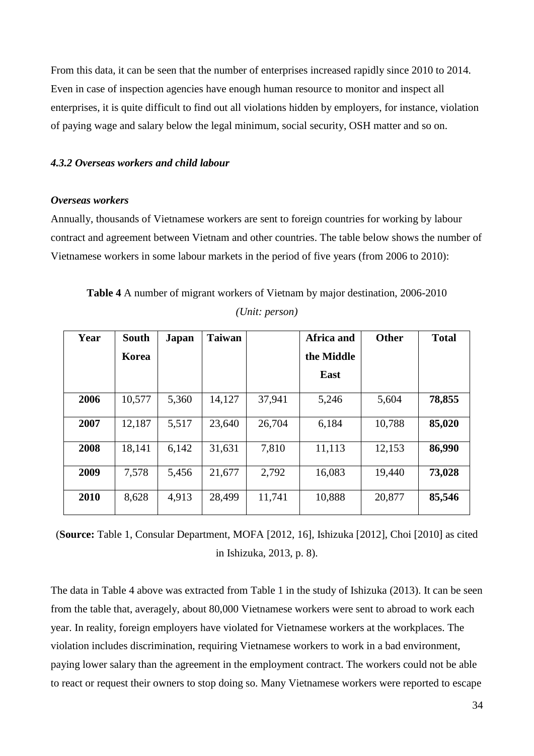From this data, it can be seen that the number of enterprises increased rapidly since 2010 to 2014. Even in case of inspection agencies have enough human resource to monitor and inspect all enterprises, it is quite difficult to find out all violations hidden by employers, for instance, violation of paying wage and salary below the legal minimum, social security, OSH matter and so on.

#### *4.3.2 Overseas workers and child labour*

***Overseas workers***

Annually, thousands of Vietnamese workers are sent to foreign countries for working by labour contract and agreement between Vietnam and other countries. The table below shows the number of Vietnamese workers in some labour markets in the period of five years (from 2006 to 2010):

**Table 4** A number of migrant workers of Vietnam by major destination, 2006-2010

*(Unit: person)*

| Year | South Korea | Japan | Taiwan | | Africa and the Middle East | Other | Total |
|---|---|---|---|---|---|---|---|
| **2006** | 10,577 | 5,360 | 14,127 | 37,941 | 5,246 | 5,604 | **78,855** |
| **2007** | 12,187 | 5,517 | 23,640 | 26,704 | 6,184 | 10,788 | **85,020** |
| **2008** | 18,141 | 6,142 | 31,631 | 7,810 | 11,113 | 12,153 | **86,990** |
| **2009** | 7,578 | 5,456 | 21,677 | 2,792 | 16,083 | 19,440 | **73,028** |
| **2010** | 8,628 | 4,913 | 28,499 | 11,741 | 10,888 | 20,877 | **85,546** |

(**Source:** Table 1, Consular Department, MOFA [2012, 16], Ishizuka [2012], Choi [2010] as cited in Ishizuka, 2013, p. 8).

The data in Table 4 above was extracted from Table 1 in the study of Ishizuka (2013). It can be seen from the table that, averagely, about 80,000 Vietnamese workers were sent to abroad to work each year. In reality, foreign employers have violated for Vietnamese workers at the workplaces. The violation includes discrimination, requiring Vietnamese workers to work in a bad environment, paying lower salary than the agreement in the employment contract. The workers could not be able to react or request their owners to stop doing so. Many Vietnamese workers were reported to escape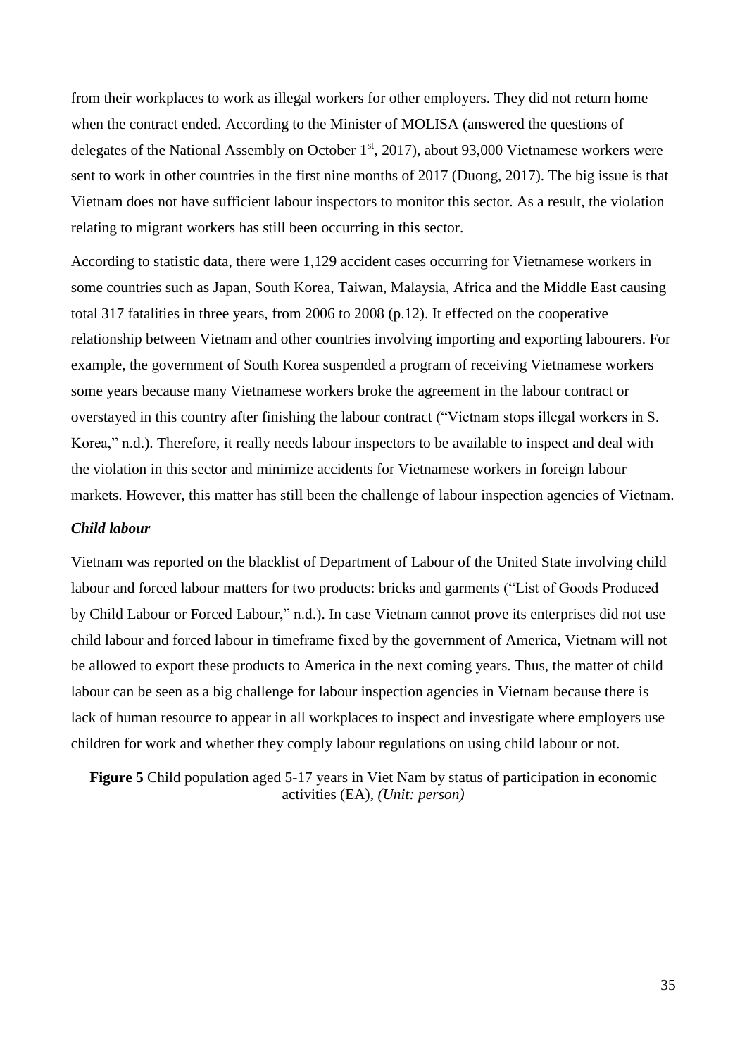from their workplaces to work as illegal workers for other employers. They did not return home when the contract ended. According to the Minister of MOLISA (answered the questions of delegates of the National Assembly on October 1st, 2017), about 93,000 Vietnamese workers were sent to work in other countries in the first nine months of 2017 (Duong, 2017). The big issue is that Vietnam does not have sufficient labour inspectors to monitor this sector. As a result, the violation relating to migrant workers has still been occurring in this sector.

According to statistic data, there were 1,129 accident cases occurring for Vietnamese workers in some countries such as Japan, South Korea, Taiwan, Malaysia, Africa and the Middle East causing total 317 fatalities in three years, from 2006 to 2008 (p.12). It effected on the cooperative relationship between Vietnam and other countries involving importing and exporting labourers. For example, the government of South Korea suspended a program of receiving Vietnamese workers some years because many Vietnamese workers broke the agreement in the labour contract or overstayed in this country after finishing the labour contract ("Vietnam stops illegal workers in S. Korea," n.d.). Therefore, it really needs labour inspectors to be available to inspect and deal with the violation in this sector and minimize accidents for Vietnamese workers in foreign labour markets. However, this matter has still been the challenge of labour inspection agencies of Vietnam.

***Child labour***

Vietnam was reported on the blacklist of Department of Labour of the United State involving child labour and forced labour matters for two products: bricks and garments ("List of Goods Produced by Child Labour or Forced Labour," n.d.). In case Vietnam cannot prove its enterprises did not use child labour and forced labour in timeframe fixed by the government of America, Vietnam will not be allowed to export these products to America in the next coming years. Thus, the matter of child labour can be seen as a big challenge for labour inspection agencies in Vietnam because there is lack of human resource to appear in all workplaces to inspect and investigate where employers use children for work and whether they comply labour regulations on using child labour or not.

**Figure 5** Child population aged 5-17 years in Viet Nam by status of participation in economic activities (EA), *(Unit: person)*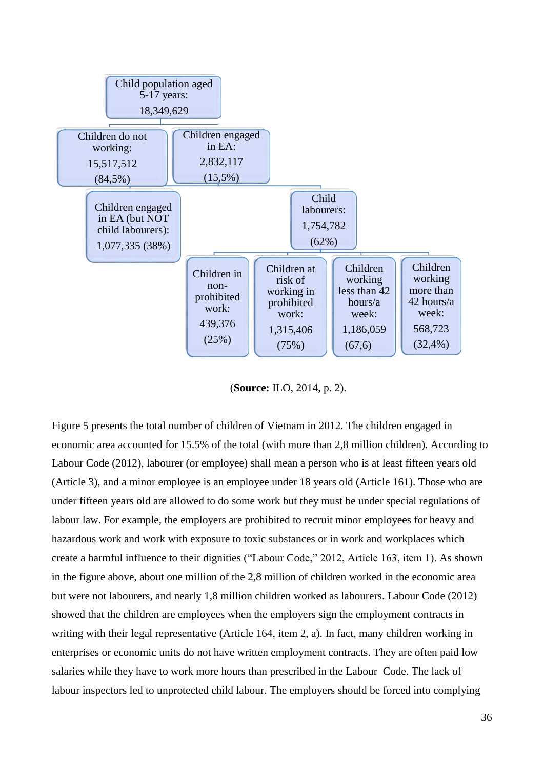Child population aged 5-17 years: 18,349,629

- Children do not working: 15,517,512 (84,5%)
- Children engaged in EA: 2,832,117 (15,5%)
  - Children engaged in EA (but NOT child labourers): 1,077,335 (38%)
  - Child labourers: 1,754,782 (62%)
    - Children in non-prohibited work: 439,376 (25%)
    - Children at risk of working in prohibited work: 1,315,406 (75%)
    - Children working less than 42 hours/a week: 1,186,059 (67,6)
    - Children working more than 42 hours/a week: 568,723 (32,4%)

(**Source:** ILO, 2014, p. 2).

Figure 5 presents the total number of children of Vietnam in 2012. The children engaged in economic area accounted for 15.5% of the total (with more than 2,8 million children). According to Labour Code (2012), labourer (or employee) shall mean a person who is at least fifteen years old (Article 3), and a minor employee is an employee under 18 years old (Article 161). Those who are under fifteen years old are allowed to do some work but they must be under special regulations of labour law. For example, the employers are prohibited to recruit minor employees for heavy and hazardous work and work with exposure to toxic substances or in work and workplaces which create a harmful influence to their dignities ("Labour Code," 2012, Article 163, item 1). As shown in the figure above, about one million of the 2,8 million of children worked in the economic area but were not labourers, and nearly 1,8 million children worked as labourers. Labour Code (2012) showed that the children are employees when the employers sign the employment contracts in writing with their legal representative (Article 164, item 2, a). In fact, many children working in enterprises or economic units do not have written employment contracts. They are often paid low salaries while they have to work more hours than prescribed in the Labour Code. The lack of labour inspectors led to unprotected child labour. The employers should be forced into complying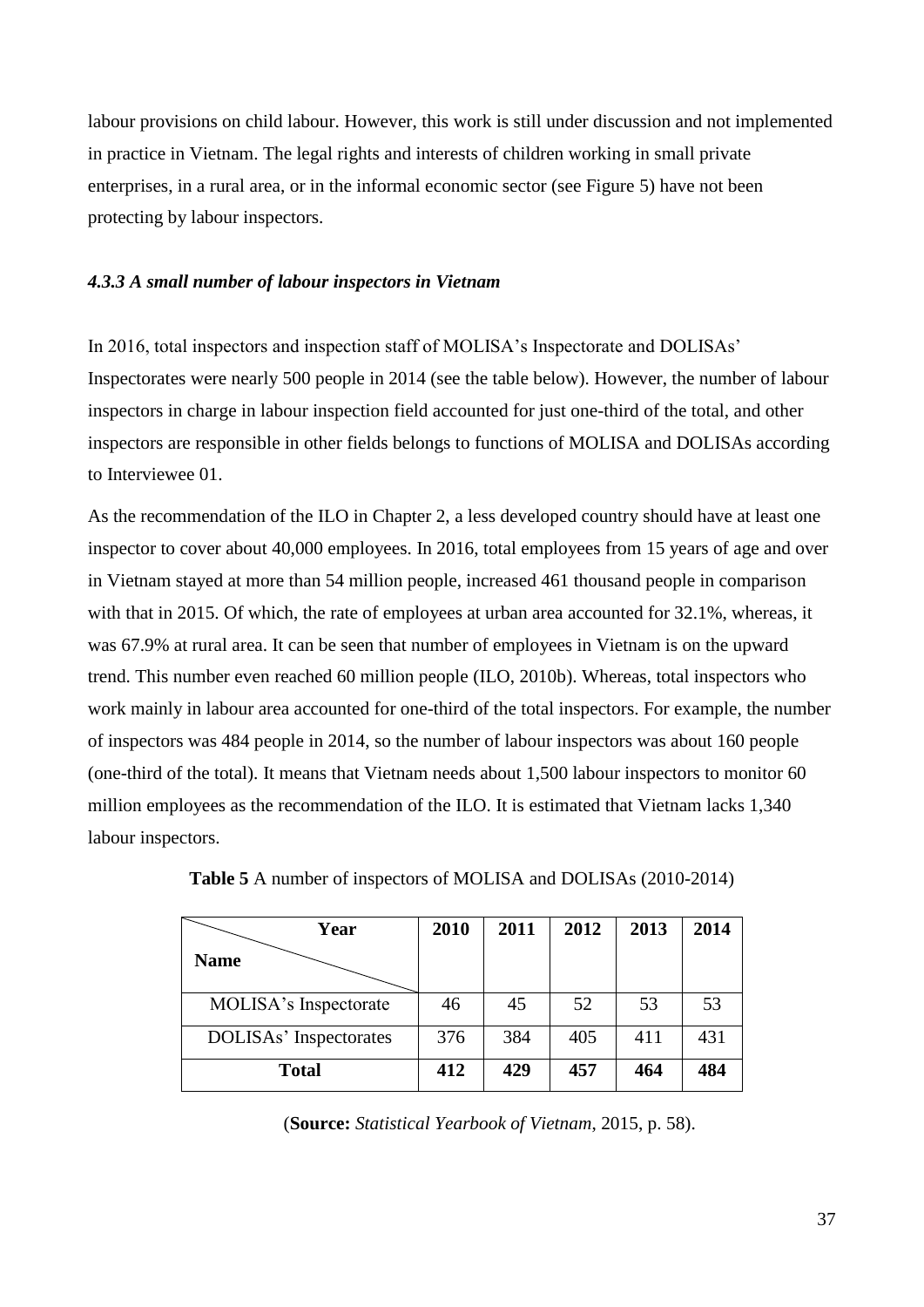labour provisions on child labour. However, this work is still under discussion and not implemented in practice in Vietnam. The legal rights and interests of children working in small private enterprises, in a rural area, or in the informal economic sector (see Figure 5) have not been protecting by labour inspectors.

#### *4.3.3 A small number of labour inspectors in Vietnam*

In 2016, total inspectors and inspection staff of MOLISA's Inspectorate and DOLISAs' Inspectorates were nearly 500 people in 2014 (see the table below). However, the number of labour inspectors in charge in labour inspection field accounted for just one-third of the total, and other inspectors are responsible in other fields belongs to functions of MOLISA and DOLISAs according to Interviewee 01.

As the recommendation of the ILO in Chapter 2, a less developed country should have at least one inspector to cover about 40,000 employees. In 2016, total employees from 15 years of age and over in Vietnam stayed at more than 54 million people, increased 461 thousand people in comparison with that in 2015. Of which, the rate of employees at urban area accounted for 32.1%, whereas, it was 67.9% at rural area. It can be seen that number of employees in Vietnam is on the upward trend. This number even reached 60 million people (ILO, 2010b). Whereas, total inspectors who work mainly in labour area accounted for one-third of the total inspectors. For example, the number of inspectors was 484 people in 2014, so the number of labour inspectors was about 160 people (one-third of the total). It means that Vietnam needs about 1,500 labour inspectors to monitor 60 million employees as the recommendation of the ILO. It is estimated that Vietnam lacks 1,340 labour inspectors.

**Table 5** A number of inspectors of MOLISA and DOLISAs (2010-2014)

| Year / Name | 2010 | 2011 | 2012 | 2013 | 2014 |
|---|---|---|---|---|---|
| MOLISA's Inspectorate | 46 | 45 | 52 | 53 | 53 |
| DOLISAs' Inspectorates | 376 | 384 | 405 | 411 | 431 |
| **Total** | **412** | **429** | **457** | **464** | **484** |

(**Source:** *Statistical Yearbook of Vietnam*, 2015, p. 58).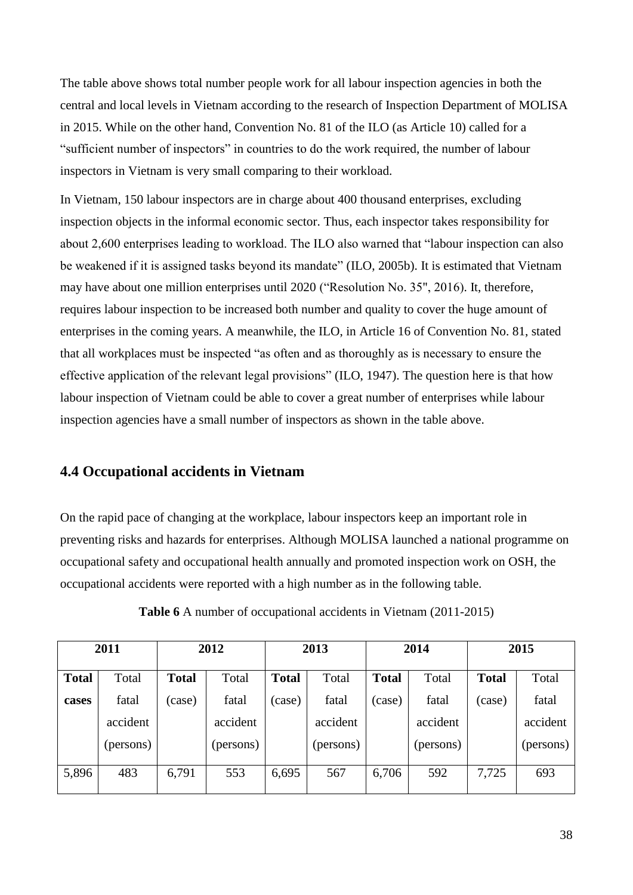The table above shows total number people work for all labour inspection agencies in both the central and local levels in Vietnam according to the research of Inspection Department of MOLISA in 2015. While on the other hand, Convention No. 81 of the ILO (as Article 10) called for a "sufficient number of inspectors" in countries to do the work required, the number of labour inspectors in Vietnam is very small comparing to their workload.

In Vietnam, 150 labour inspectors are in charge about 400 thousand enterprises, excluding inspection objects in the informal economic sector. Thus, each inspector takes responsibility for about 2,600 enterprises leading to workload. The ILO also warned that "labour inspection can also be weakened if it is assigned tasks beyond its mandate" (ILO, 2005b). It is estimated that Vietnam may have about one million enterprises until 2020 ("Resolution No. 35", 2016). It, therefore, requires labour inspection to be increased both number and quality to cover the huge amount of enterprises in the coming years. A meanwhile, the ILO, in Article 16 of Convention No. 81, stated that all workplaces must be inspected "as often and as thoroughly as is necessary to ensure the effective application of the relevant legal provisions" (ILO, 1947). The question here is that how labour inspection of Vietnam could be able to cover a great number of enterprises while labour inspection agencies have a small number of inspectors as shown in the table above.

## 4.4 Occupational accidents in Vietnam

On the rapid pace of changing at the workplace, labour inspectors keep an important role in preventing risks and hazards for enterprises. Although MOLISA launched a national programme on occupational safety and occupational health annually and promoted inspection work on OSH, the occupational accidents were reported with a high number as in the following table.

**Table 6** A number of occupational accidents in Vietnam (2011-2015)

| 2011 | | 2012 | | 2013 | | 2014 | | 2015 | |
|---|---|---|---|---|---|---|---|---|---|
| **Total cases** | Total fatal accident (persons) | **Total** (case) | Total fatal accident (persons) | **Total** (case) | Total fatal accident (persons) | **Total** (case) | Total fatal accident (persons) | **Total** (case) | Total fatal accident (persons) |
| 5,896 | 483 | 6,791 | 553 | 6,695 | 567 | 6,706 | 592 | 7,725 | 693 |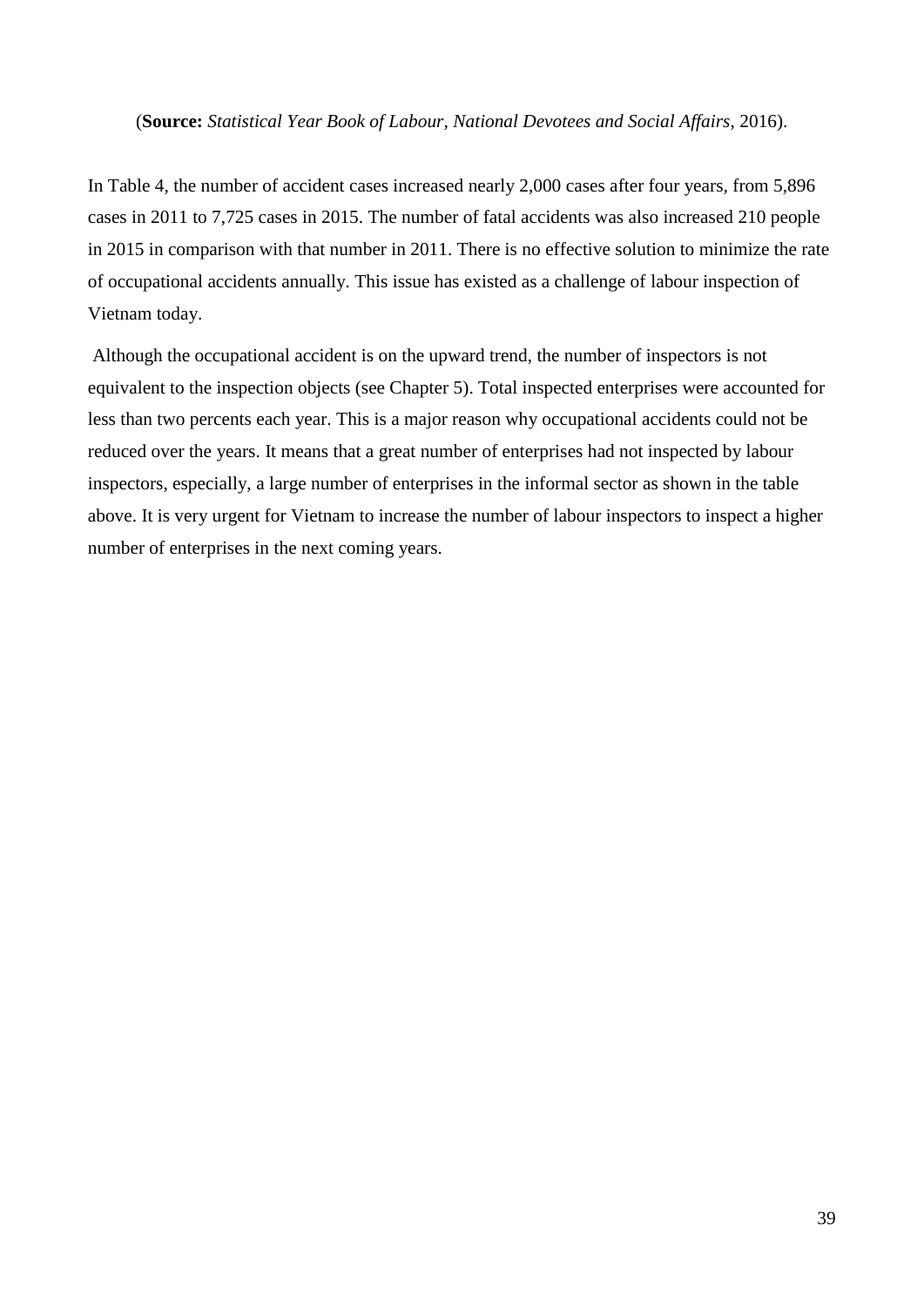(**Source:** *Statistical Year Book of Labour, National Devotees and Social Affairs*, 2016).

In Table 4, the number of accident cases increased nearly 2,000 cases after four years, from 5,896 cases in 2011 to 7,725 cases in 2015. The number of fatal accidents was also increased 210 people in 2015 in comparison with that number in 2011. There is no effective solution to minimize the rate of occupational accidents annually. This issue has existed as a challenge of labour inspection of Vietnam today.

Although the occupational accident is on the upward trend, the number of inspectors is not equivalent to the inspection objects (see Chapter 5). Total inspected enterprises were accounted for less than two percents each year. This is a major reason why occupational accidents could not be reduced over the years. It means that a great number of enterprises had not inspected by labour inspectors, especially, a large number of enterprises in the informal sector as shown in the table above. It is very urgent for Vietnam to increase the number of labour inspectors to inspect a higher number of enterprises in the next coming years.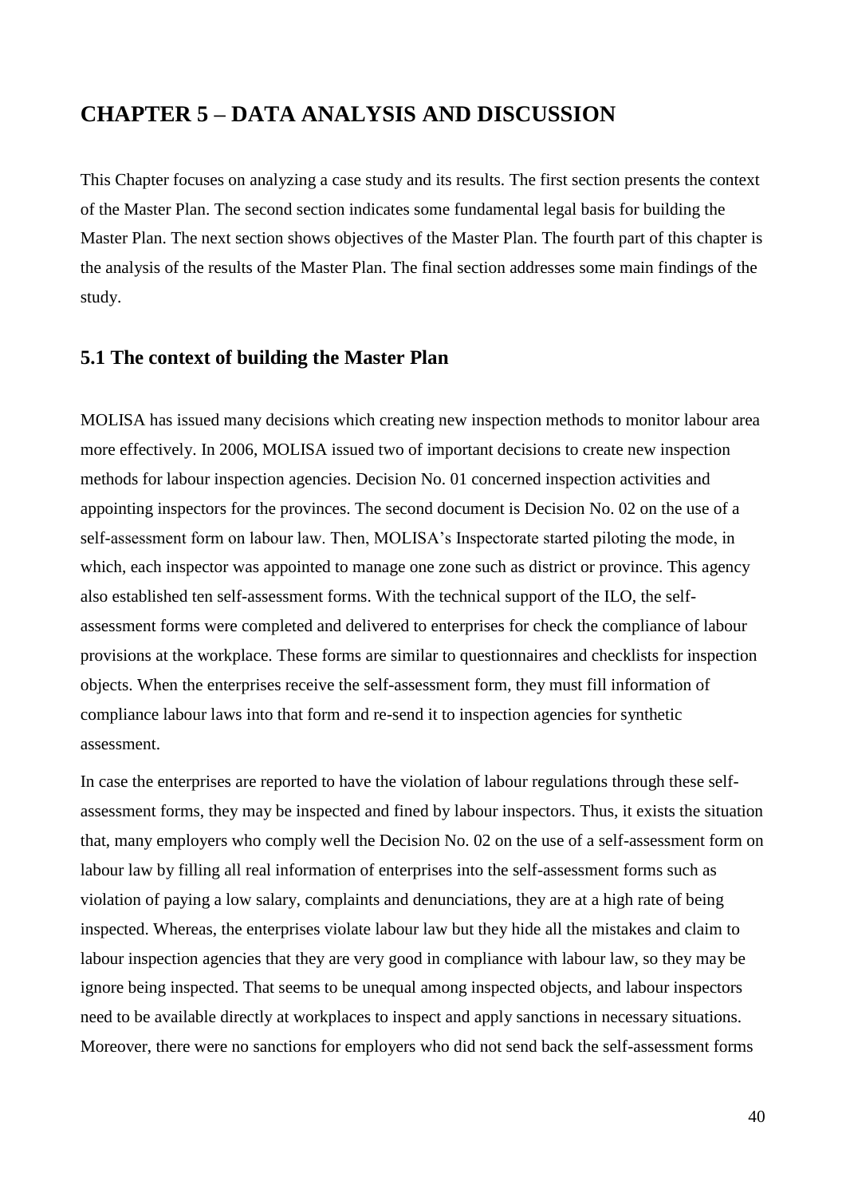# CHAPTER 5 – DATA ANALYSIS AND DISCUSSION

This Chapter focuses on analyzing a case study and its results. The first section presents the context of the Master Plan. The second section indicates some fundamental legal basis for building the Master Plan. The next section shows objectives of the Master Plan. The fourth part of this chapter is the analysis of the results of the Master Plan. The final section addresses some main findings of the study.

## 5.1 The context of building the Master Plan

MOLISA has issued many decisions which creating new inspection methods to monitor labour area more effectively. In 2006, MOLISA issued two of important decisions to create new inspection methods for labour inspection agencies. Decision No. 01 concerned inspection activities and appointing inspectors for the provinces. The second document is Decision No. 02 on the use of a self-assessment form on labour law. Then, MOLISA's Inspectorate started piloting the mode, in which, each inspector was appointed to manage one zone such as district or province. This agency also established ten self-assessment forms. With the technical support of the ILO, the self-assessment forms were completed and delivered to enterprises for check the compliance of labour provisions at the workplace. These forms are similar to questionnaires and checklists for inspection objects. When the enterprises receive the self-assessment form, they must fill information of compliance labour laws into that form and re-send it to inspection agencies for synthetic assessment.

In case the enterprises are reported to have the violation of labour regulations through these self-assessment forms, they may be inspected and fined by labour inspectors. Thus, it exists the situation that, many employers who comply well the Decision No. 02 on the use of a self-assessment form on labour law by filling all real information of enterprises into the self-assessment forms such as violation of paying a low salary, complaints and denunciations, they are at a high rate of being inspected. Whereas, the enterprises violate labour law but they hide all the mistakes and claim to labour inspection agencies that they are very good in compliance with labour law, so they may be ignore being inspected. That seems to be unequal among inspected objects, and labour inspectors need to be available directly at workplaces to inspect and apply sanctions in necessary situations. Moreover, there were no sanctions for employers who did not send back the self-assessment forms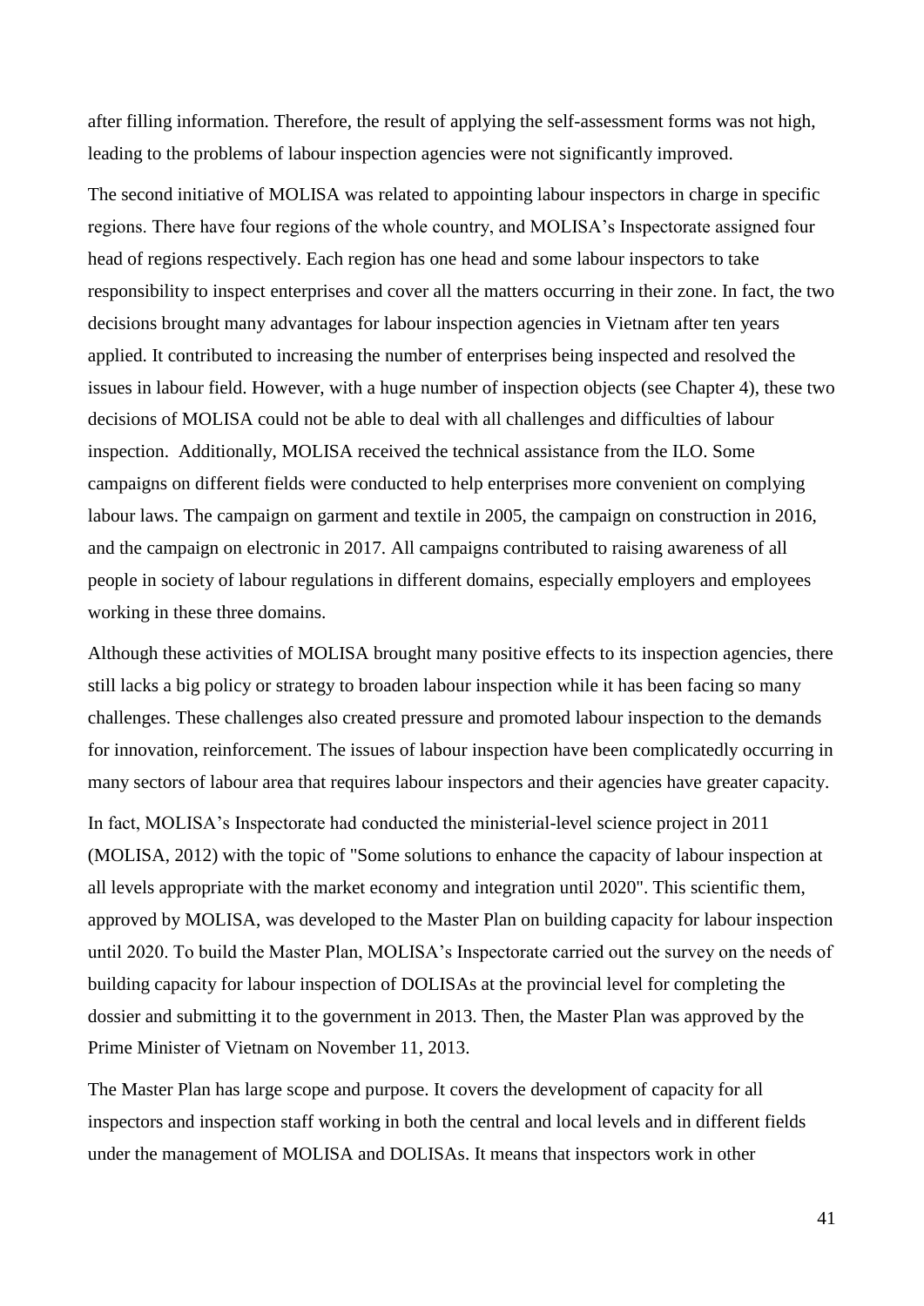after filling information. Therefore, the result of applying the self-assessment forms was not high, leading to the problems of labour inspection agencies were not significantly improved.

The second initiative of MOLISA was related to appointing labour inspectors in charge in specific regions. There have four regions of the whole country, and MOLISA's Inspectorate assigned four head of regions respectively. Each region has one head and some labour inspectors to take responsibility to inspect enterprises and cover all the matters occurring in their zone. In fact, the two decisions brought many advantages for labour inspection agencies in Vietnam after ten years applied. It contributed to increasing the number of enterprises being inspected and resolved the issues in labour field. However, with a huge number of inspection objects (see Chapter 4), these two decisions of MOLISA could not be able to deal with all challenges and difficulties of labour inspection.  Additionally, MOLISA received the technical assistance from the ILO. Some campaigns on different fields were conducted to help enterprises more convenient on complying labour laws. The campaign on garment and textile in 2005, the campaign on construction in 2016, and the campaign on electronic in 2017. All campaigns contributed to raising awareness of all people in society of labour regulations in different domains, especially employers and employees working in these three domains.

Although these activities of MOLISA brought many positive effects to its inspection agencies, there still lacks a big policy or strategy to broaden labour inspection while it has been facing so many challenges. These challenges also created pressure and promoted labour inspection to the demands for innovation, reinforcement. The issues of labour inspection have been complicatedly occurring in many sectors of labour area that requires labour inspectors and their agencies have greater capacity.

In fact, MOLISA's Inspectorate had conducted the ministerial-level science project in 2011 (MOLISA, 2012) with the topic of "Some solutions to enhance the capacity of labour inspection at all levels appropriate with the market economy and integration until 2020". This scientific them, approved by MOLISA, was developed to the Master Plan on building capacity for labour inspection until 2020. To build the Master Plan, MOLISA's Inspectorate carried out the survey on the needs of building capacity for labour inspection of DOLISAs at the provincial level for completing the dossier and submitting it to the government in 2013. Then, the Master Plan was approved by the Prime Minister of Vietnam on November 11, 2013.

The Master Plan has large scope and purpose. It covers the development of capacity for all inspectors and inspection staff working in both the central and local levels and in different fields under the management of MOLISA and DOLISAs. It means that inspectors work in other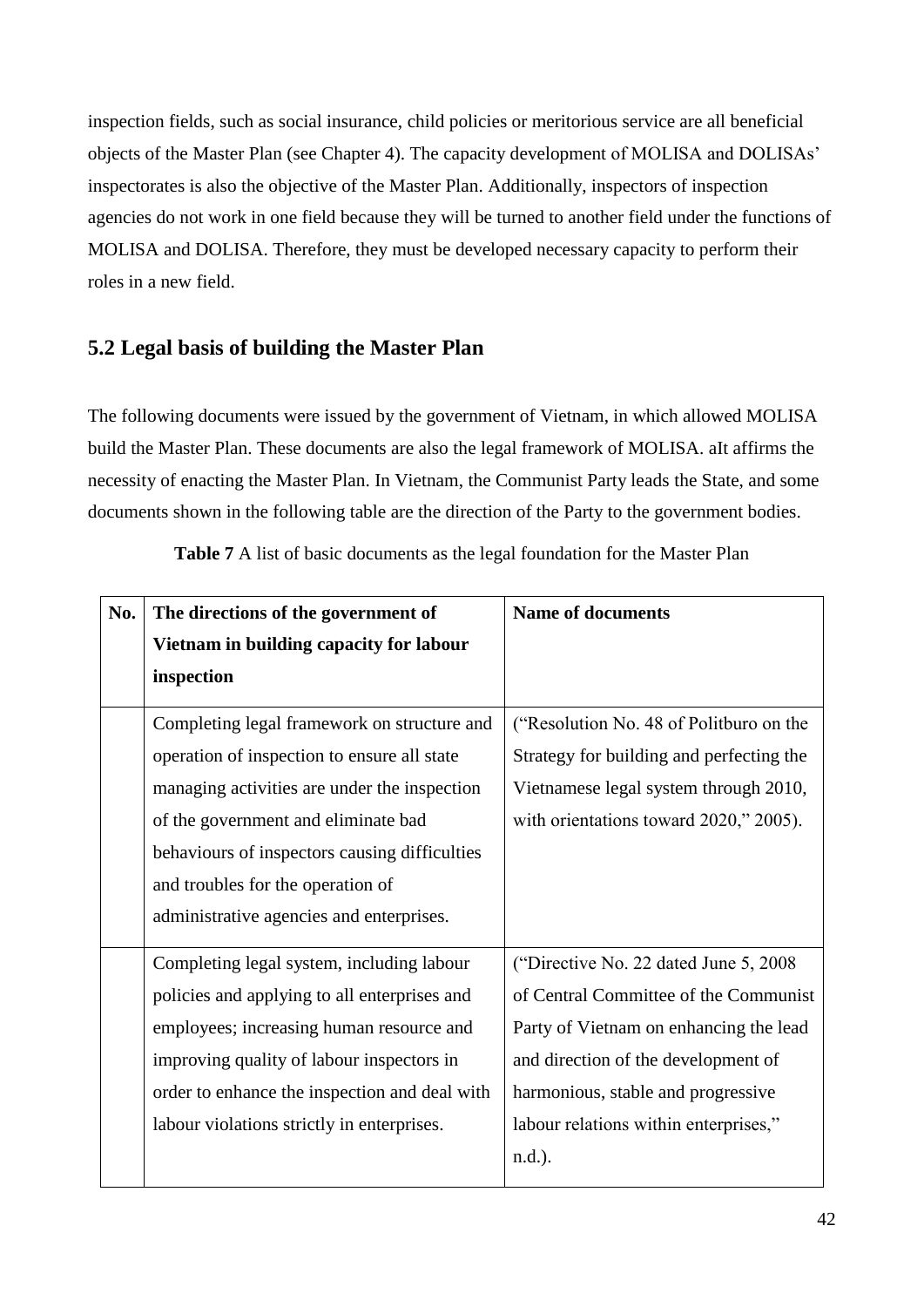inspection fields, such as social insurance, child policies or meritorious service are all beneficial objects of the Master Plan (see Chapter 4). The capacity development of MOLISA and DOLISAs' inspectorates is also the objective of the Master Plan. Additionally, inspectors of inspection agencies do not work in one field because they will be turned to another field under the functions of MOLISA and DOLISA. Therefore, they must be developed necessary capacity to perform their roles in a new field.

## 5.2 Legal basis of building the Master Plan

The following documents were issued by the government of Vietnam, in which allowed MOLISA build the Master Plan. These documents are also the legal framework of MOLISA. aIt affirms the necessity of enacting the Master Plan. In Vietnam, the Communist Party leads the State, and some documents shown in the following table are the direction of the Party to the government bodies.

**Table 7** A list of basic documents as the legal foundation for the Master Plan

| No. | The directions of the government of Vietnam in building capacity for labour inspection | Name of documents |
|---|---|---|
| | Completing legal framework on structure and operation of inspection to ensure all state managing activities are under the inspection of the government and eliminate bad behaviours of inspectors causing difficulties and troubles for the operation of administrative agencies and enterprises. | ("Resolution No. 48 of Politburo on the Strategy for building and perfecting the Vietnamese legal system through 2010, with orientations toward 2020," 2005). |
| | Completing legal system, including labour policies and applying to all enterprises and employees; increasing human resource and improving quality of labour inspectors in order to enhance the inspection and deal with labour violations strictly in enterprises. | ("Directive No. 22 dated June 5, 2008 of Central Committee of the Communist Party of Vietnam on enhancing the lead and direction of the development of harmonious, stable and progressive labour relations within enterprises," n.d.). |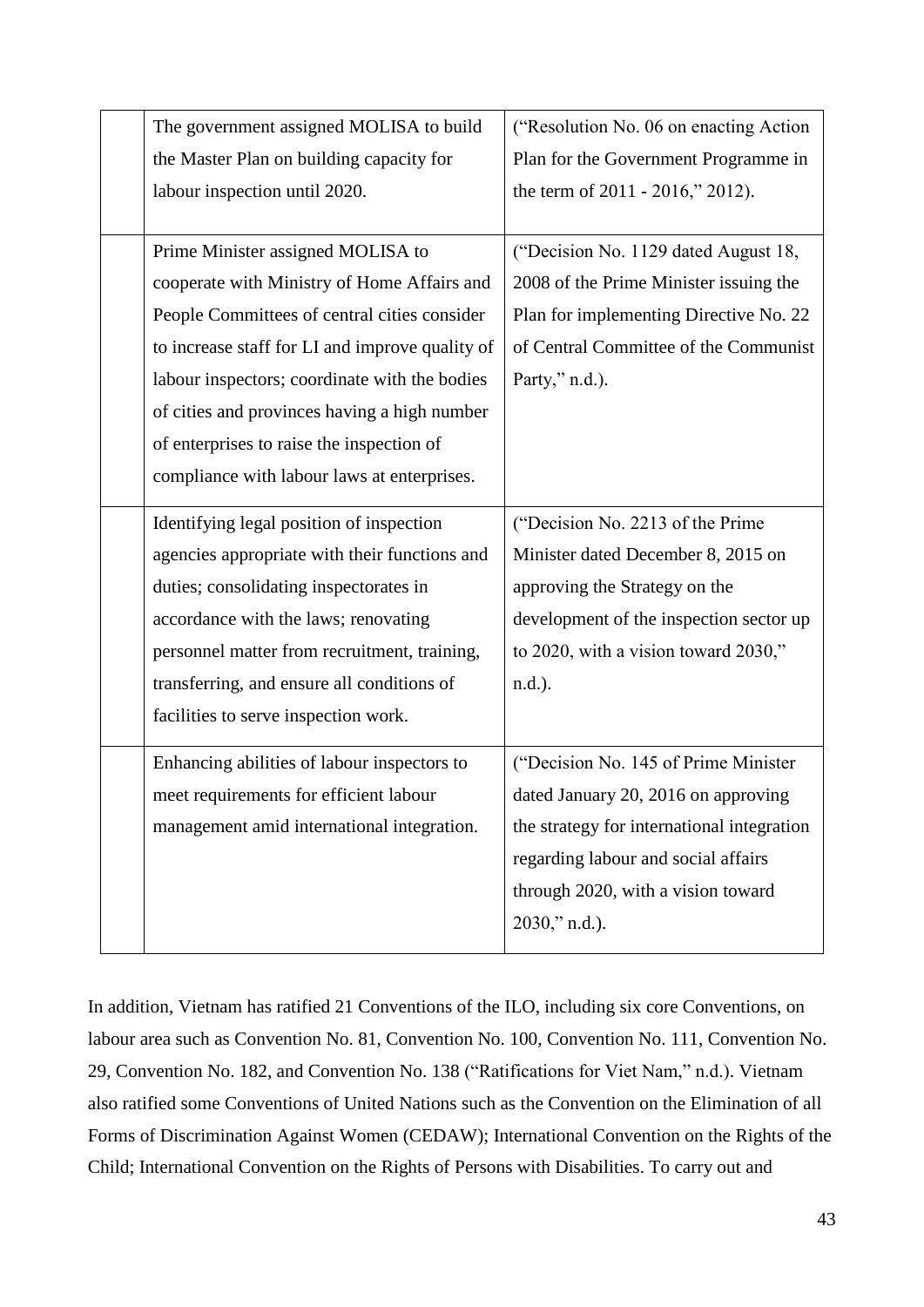|  | The government assigned MOLISA to build the Master Plan on building capacity for labour inspection until 2020. | ("Resolution No. 06 on enacting Action Plan for the Government Programme in the term of 2011 - 2016," 2012). |
|---|---|---|
|  | Prime Minister assigned MOLISA to cooperate with Ministry of Home Affairs and People Committees of central cities consider to increase staff for LI and improve quality of labour inspectors; coordinate with the bodies of cities and provinces having a high number of enterprises to raise the inspection of compliance with labour laws at enterprises. | ("Decision No. 1129 dated August 18, 2008 of the Prime Minister issuing the Plan for implementing Directive No. 22 of Central Committee of the Communist Party," n.d.). |
|  | Identifying legal position of inspection agencies appropriate with their functions and duties; consolidating inspectorates in accordance with the laws; renovating personnel matter from recruitment, training, transferring, and ensure all conditions of facilities to serve inspection work. | ("Decision No. 2213 of the Prime Minister dated December 8, 2015 on approving the Strategy on the development of the inspection sector up to 2020, with a vision toward 2030," n.d.). |
|  | Enhancing abilities of labour inspectors to meet requirements for efficient labour management amid international integration. | ("Decision No. 145 of Prime Minister dated January 20, 2016 on approving the strategy for international integration regarding labour and social affairs through 2020, with a vision toward 2030," n.d.). |

In addition, Vietnam has ratified 21 Conventions of the ILO, including six core Conventions, on labour area such as Convention No. 81, Convention No. 100, Convention No. 111, Convention No. 29, Convention No. 182, and Convention No. 138 ("Ratifications for Viet Nam," n.d.). Vietnam also ratified some Conventions of United Nations such as the Convention on the Elimination of all Forms of Discrimination Against Women (CEDAW); International Convention on the Rights of the Child; International Convention on the Rights of Persons with Disabilities. To carry out and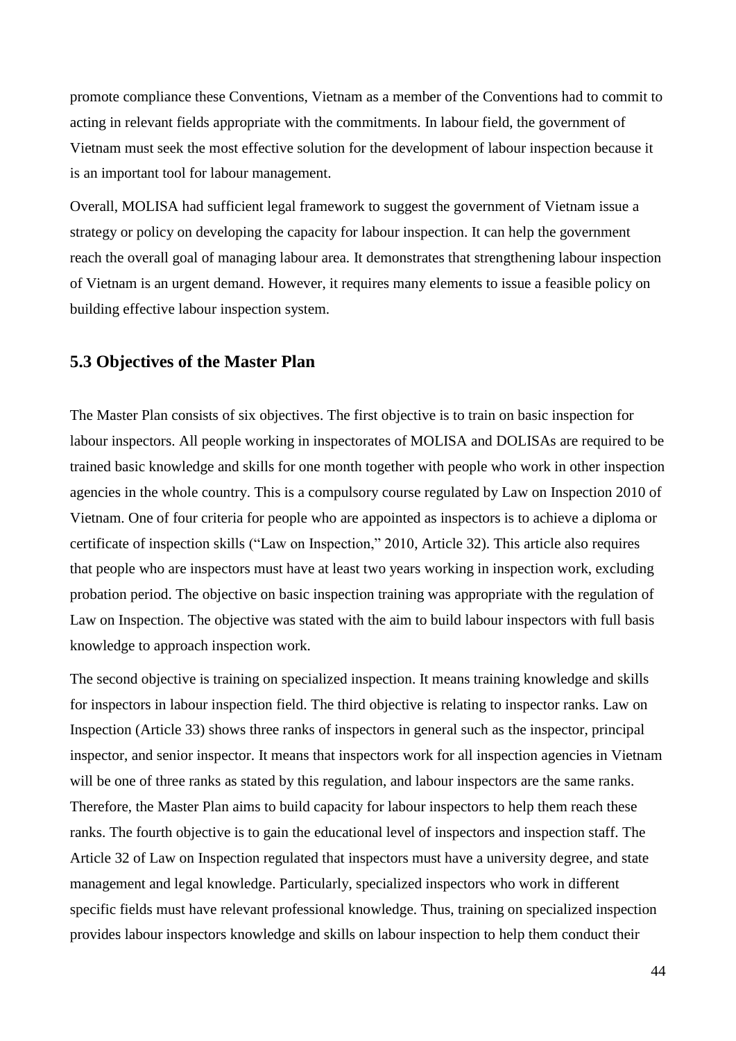promote compliance these Conventions, Vietnam as a member of the Conventions had to commit to acting in relevant fields appropriate with the commitments. In labour field, the government of Vietnam must seek the most effective solution for the development of labour inspection because it is an important tool for labour management.

Overall, MOLISA had sufficient legal framework to suggest the government of Vietnam issue a strategy or policy on developing the capacity for labour inspection. It can help the government reach the overall goal of managing labour area. It demonstrates that strengthening labour inspection of Vietnam is an urgent demand. However, it requires many elements to issue a feasible policy on building effective labour inspection system.

## 5.3 Objectives of the Master Plan

The Master Plan consists of six objectives. The first objective is to train on basic inspection for labour inspectors. All people working in inspectorates of MOLISA and DOLISAs are required to be trained basic knowledge and skills for one month together with people who work in other inspection agencies in the whole country. This is a compulsory course regulated by Law on Inspection 2010 of Vietnam. One of four criteria for people who are appointed as inspectors is to achieve a diploma or certificate of inspection skills ("Law on Inspection," 2010, Article 32). This article also requires that people who are inspectors must have at least two years working in inspection work, excluding probation period. The objective on basic inspection training was appropriate with the regulation of Law on Inspection. The objective was stated with the aim to build labour inspectors with full basis knowledge to approach inspection work.

The second objective is training on specialized inspection. It means training knowledge and skills for inspectors in labour inspection field. The third objective is relating to inspector ranks. Law on Inspection (Article 33) shows three ranks of inspectors in general such as the inspector, principal inspector, and senior inspector. It means that inspectors work for all inspection agencies in Vietnam will be one of three ranks as stated by this regulation, and labour inspectors are the same ranks. Therefore, the Master Plan aims to build capacity for labour inspectors to help them reach these ranks. The fourth objective is to gain the educational level of inspectors and inspection staff. The Article 32 of Law on Inspection regulated that inspectors must have a university degree, and state management and legal knowledge. Particularly, specialized inspectors who work in different specific fields must have relevant professional knowledge. Thus, training on specialized inspection provides labour inspectors knowledge and skills on labour inspection to help them conduct their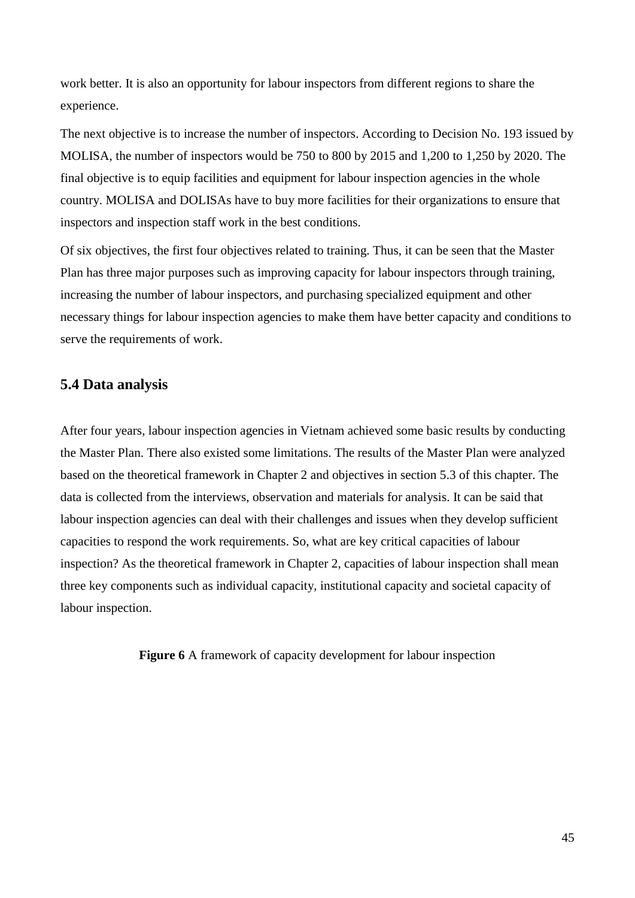work better. It is also an opportunity for labour inspectors from different regions to share the experience.

The next objective is to increase the number of inspectors. According to Decision No. 193 issued by MOLISA, the number of inspectors would be 750 to 800 by 2015 and 1,200 to 1,250 by 2020. The final objective is to equip facilities and equipment for labour inspection agencies in the whole country. MOLISA and DOLISAs have to buy more facilities for their organizations to ensure that inspectors and inspection staff work in the best conditions.

Of six objectives, the first four objectives related to training. Thus, it can be seen that the Master Plan has three major purposes such as improving capacity for labour inspectors through training, increasing the number of labour inspectors, and purchasing specialized equipment and other necessary things for labour inspection agencies to make them have better capacity and conditions to serve the requirements of work.

## 5.4 Data analysis

After four years, labour inspection agencies in Vietnam achieved some basic results by conducting the Master Plan. There also existed some limitations. The results of the Master Plan were analyzed based on the theoretical framework in Chapter 2 and objectives in section 5.3 of this chapter. The data is collected from the interviews, observation and materials for analysis. It can be said that labour inspection agencies can deal with their challenges and issues when they develop sufficient capacities to respond the work requirements. So, what are key critical capacities of labour inspection? As the theoretical framework in Chapter 2, capacities of labour inspection shall mean three key components such as individual capacity, institutional capacity and societal capacity of labour inspection.

**Figure 6** A framework of capacity development for labour inspection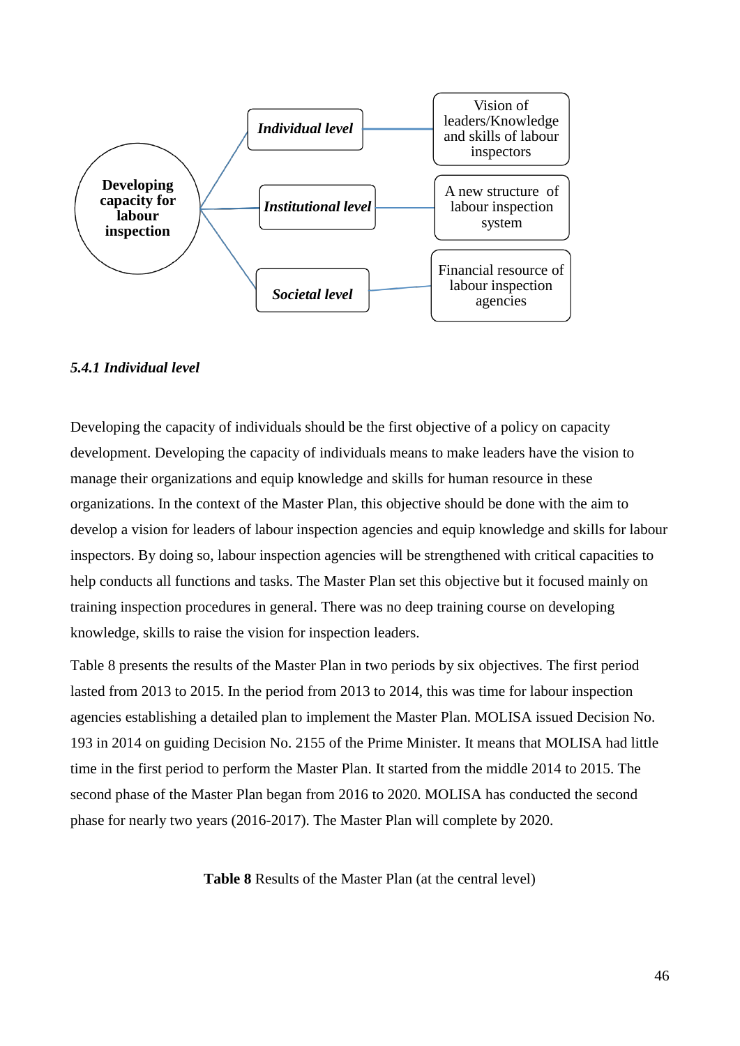**Developing capacity for labour inspection**

- *Individual level* — Vision of leaders/Knowledge and skills of labour inspectors
- *Institutional level* — A new structure of labour inspection system
- *Societal level* — Financial resource of labour inspection agencies

### *5.4.1 Individual level*

Developing the capacity of individuals should be the first objective of a policy on capacity development. Developing the capacity of individuals means to make leaders have the vision to manage their organizations and equip knowledge and skills for human resource in these organizations. In the context of the Master Plan, this objective should be done with the aim to develop a vision for leaders of labour inspection agencies and equip knowledge and skills for labour inspectors. By doing so, labour inspection agencies will be strengthened with critical capacities to help conducts all functions and tasks. The Master Plan set this objective but it focused mainly on training inspection procedures in general. There was no deep training course on developing knowledge, skills to raise the vision for inspection leaders.

Table 8 presents the results of the Master Plan in two periods by six objectives. The first period lasted from 2013 to 2015. In the period from 2013 to 2014, this was time for labour inspection agencies establishing a detailed plan to implement the Master Plan. MOLISA issued Decision No. 193 in 2014 on guiding Decision No. 2155 of the Prime Minister. It means that MOLISA had little time in the first period to perform the Master Plan. It started from the middle 2014 to 2015. The second phase of the Master Plan began from 2016 to 2020. MOLISA has conducted the second phase for nearly two years (2016-2017). The Master Plan will complete by 2020.

**Table 8** Results of the Master Plan (at the central level)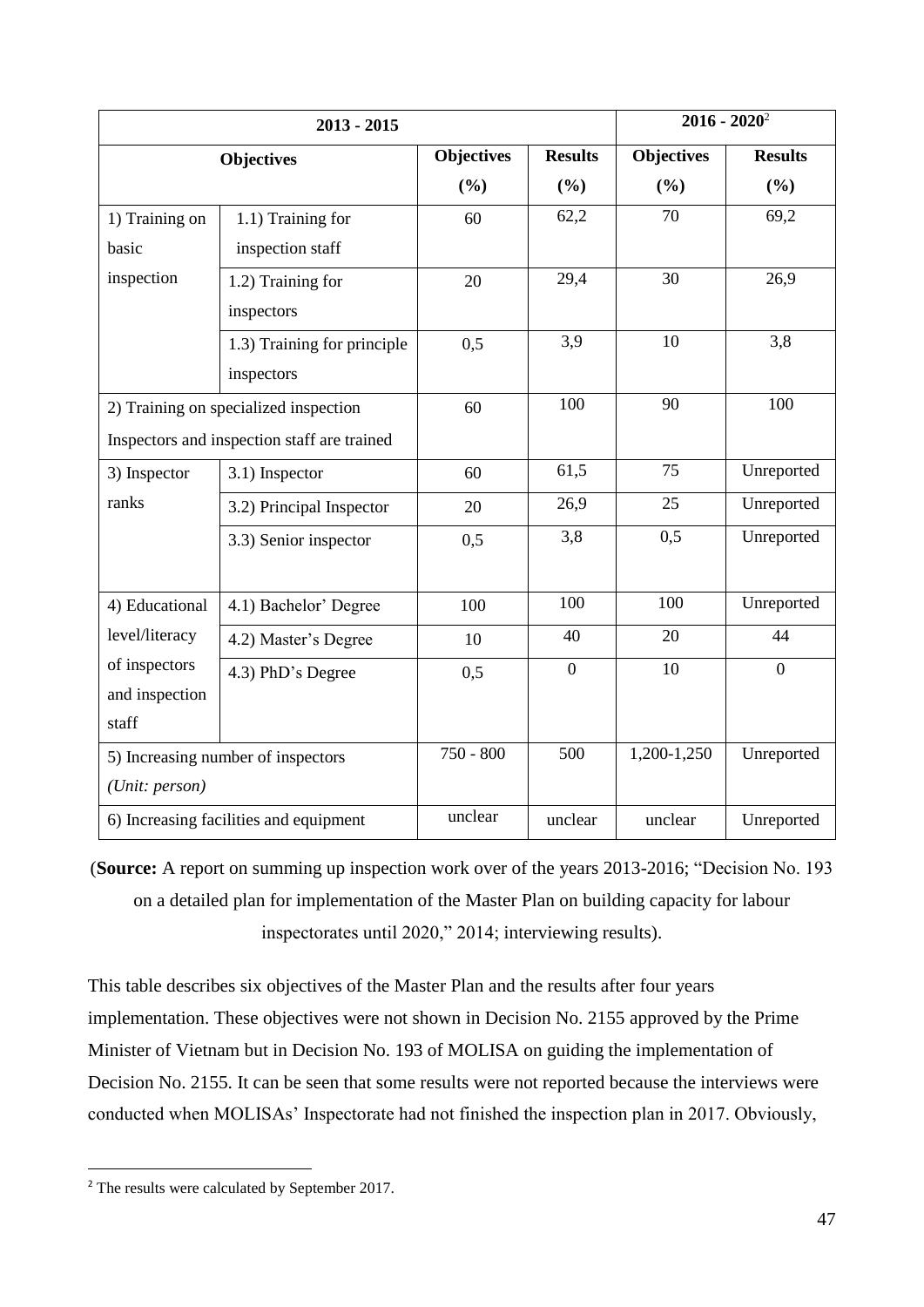| 2013 - 2015 | | | | 2016 - 2020[2] | |
|---|---|---|---|---|---|
| Objectives | | Objectives (%) | Results (%) | Objectives (%) | Results (%) |
| 1) Training on basic inspection | 1.1) Training for inspection staff | 60 | 62,2 | 70 | 69,2 |
| | 1.2) Training for inspectors | 20 | 29,4 | 30 | 26,9 |
| | 1.3) Training for principle inspectors | 0,5 | 3,9 | 10 | 3,8 |
| 2) Training on specialized inspection Inspectors and inspection staff are trained | | 60 | 100 | 90 | 100 |
| 3) Inspector ranks | 3.1) Inspector | 60 | 61,5 | 75 | Unreported |
| | 3.2) Principal Inspector | 20 | 26,9 | 25 | Unreported |
| | 3.3) Senior inspector | 0,5 | 3,8 | 0,5 | Unreported |
| 4) Educational level/literacy of inspectors and inspection staff | 4.1) Bachelor' Degree | 100 | 100 | 100 | Unreported |
| | 4.2) Master's Degree | 10 | 40 | 20 | 44 |
| | 4.3) PhD's Degree | 0,5 | 0 | 10 | 0 |
| 5) Increasing number of inspectors *(Unit: person)* | | 750 - 800 | 500 | 1,200-1,250 | Unreported |
| 6) Increasing facilities and equipment | | unclear | unclear | unclear | Unreported |

(**Source:** A report on summing up inspection work over of the years 2013-2016; "Decision No. 193 on a detailed plan for implementation of the Master Plan on building capacity for labour inspectorates until 2020," 2014; interviewing results).

This table describes six objectives of the Master Plan and the results after four years implementation. These objectives were not shown in Decision No. 2155 approved by the Prime Minister of Vietnam but in Decision No. 193 of MOLISA on guiding the implementation of Decision No. 2155. It can be seen that some results were not reported because the interviews were conducted when MOLISAs' Inspectorate had not finished the inspection plan in 2017. Obviously,

[2] The results were calculated by September 2017.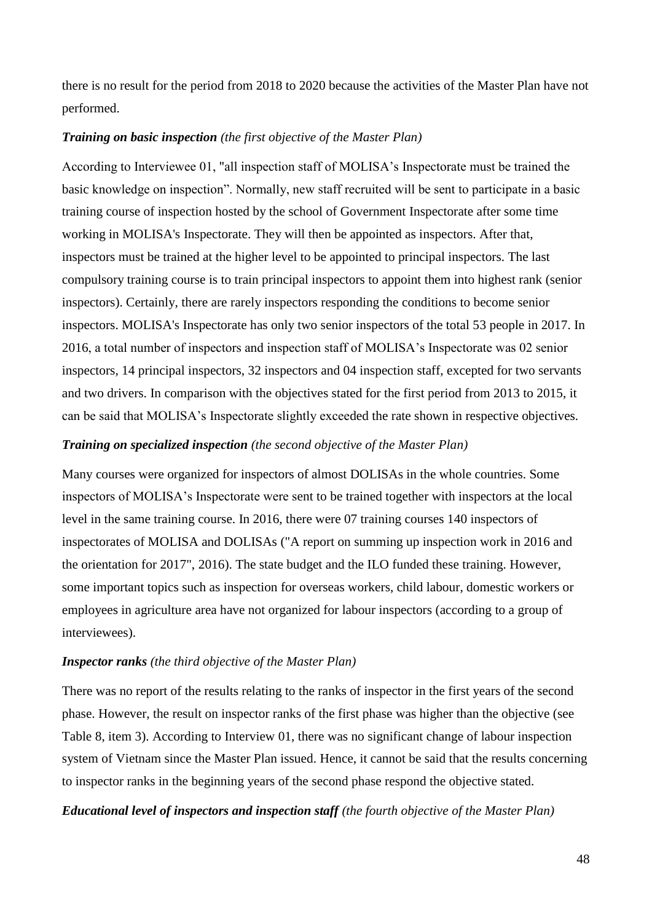there is no result for the period from 2018 to 2020 because the activities of the Master Plan have not performed.

***Training on basic inspection*** *(the first objective of the Master Plan)*

According to Interviewee 01, "all inspection staff of MOLISA's Inspectorate must be trained the basic knowledge on inspection". Normally, new staff recruited will be sent to participate in a basic training course of inspection hosted by the school of Government Inspectorate after some time working in MOLISA's Inspectorate. They will then be appointed as inspectors. After that, inspectors must be trained at the higher level to be appointed to principal inspectors. The last compulsory training course is to train principal inspectors to appoint them into highest rank (senior inspectors). Certainly, there are rarely inspectors responding the conditions to become senior inspectors. MOLISA's Inspectorate has only two senior inspectors of the total 53 people in 2017. In 2016, a total number of inspectors and inspection staff of MOLISA's Inspectorate was 02 senior inspectors, 14 principal inspectors, 32 inspectors and 04 inspection staff, excepted for two servants and two drivers. In comparison with the objectives stated for the first period from 2013 to 2015, it can be said that MOLISA's Inspectorate slightly exceeded the rate shown in respective objectives.

***Training on specialized inspection*** *(the second objective of the Master Plan)*

Many courses were organized for inspectors of almost DOLISAs in the whole countries. Some inspectors of MOLISA's Inspectorate were sent to be trained together with inspectors at the local level in the same training course. In 2016, there were 07 training courses 140 inspectors of inspectorates of MOLISA and DOLISAs ("A report on summing up inspection work in 2016 and the orientation for 2017", 2016). The state budget and the ILO funded these training. However, some important topics such as inspection for overseas workers, child labour, domestic workers or employees in agriculture area have not organized for labour inspectors (according to a group of interviewees).

***Inspector ranks*** *(the third objective of the Master Plan)*

There was no report of the results relating to the ranks of inspector in the first years of the second phase. However, the result on inspector ranks of the first phase was higher than the objective (see Table 8, item 3). According to Interview 01, there was no significant change of labour inspection system of Vietnam since the Master Plan issued. Hence, it cannot be said that the results concerning to inspector ranks in the beginning years of the second phase respond the objective stated.

***Educational level of inspectors and inspection staff*** *(the fourth objective of the Master Plan)*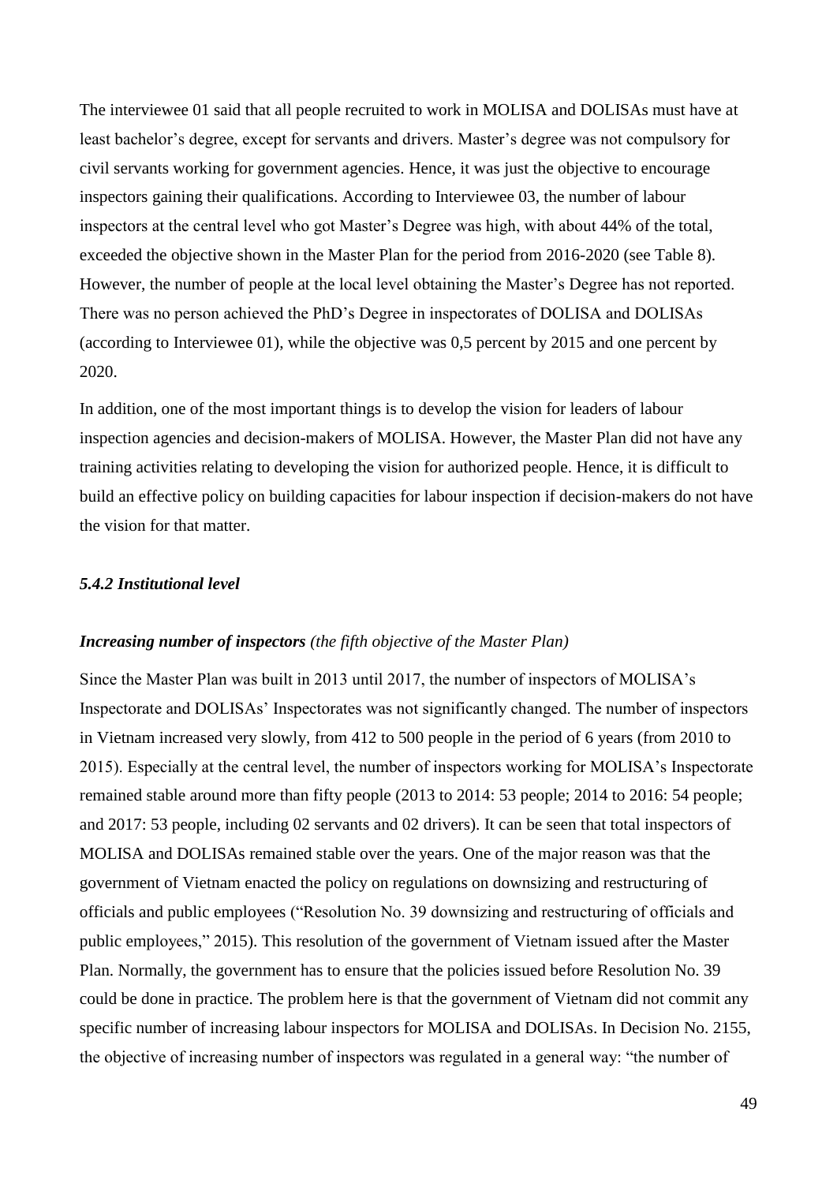The interviewee 01 said that all people recruited to work in MOLISA and DOLISAs must have at least bachelor's degree, except for servants and drivers. Master's degree was not compulsory for civil servants working for government agencies. Hence, it was just the objective to encourage inspectors gaining their qualifications. According to Interviewee 03, the number of labour inspectors at the central level who got Master's Degree was high, with about 44% of the total, exceeded the objective shown in the Master Plan for the period from 2016-2020 (see Table 8). However, the number of people at the local level obtaining the Master's Degree has not reported. There was no person achieved the PhD's Degree in inspectorates of DOLISA and DOLISAs (according to Interviewee 01), while the objective was 0,5 percent by 2015 and one percent by 2020.

In addition, one of the most important things is to develop the vision for leaders of labour inspection agencies and decision-makers of MOLISA. However, the Master Plan did not have any training activities relating to developing the vision for authorized people. Hence, it is difficult to build an effective policy on building capacities for labour inspection if decision-makers do not have the vision for that matter.

### *5.4.2 Institutional level*

***Increasing number of inspectors*** *(the fifth objective of the Master Plan)*

Since the Master Plan was built in 2013 until 2017, the number of inspectors of MOLISA's Inspectorate and DOLISAs' Inspectorates was not significantly changed. The number of inspectors in Vietnam increased very slowly, from 412 to 500 people in the period of 6 years (from 2010 to 2015). Especially at the central level, the number of inspectors working for MOLISA's Inspectorate remained stable around more than fifty people (2013 to 2014: 53 people; 2014 to 2016: 54 people; and 2017: 53 people, including 02 servants and 02 drivers). It can be seen that total inspectors of MOLISA and DOLISAs remained stable over the years. One of the major reason was that the government of Vietnam enacted the policy on regulations on downsizing and restructuring of officials and public employees ("Resolution No. 39 downsizing and restructuring of officials and public employees," 2015). This resolution of the government of Vietnam issued after the Master Plan. Normally, the government has to ensure that the policies issued before Resolution No. 39 could be done in practice. The problem here is that the government of Vietnam did not commit any specific number of increasing labour inspectors for MOLISA and DOLISAs. In Decision No. 2155, the objective of increasing number of inspectors was regulated in a general way: "the number of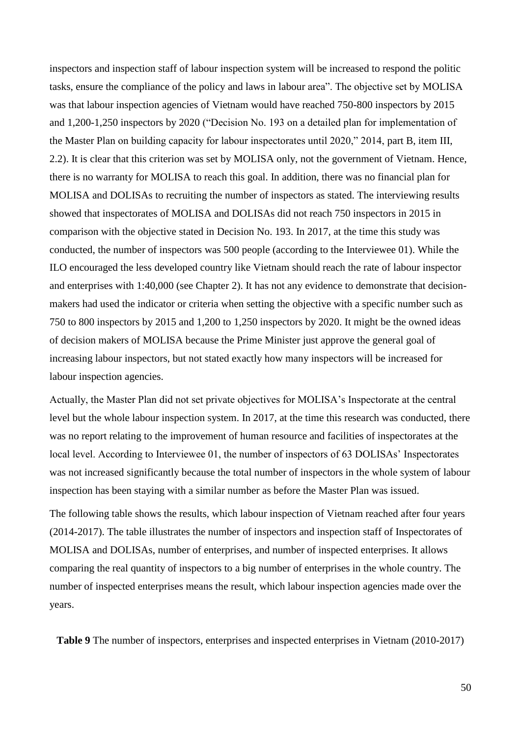inspectors and inspection staff of labour inspection system will be increased to respond the politic tasks, ensure the compliance of the policy and laws in labour area". The objective set by MOLISA was that labour inspection agencies of Vietnam would have reached 750-800 inspectors by 2015 and 1,200-1,250 inspectors by 2020 ("Decision No. 193 on a detailed plan for implementation of the Master Plan on building capacity for labour inspectorates until 2020," 2014, part B, item III, 2.2). It is clear that this criterion was set by MOLISA only, not the government of Vietnam. Hence, there is no warranty for MOLISA to reach this goal. In addition, there was no financial plan for MOLISA and DOLISAs to recruiting the number of inspectors as stated. The interviewing results showed that inspectorates of MOLISA and DOLISAs did not reach 750 inspectors in 2015 in comparison with the objective stated in Decision No. 193. In 2017, at the time this study was conducted, the number of inspectors was 500 people (according to the Interviewee 01). While the ILO encouraged the less developed country like Vietnam should reach the rate of labour inspector and enterprises with 1:40,000 (see Chapter 2). It has not any evidence to demonstrate that decision-makers had used the indicator or criteria when setting the objective with a specific number such as 750 to 800 inspectors by 2015 and 1,200 to 1,250 inspectors by 2020. It might be the owned ideas of decision makers of MOLISA because the Prime Minister just approve the general goal of increasing labour inspectors, but not stated exactly how many inspectors will be increased for labour inspection agencies.

Actually, the Master Plan did not set private objectives for MOLISA's Inspectorate at the central level but the whole labour inspection system. In 2017, at the time this research was conducted, there was no report relating to the improvement of human resource and facilities of inspectorates at the local level. According to Interviewee 01, the number of inspectors of 63 DOLISAs' Inspectorates was not increased significantly because the total number of inspectors in the whole system of labour inspection has been staying with a similar number as before the Master Plan was issued.

The following table shows the results, which labour inspection of Vietnam reached after four years (2014-2017). The table illustrates the number of inspectors and inspection staff of Inspectorates of MOLISA and DOLISAs, number of enterprises, and number of inspected enterprises. It allows comparing the real quantity of inspectors to a big number of enterprises in the whole country. The number of inspected enterprises means the result, which labour inspection agencies made over the years.

**Table 9** The number of inspectors, enterprises and inspected enterprises in Vietnam (2010-2017)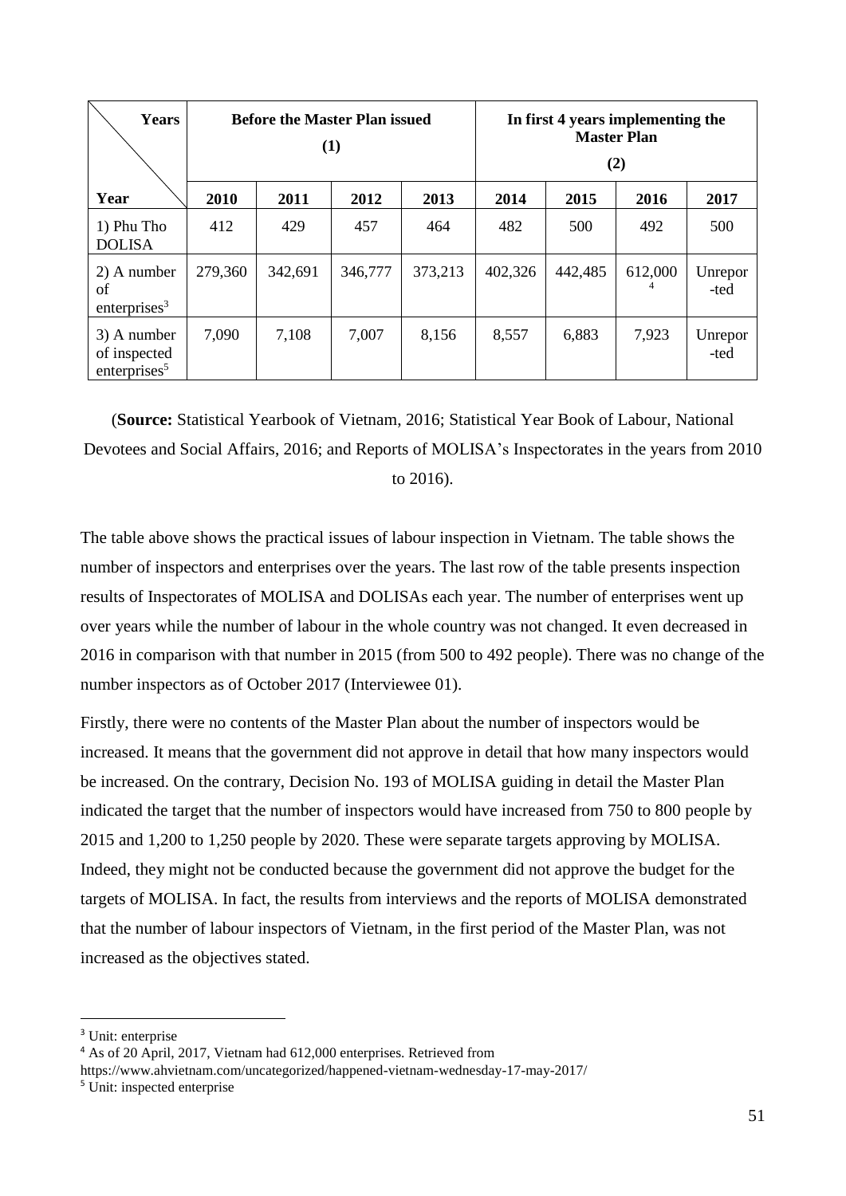| Years / Year | Before the Master Plan issued (1) | | | | In first 4 years implementing the Master Plan (2) | | | |
|---|---|---|---|---|---|---|---|---|
| | **2010** | **2011** | **2012** | **2013** | **2014** | **2015** | **2016** | **2017** |
| 1) Phu Tho DOLISA | 412 | 429 | 457 | 464 | 482 | 500 | 492 | 500 |
| 2) A number of enterprises[3] | 279,360 | 342,691 | 346,777 | 373,213 | 402,326 | 442,485 | 612,000[4] | Unreported |
| 3) A number of inspected enterprises[5] | 7,090 | 7,108 | 7,007 | 8,156 | 8,557 | 6,883 | 7,923 | Unreported |

(**Source:** Statistical Yearbook of Vietnam, 2016; Statistical Year Book of Labour, National Devotees and Social Affairs, 2016; and Reports of MOLISA's Inspectorates in the years from 2010 to 2016).

The table above shows the practical issues of labour inspection in Vietnam. The table shows the number of inspectors and enterprises over the years. The last row of the table presents inspection results of Inspectorates of MOLISA and DOLISAs each year. The number of enterprises went up over years while the number of labour in the whole country was not changed. It even decreased in 2016 in comparison with that number in 2015 (from 500 to 492 people). There was no change of the number inspectors as of October 2017 (Interviewee 01).

Firstly, there were no contents of the Master Plan about the number of inspectors would be increased. It means that the government did not approve in detail that how many inspectors would be increased. On the contrary, Decision No. 193 of MOLISA guiding in detail the Master Plan indicated the target that the number of inspectors would have increased from 750 to 800 people by 2015 and 1,200 to 1,250 people by 2020. These were separate targets approving by MOLISA. Indeed, they might not be conducted because the government did not approve the budget for the targets of MOLISA. In fact, the results from interviews and the reports of MOLISA demonstrated that the number of labour inspectors of Vietnam, in the first period of the Master Plan, was not increased as the objectives stated.

---

[3] Unit: enterprise

[4] As of 20 April, 2017, Vietnam had 612,000 enterprises. Retrieved from https://www.ahvietnam.com/uncategorized/happened-vietnam-wednesday-17-may-2017/

[5] Unit: inspected enterprise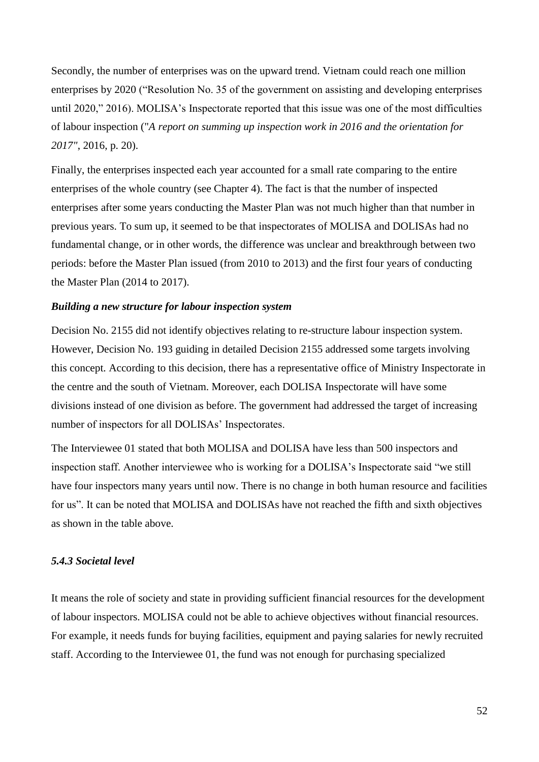Secondly, the number of enterprises was on the upward trend. Vietnam could reach one million enterprises by 2020 ("Resolution No. 35 of the government on assisting and developing enterprises until 2020," 2016). MOLISA's Inspectorate reported that this issue was one of the most difficulties of labour inspection ("*A report on summing up inspection work in 2016 and the orientation for 2017"*, 2016, p. 20).

Finally, the enterprises inspected each year accounted for a small rate comparing to the entire enterprises of the whole country (see Chapter 4). The fact is that the number of inspected enterprises after some years conducting the Master Plan was not much higher than that number in previous years. To sum up, it seemed to be that inspectorates of MOLISA and DOLISAs had no fundamental change, or in other words, the difference was unclear and breakthrough between two periods: before the Master Plan issued (from 2010 to 2013) and the first four years of conducting the Master Plan (2014 to 2017).

***Building a new structure for labour inspection system***

Decision No. 2155 did not identify objectives relating to re-structure labour inspection system. However, Decision No. 193 guiding in detailed Decision 2155 addressed some targets involving this concept. According to this decision, there has a representative office of Ministry Inspectorate in the centre and the south of Vietnam. Moreover, each DOLISA Inspectorate will have some divisions instead of one division as before. The government had addressed the target of increasing number of inspectors for all DOLISAs' Inspectorates.

The Interviewee 01 stated that both MOLISA and DOLISA have less than 500 inspectors and inspection staff. Another interviewee who is working for a DOLISA's Inspectorate said "we still have four inspectors many years until now. There is no change in both human resource and facilities for us". It can be noted that MOLISA and DOLISAs have not reached the fifth and sixth objectives as shown in the table above.

### *5.4.3 Societal level*

It means the role of society and state in providing sufficient financial resources for the development of labour inspectors. MOLISA could not be able to achieve objectives without financial resources. For example, it needs funds for buying facilities, equipment and paying salaries for newly recruited staff. According to the Interviewee 01, the fund was not enough for purchasing specialized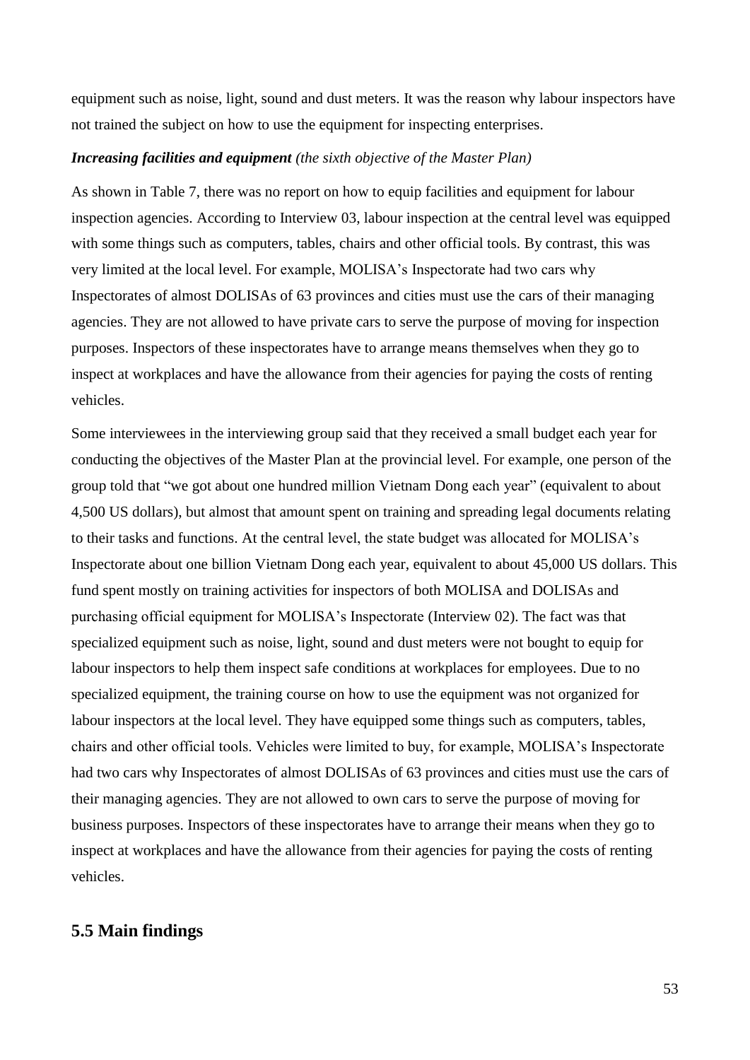equipment such as noise, light, sound and dust meters. It was the reason why labour inspectors have not trained the subject on how to use the equipment for inspecting enterprises.

***Increasing facilities and equipment*** *(the sixth objective of the Master Plan)*

As shown in Table 7, there was no report on how to equip facilities and equipment for labour inspection agencies. According to Interview 03, labour inspection at the central level was equipped with some things such as computers, tables, chairs and other official tools. By contrast, this was very limited at the local level. For example, MOLISA's Inspectorate had two cars why Inspectorates of almost DOLISAs of 63 provinces and cities must use the cars of their managing agencies. They are not allowed to have private cars to serve the purpose of moving for inspection purposes. Inspectors of these inspectorates have to arrange means themselves when they go to inspect at workplaces and have the allowance from their agencies for paying the costs of renting vehicles.

Some interviewees in the interviewing group said that they received a small budget each year for conducting the objectives of the Master Plan at the provincial level. For example, one person of the group told that "we got about one hundred million Vietnam Dong each year" (equivalent to about 4,500 US dollars), but almost that amount spent on training and spreading legal documents relating to their tasks and functions. At the central level, the state budget was allocated for MOLISA's Inspectorate about one billion Vietnam Dong each year, equivalent to about 45,000 US dollars. This fund spent mostly on training activities for inspectors of both MOLISA and DOLISAs and purchasing official equipment for MOLISA's Inspectorate (Interview 02). The fact was that specialized equipment such as noise, light, sound and dust meters were not bought to equip for labour inspectors to help them inspect safe conditions at workplaces for employees. Due to no specialized equipment, the training course on how to use the equipment was not organized for labour inspectors at the local level. They have equipped some things such as computers, tables, chairs and other official tools. Vehicles were limited to buy, for example, MOLISA's Inspectorate had two cars why Inspectorates of almost DOLISAs of 63 provinces and cities must use the cars of their managing agencies. They are not allowed to own cars to serve the purpose of moving for business purposes. Inspectors of these inspectorates have to arrange their means when they go to inspect at workplaces and have the allowance from their agencies for paying the costs of renting vehicles.

## 5.5 Main findings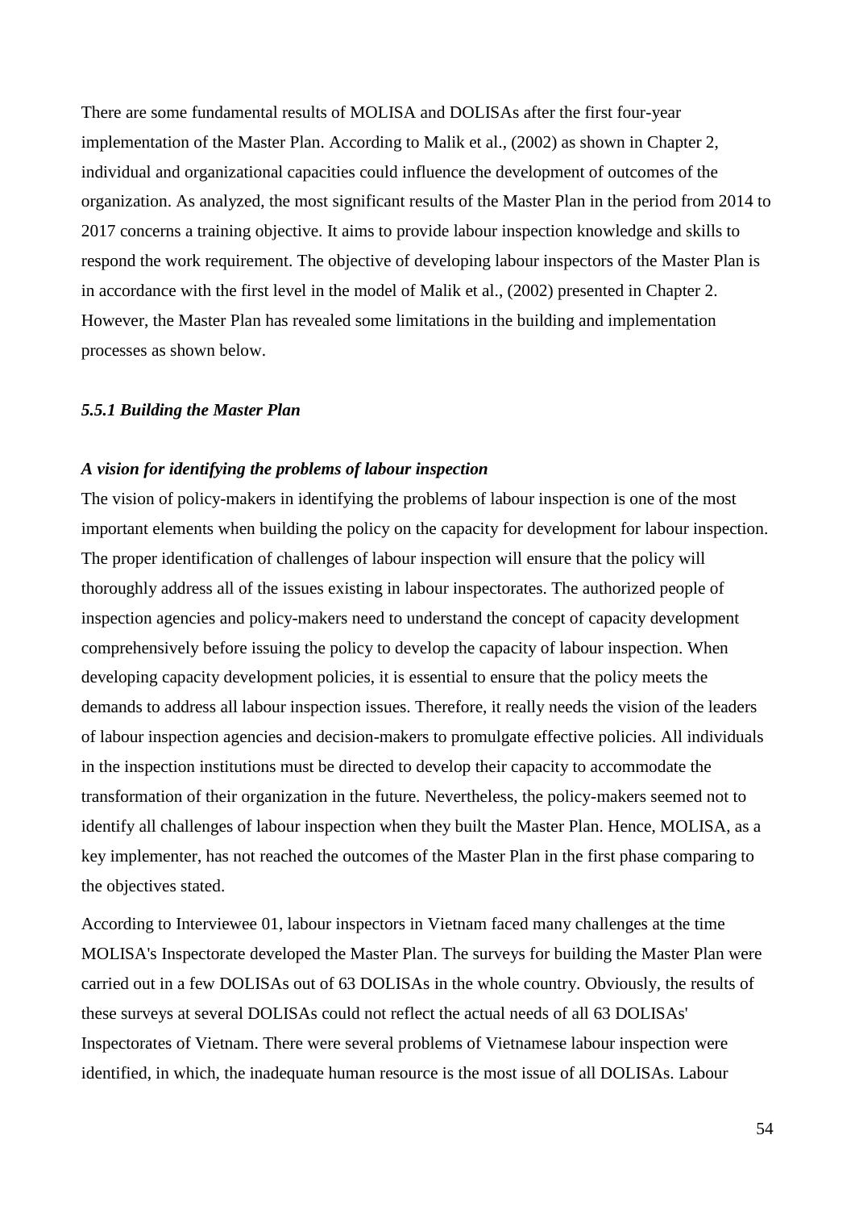There are some fundamental results of MOLISA and DOLISAs after the first four-year implementation of the Master Plan. According to Malik et al., (2002) as shown in Chapter 2, individual and organizational capacities could influence the development of outcomes of the organization. As analyzed, the most significant results of the Master Plan in the period from 2014 to 2017 concerns a training objective. It aims to provide labour inspection knowledge and skills to respond the work requirement. The objective of developing labour inspectors of the Master Plan is in accordance with the first level in the model of Malik et al., (2002) presented in Chapter 2. However, the Master Plan has revealed some limitations in the building and implementation processes as shown below.

### *5.5.1 Building the Master Plan*

***A vision for identifying the problems of labour inspection***

The vision of policy-makers in identifying the problems of labour inspection is one of the most important elements when building the policy on the capacity for development for labour inspection. The proper identification of challenges of labour inspection will ensure that the policy will thoroughly address all of the issues existing in labour inspectorates. The authorized people of inspection agencies and policy-makers need to understand the concept of capacity development comprehensively before issuing the policy to develop the capacity of labour inspection. When developing capacity development policies, it is essential to ensure that the policy meets the demands to address all labour inspection issues. Therefore, it really needs the vision of the leaders of labour inspection agencies and decision-makers to promulgate effective policies. All individuals in the inspection institutions must be directed to develop their capacity to accommodate the transformation of their organization in the future. Nevertheless, the policy-makers seemed not to identify all challenges of labour inspection when they built the Master Plan. Hence, MOLISA, as a key implementer, has not reached the outcomes of the Master Plan in the first phase comparing to the objectives stated.

According to Interviewee 01, labour inspectors in Vietnam faced many challenges at the time MOLISA's Inspectorate developed the Master Plan. The surveys for building the Master Plan were carried out in a few DOLISAs out of 63 DOLISAs in the whole country. Obviously, the results of these surveys at several DOLISAs could not reflect the actual needs of all 63 DOLISAs' Inspectorates of Vietnam. There were several problems of Vietnamese labour inspection were identified, in which, the inadequate human resource is the most issue of all DOLISAs. Labour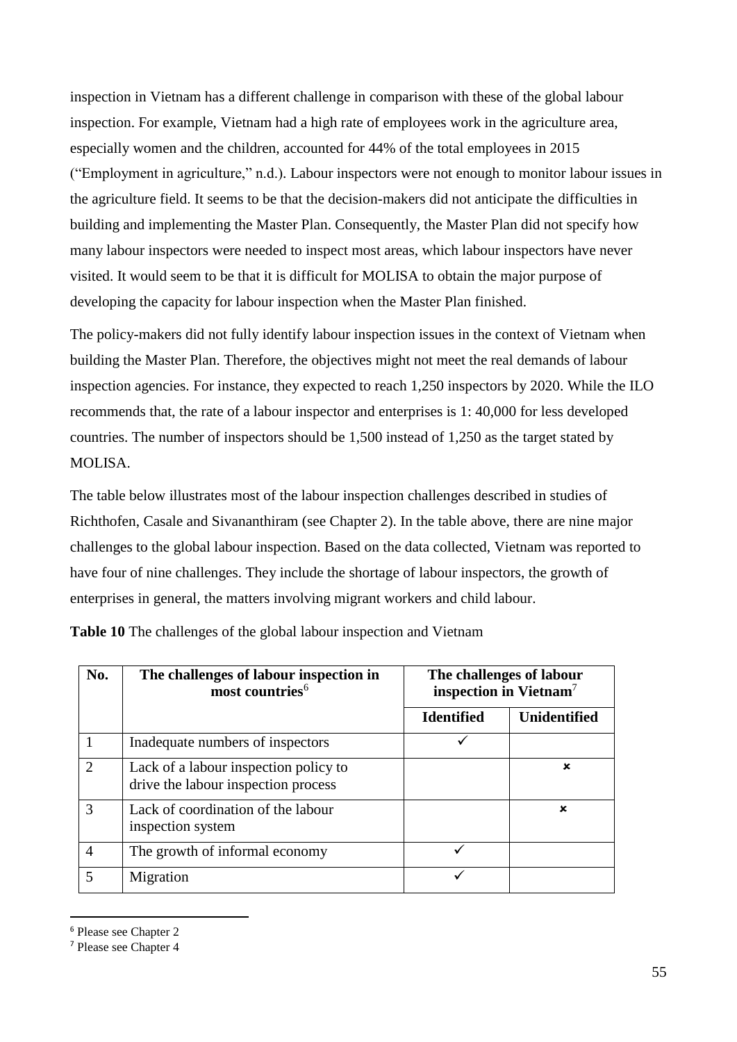inspection in Vietnam has a different challenge in comparison with these of the global labour inspection. For example, Vietnam had a high rate of employees work in the agriculture area, especially women and the children, accounted for 44% of the total employees in 2015 ("Employment in agriculture," n.d.). Labour inspectors were not enough to monitor labour issues in the agriculture field. It seems to be that the decision-makers did not anticipate the difficulties in building and implementing the Master Plan. Consequently, the Master Plan did not specify how many labour inspectors were needed to inspect most areas, which labour inspectors have never visited. It would seem to be that it is difficult for MOLISA to obtain the major purpose of developing the capacity for labour inspection when the Master Plan finished.

The policy-makers did not fully identify labour inspection issues in the context of Vietnam when building the Master Plan. Therefore, the objectives might not meet the real demands of labour inspection agencies. For instance, they expected to reach 1,250 inspectors by 2020. While the ILO recommends that, the rate of a labour inspector and enterprises is 1: 40,000 for less developed countries. The number of inspectors should be 1,500 instead of 1,250 as the target stated by MOLISA.

The table below illustrates most of the labour inspection challenges described in studies of Richthofen, Casale and Sivananthiram (see Chapter 2). In the table above, there are nine major challenges to the global labour inspection. Based on the data collected, Vietnam was reported to have four of nine challenges. They include the shortage of labour inspectors, the growth of enterprises in general, the matters involving migrant workers and child labour.

**Table 10** The challenges of the global labour inspection and Vietnam

| No. | The challenges of labour inspection in most countries[6] | The challenges of labour inspection in Vietnam[7] | |
|---|---|---|---|
| | | **Identified** | **Unidentified** |
| 1 | Inadequate numbers of inspectors | ✓ | |
| 2 | Lack of a labour inspection policy to drive the labour inspection process | | ✗ |
| 3 | Lack of coordination of the labour inspection system | | ✗ |
| 4 | The growth of informal economy | ✓ | |
| 5 | Migration | ✓ | |

[6] Please see Chapter 2

[7] Please see Chapter 4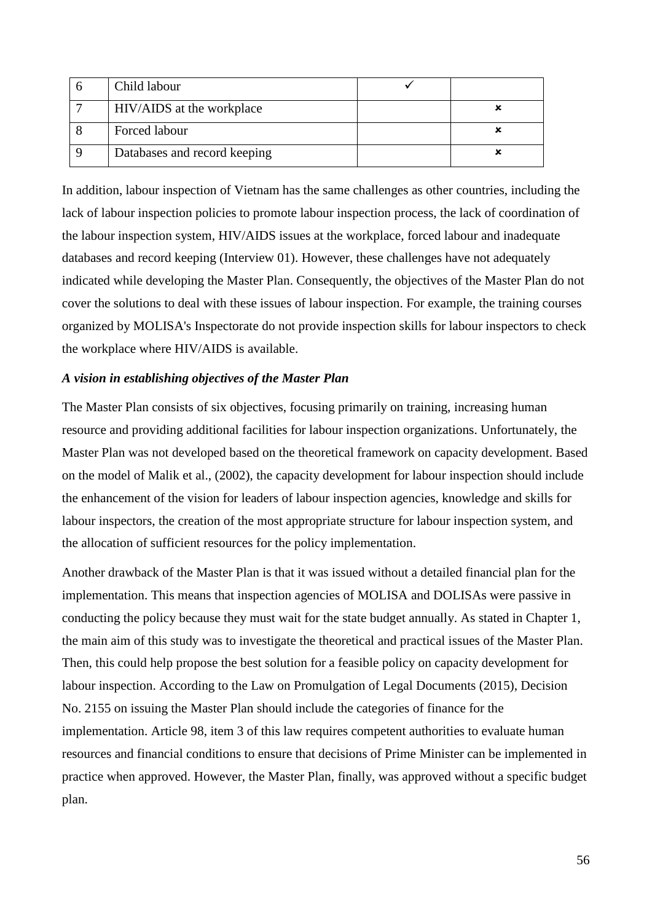| 6 | Child labour | ✓ | |
|---|---|---|---|
| 7 | HIV/AIDS at the workplace | | ✗ |
| 8 | Forced labour | | ✗ |
| 9 | Databases and record keeping | | ✗ |

In addition, labour inspection of Vietnam has the same challenges as other countries, including the lack of labour inspection policies to promote labour inspection process, the lack of coordination of the labour inspection system, HIV/AIDS issues at the workplace, forced labour and inadequate databases and record keeping (Interview 01). However, these challenges have not adequately indicated while developing the Master Plan. Consequently, the objectives of the Master Plan do not cover the solutions to deal with these issues of labour inspection. For example, the training courses organized by MOLISA's Inspectorate do not provide inspection skills for labour inspectors to check the workplace where HIV/AIDS is available.

***A vision in establishing objectives of the Master Plan***

The Master Plan consists of six objectives, focusing primarily on training, increasing human resource and providing additional facilities for labour inspection organizations. Unfortunately, the Master Plan was not developed based on the theoretical framework on capacity development. Based on the model of Malik et al., (2002), the capacity development for labour inspection should include the enhancement of the vision for leaders of labour inspection agencies, knowledge and skills for labour inspectors, the creation of the most appropriate structure for labour inspection system, and the allocation of sufficient resources for the policy implementation.

Another drawback of the Master Plan is that it was issued without a detailed financial plan for the implementation. This means that inspection agencies of MOLISA and DOLISAs were passive in conducting the policy because they must wait for the state budget annually. As stated in Chapter 1, the main aim of this study was to investigate the theoretical and practical issues of the Master Plan. Then, this could help propose the best solution for a feasible policy on capacity development for labour inspection. According to the Law on Promulgation of Legal Documents (2015), Decision No. 2155 on issuing the Master Plan should include the categories of finance for the implementation. Article 98, item 3 of this law requires competent authorities to evaluate human resources and financial conditions to ensure that decisions of Prime Minister can be implemented in practice when approved. However, the Master Plan, finally, was approved without a specific budget plan.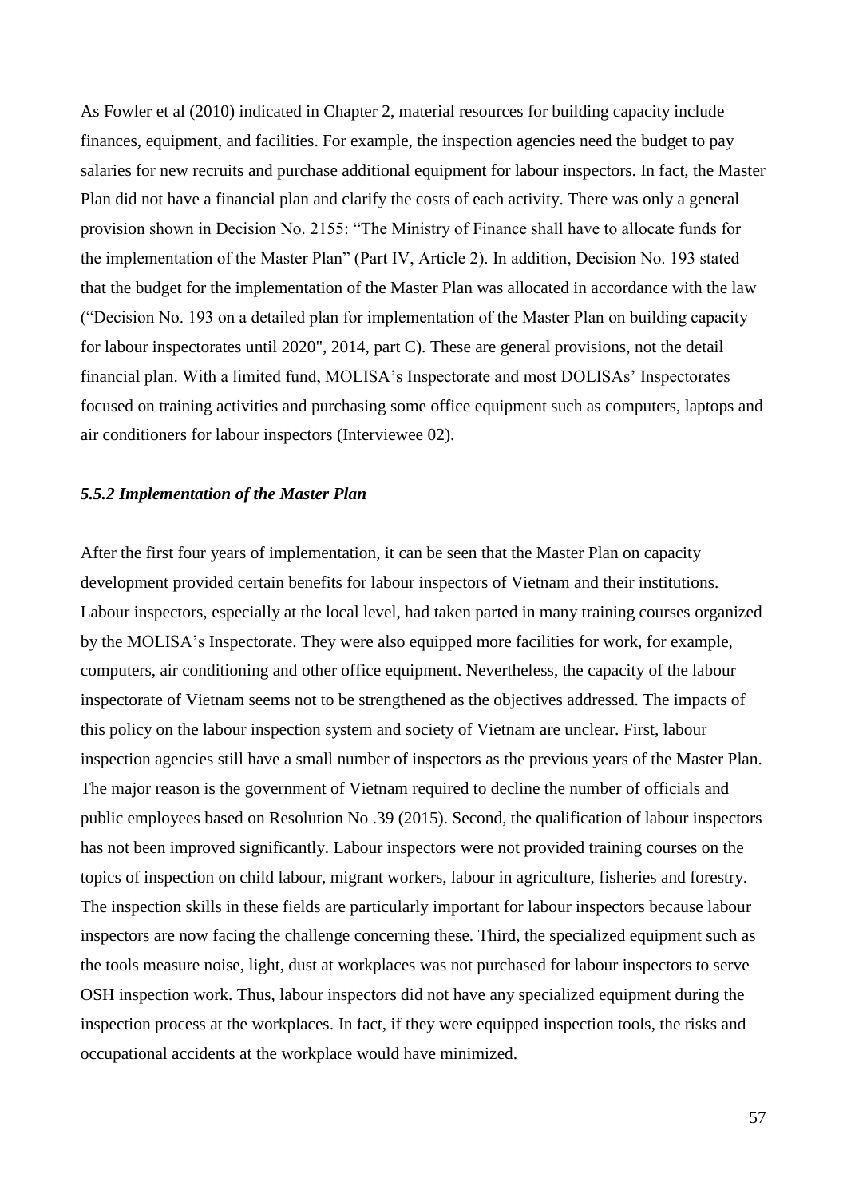As Fowler et al (2010) indicated in Chapter 2, material resources for building capacity include finances, equipment, and facilities. For example, the inspection agencies need the budget to pay salaries for new recruits and purchase additional equipment for labour inspectors. In fact, the Master Plan did not have a financial plan and clarify the costs of each activity. There was only a general provision shown in Decision No. 2155: "The Ministry of Finance shall have to allocate funds for the implementation of the Master Plan" (Part IV, Article 2). In addition, Decision No. 193 stated that the budget for the implementation of the Master Plan was allocated in accordance with the law ("Decision No. 193 on a detailed plan for implementation of the Master Plan on building capacity for labour inspectorates until 2020", 2014, part C). These are general provisions, not the detail financial plan. With a limited fund, MOLISA's Inspectorate and most DOLISAs' Inspectorates focused on training activities and purchasing some office equipment such as computers, laptops and air conditioners for labour inspectors (Interviewee 02).

### *5.5.2 Implementation of the Master Plan*

After the first four years of implementation, it can be seen that the Master Plan on capacity development provided certain benefits for labour inspectors of Vietnam and their institutions. Labour inspectors, especially at the local level, had taken parted in many training courses organized by the MOLISA's Inspectorate. They were also equipped more facilities for work, for example, computers, air conditioning and other office equipment. Nevertheless, the capacity of the labour inspectorate of Vietnam seems not to be strengthened as the objectives addressed. The impacts of this policy on the labour inspection system and society of Vietnam are unclear. First, labour inspection agencies still have a small number of inspectors as the previous years of the Master Plan. The major reason is the government of Vietnam required to decline the number of officials and public employees based on Resolution No .39 (2015). Second, the qualification of labour inspectors has not been improved significantly. Labour inspectors were not provided training courses on the topics of inspection on child labour, migrant workers, labour in agriculture, fisheries and forestry. The inspection skills in these fields are particularly important for labour inspectors because labour inspectors are now facing the challenge concerning these. Third, the specialized equipment such as the tools measure noise, light, dust at workplaces was not purchased for labour inspectors to serve OSH inspection work. Thus, labour inspectors did not have any specialized equipment during the inspection process at the workplaces. In fact, if they were equipped inspection tools, the risks and occupational accidents at the workplace would have minimized.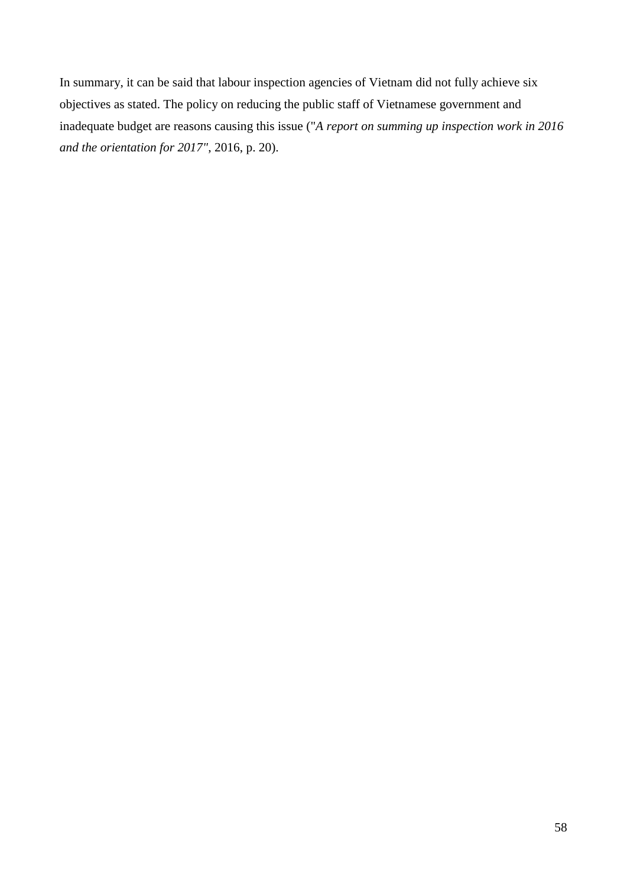In summary, it can be said that labour inspection agencies of Vietnam did not fully achieve six objectives as stated. The policy on reducing the public staff of Vietnamese government and inadequate budget are reasons causing this issue ("*A report on summing up inspection work in 2016 and the orientation for 2017"*, 2016, p. 20).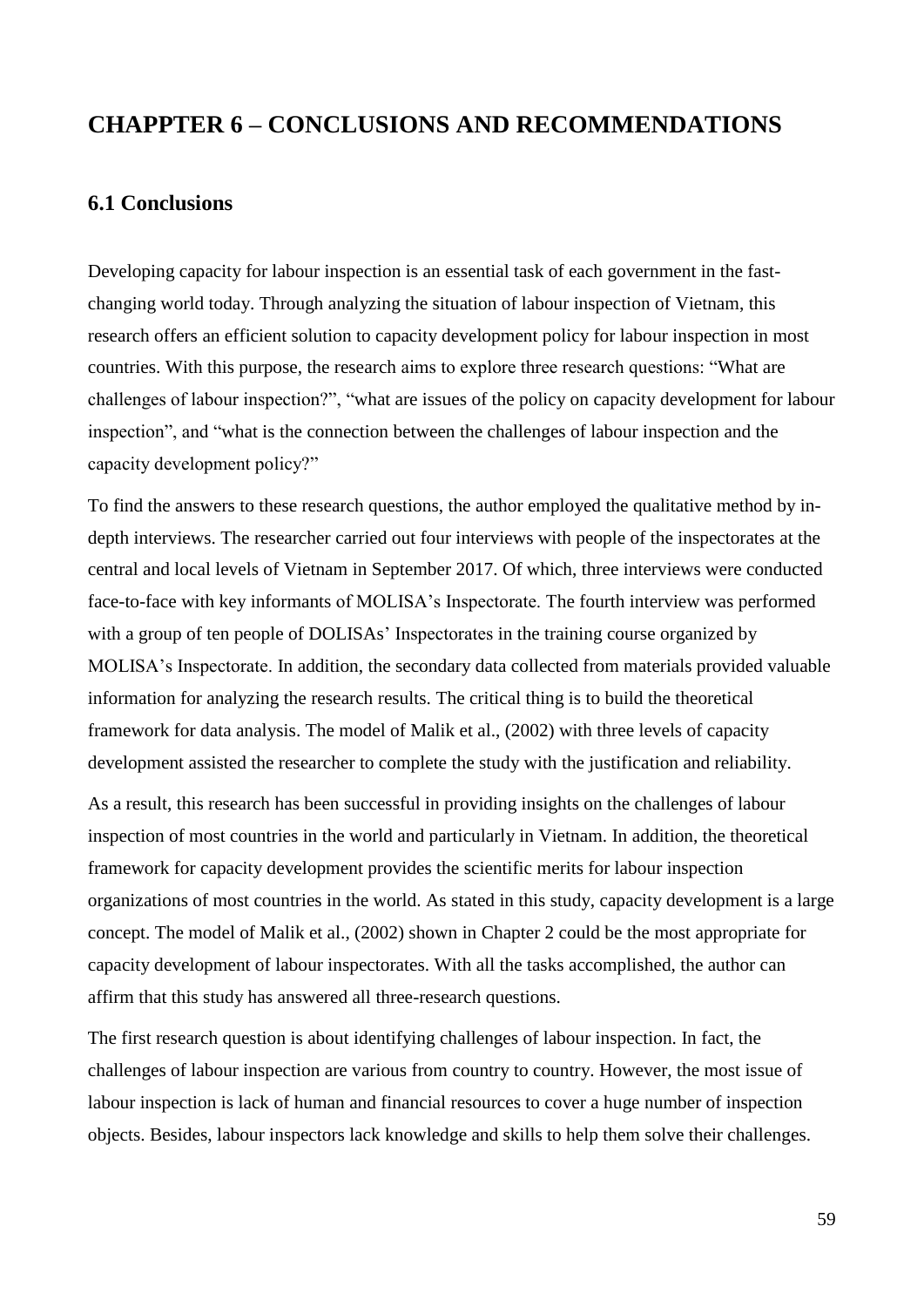# CHAPPTER 6 – CONCLUSIONS AND RECOMMENDATIONS

## 6.1 Conclusions

Developing capacity for labour inspection is an essential task of each government in the fast-changing world today. Through analyzing the situation of labour inspection of Vietnam, this research offers an efficient solution to capacity development policy for labour inspection in most countries. With this purpose, the research aims to explore three research questions: "What are challenges of labour inspection?", "what are issues of the policy on capacity development for labour inspection", and "what is the connection between the challenges of labour inspection and the capacity development policy?"

To find the answers to these research questions, the author employed the qualitative method by in-depth interviews. The researcher carried out four interviews with people of the inspectorates at the central and local levels of Vietnam in September 2017. Of which, three interviews were conducted face-to-face with key informants of MOLISA's Inspectorate. The fourth interview was performed with a group of ten people of DOLISAs' Inspectorates in the training course organized by MOLISA's Inspectorate. In addition, the secondary data collected from materials provided valuable information for analyzing the research results. The critical thing is to build the theoretical framework for data analysis. The model of Malik et al., (2002) with three levels of capacity development assisted the researcher to complete the study with the justification and reliability.

As a result, this research has been successful in providing insights on the challenges of labour inspection of most countries in the world and particularly in Vietnam. In addition, the theoretical framework for capacity development provides the scientific merits for labour inspection organizations of most countries in the world. As stated in this study, capacity development is a large concept. The model of Malik et al., (2002) shown in Chapter 2 could be the most appropriate for capacity development of labour inspectorates. With all the tasks accomplished, the author can affirm that this study has answered all three-research questions.

The first research question is about identifying challenges of labour inspection. In fact, the challenges of labour inspection are various from country to country. However, the most issue of labour inspection is lack of human and financial resources to cover a huge number of inspection objects. Besides, labour inspectors lack knowledge and skills to help them solve their challenges.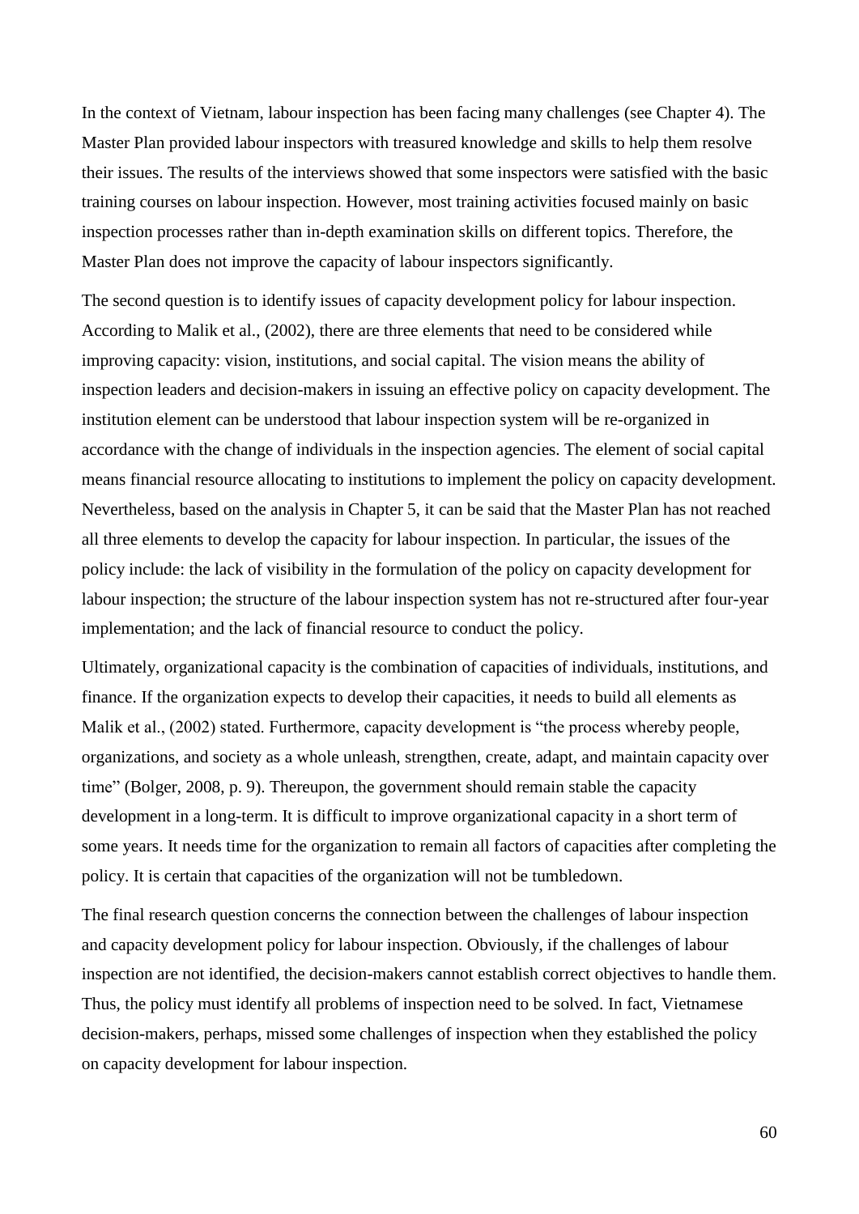In the context of Vietnam, labour inspection has been facing many challenges (see Chapter 4). The Master Plan provided labour inspectors with treasured knowledge and skills to help them resolve their issues. The results of the interviews showed that some inspectors were satisfied with the basic training courses on labour inspection. However, most training activities focused mainly on basic inspection processes rather than in-depth examination skills on different topics. Therefore, the Master Plan does not improve the capacity of labour inspectors significantly.

The second question is to identify issues of capacity development policy for labour inspection. According to Malik et al., (2002), there are three elements that need to be considered while improving capacity: vision, institutions, and social capital. The vision means the ability of inspection leaders and decision-makers in issuing an effective policy on capacity development. The institution element can be understood that labour inspection system will be re-organized in accordance with the change of individuals in the inspection agencies. The element of social capital means financial resource allocating to institutions to implement the policy on capacity development. Nevertheless, based on the analysis in Chapter 5, it can be said that the Master Plan has not reached all three elements to develop the capacity for labour inspection. In particular, the issues of the policy include: the lack of visibility in the formulation of the policy on capacity development for labour inspection; the structure of the labour inspection system has not re-structured after four-year implementation; and the lack of financial resource to conduct the policy.

Ultimately, organizational capacity is the combination of capacities of individuals, institutions, and finance. If the organization expects to develop their capacities, it needs to build all elements as Malik et al., (2002) stated. Furthermore, capacity development is "the process whereby people, organizations, and society as a whole unleash, strengthen, create, adapt, and maintain capacity over time" (Bolger, 2008, p. 9). Thereupon, the government should remain stable the capacity development in a long-term. It is difficult to improve organizational capacity in a short term of some years. It needs time for the organization to remain all factors of capacities after completing the policy. It is certain that capacities of the organization will not be tumbledown.

The final research question concerns the connection between the challenges of labour inspection and capacity development policy for labour inspection. Obviously, if the challenges of labour inspection are not identified, the decision-makers cannot establish correct objectives to handle them. Thus, the policy must identify all problems of inspection need to be solved. In fact, Vietnamese decision-makers, perhaps, missed some challenges of inspection when they established the policy on capacity development for labour inspection.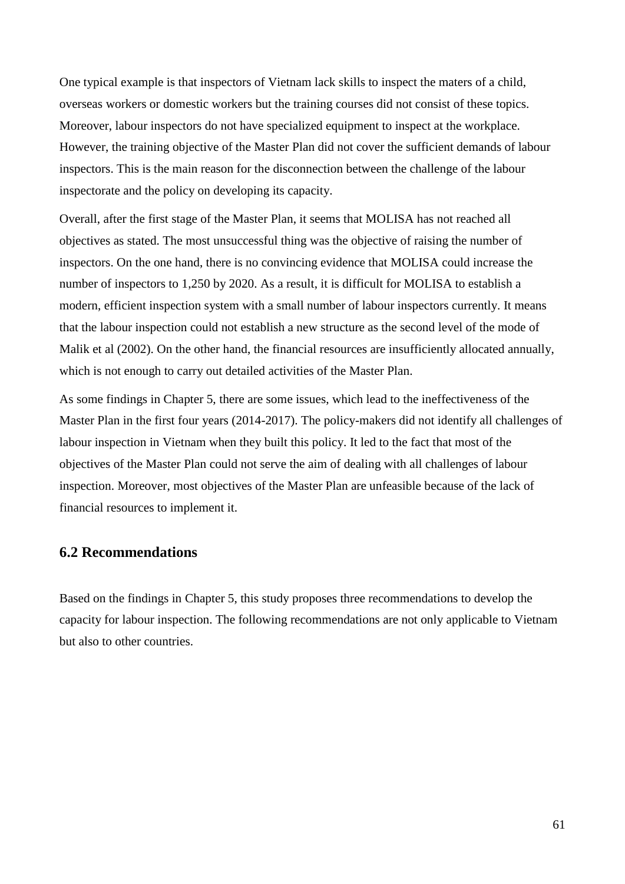One typical example is that inspectors of Vietnam lack skills to inspect the maters of a child, overseas workers or domestic workers but the training courses did not consist of these topics. Moreover, labour inspectors do not have specialized equipment to inspect at the workplace. However, the training objective of the Master Plan did not cover the sufficient demands of labour inspectors. This is the main reason for the disconnection between the challenge of the labour inspectorate and the policy on developing its capacity.

Overall, after the first stage of the Master Plan, it seems that MOLISA has not reached all objectives as stated. The most unsuccessful thing was the objective of raising the number of inspectors. On the one hand, there is no convincing evidence that MOLISA could increase the number of inspectors to 1,250 by 2020. As a result, it is difficult for MOLISA to establish a modern, efficient inspection system with a small number of labour inspectors currently. It means that the labour inspection could not establish a new structure as the second level of the mode of Malik et al (2002). On the other hand, the financial resources are insufficiently allocated annually, which is not enough to carry out detailed activities of the Master Plan.

As some findings in Chapter 5, there are some issues, which lead to the ineffectiveness of the Master Plan in the first four years (2014-2017). The policy-makers did not identify all challenges of labour inspection in Vietnam when they built this policy. It led to the fact that most of the objectives of the Master Plan could not serve the aim of dealing with all challenges of labour inspection. Moreover, most objectives of the Master Plan are unfeasible because of the lack of financial resources to implement it.

## 6.2 Recommendations

Based on the findings in Chapter 5, this study proposes three recommendations to develop the capacity for labour inspection. The following recommendations are not only applicable to Vietnam but also to other countries.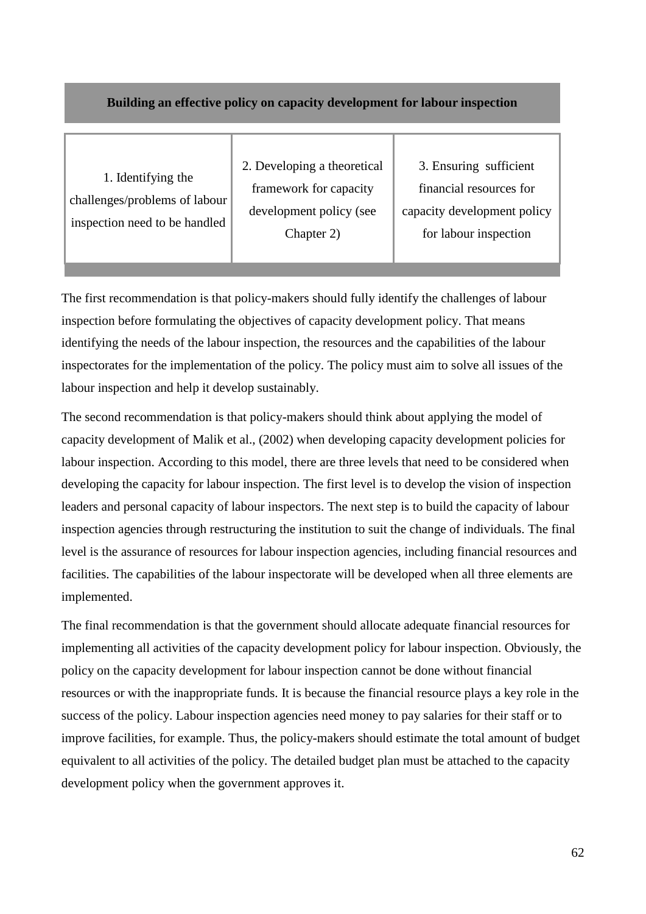| Building an effective policy on capacity development for labour inspection | | |
|---|---|---|
| 1. Identifying the challenges/problems of labour inspection need to be handled | 2. Developing a theoretical framework for capacity development policy (see Chapter 2) | 3. Ensuring sufficient financial resources for capacity development policy for labour inspection |

The first recommendation is that policy-makers should fully identify the challenges of labour inspection before formulating the objectives of capacity development policy. That means identifying the needs of the labour inspection, the resources and the capabilities of the labour inspectorates for the implementation of the policy. The policy must aim to solve all issues of the labour inspection and help it develop sustainably.

The second recommendation is that policy-makers should think about applying the model of capacity development of Malik et al., (2002) when developing capacity development policies for labour inspection. According to this model, there are three levels that need to be considered when developing the capacity for labour inspection. The first level is to develop the vision of inspection leaders and personal capacity of labour inspectors. The next step is to build the capacity of labour inspection agencies through restructuring the institution to suit the change of individuals. The final level is the assurance of resources for labour inspection agencies, including financial resources and facilities. The capabilities of the labour inspectorate will be developed when all three elements are implemented.

The final recommendation is that the government should allocate adequate financial resources for implementing all activities of the capacity development policy for labour inspection. Obviously, the policy on the capacity development for labour inspection cannot be done without financial resources or with the inappropriate funds. It is because the financial resource plays a key role in the success of the policy. Labour inspection agencies need money to pay salaries for their staff or to improve facilities, for example. Thus, the policy-makers should estimate the total amount of budget equivalent to all activities of the policy. The detailed budget plan must be attached to the capacity development policy when the government approves it.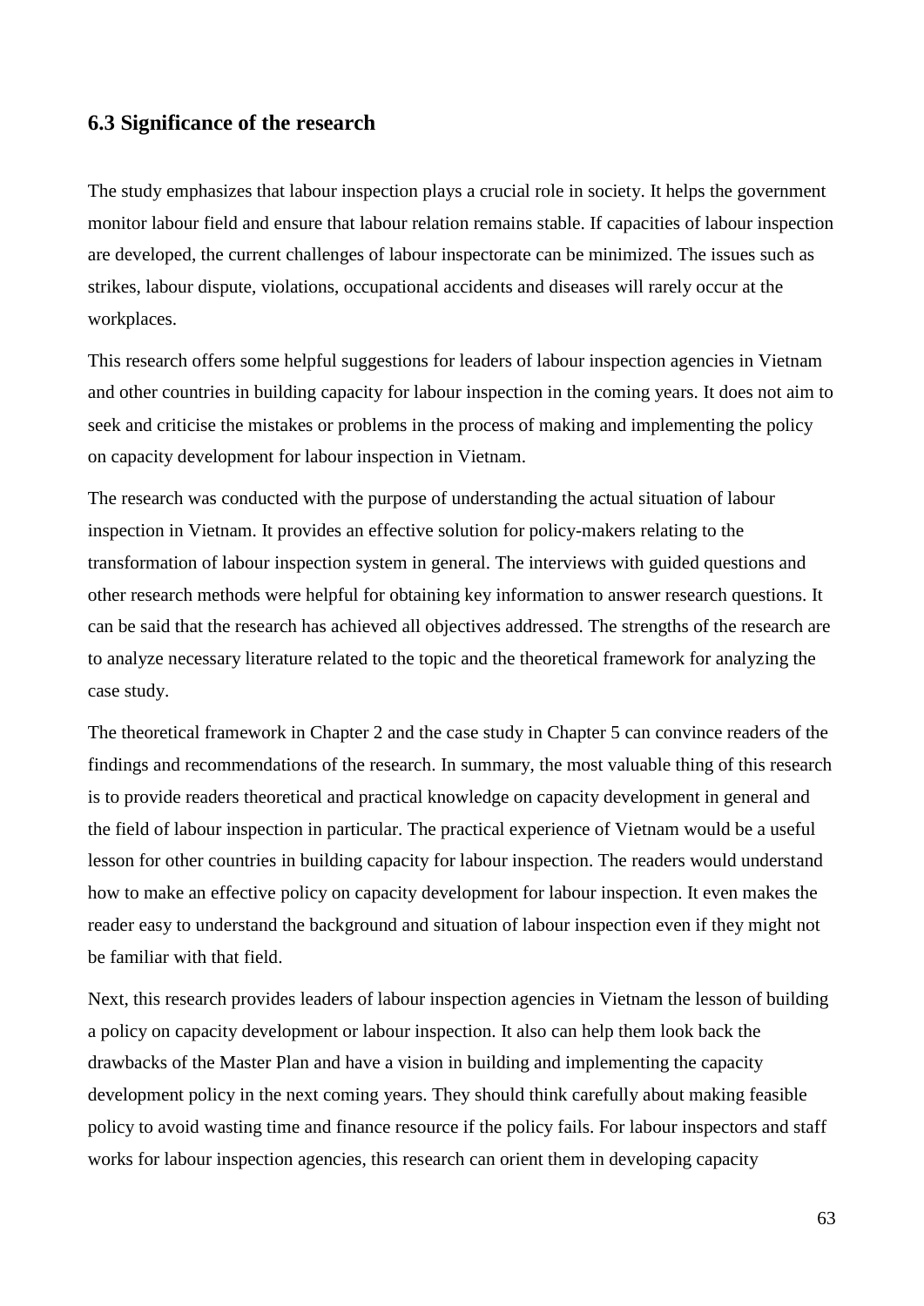### 6.3 Significance of the research

The study emphasizes that labour inspection plays a crucial role in society. It helps the government monitor labour field and ensure that labour relation remains stable. If capacities of labour inspection are developed, the current challenges of labour inspectorate can be minimized. The issues such as strikes, labour dispute, violations, occupational accidents and diseases will rarely occur at the workplaces.

This research offers some helpful suggestions for leaders of labour inspection agencies in Vietnam and other countries in building capacity for labour inspection in the coming years. It does not aim to seek and criticise the mistakes or problems in the process of making and implementing the policy on capacity development for labour inspection in Vietnam.

The research was conducted with the purpose of understanding the actual situation of labour inspection in Vietnam. It provides an effective solution for policy-makers relating to the transformation of labour inspection system in general. The interviews with guided questions and other research methods were helpful for obtaining key information to answer research questions. It can be said that the research has achieved all objectives addressed. The strengths of the research are to analyze necessary literature related to the topic and the theoretical framework for analyzing the case study.

The theoretical framework in Chapter 2 and the case study in Chapter 5 can convince readers of the findings and recommendations of the research. In summary, the most valuable thing of this research is to provide readers theoretical and practical knowledge on capacity development in general and the field of labour inspection in particular. The practical experience of Vietnam would be a useful lesson for other countries in building capacity for labour inspection. The readers would understand how to make an effective policy on capacity development for labour inspection. It even makes the reader easy to understand the background and situation of labour inspection even if they might not be familiar with that field.

Next, this research provides leaders of labour inspection agencies in Vietnam the lesson of building a policy on capacity development or labour inspection. It also can help them look back the drawbacks of the Master Plan and have a vision in building and implementing the capacity development policy in the next coming years. They should think carefully about making feasible policy to avoid wasting time and finance resource if the policy fails. For labour inspectors and staff works for labour inspection agencies, this research can orient them in developing capacity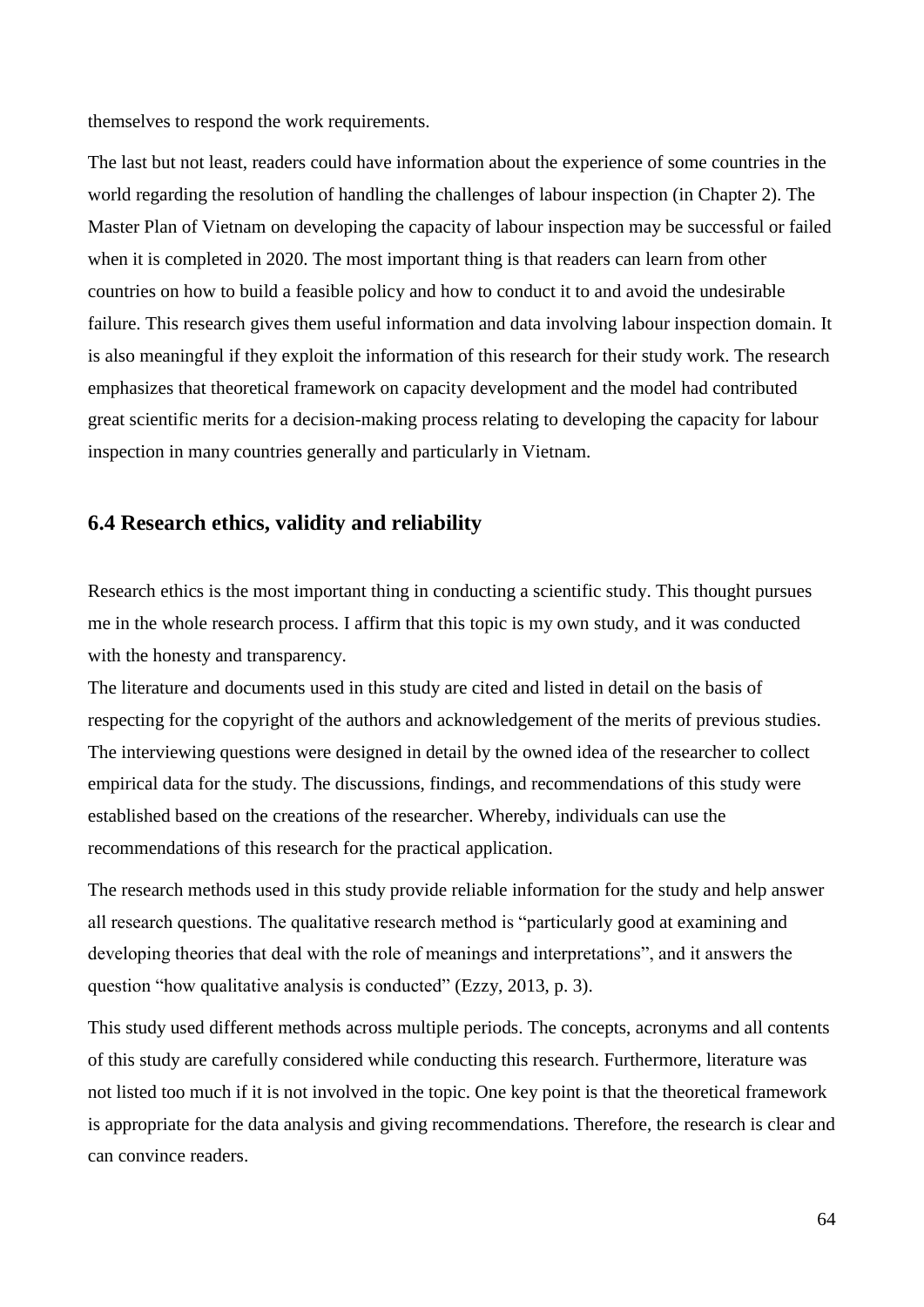themselves to respond the work requirements.

The last but not least, readers could have information about the experience of some countries in the world regarding the resolution of handling the challenges of labour inspection (in Chapter 2). The Master Plan of Vietnam on developing the capacity of labour inspection may be successful or failed when it is completed in 2020. The most important thing is that readers can learn from other countries on how to build a feasible policy and how to conduct it to and avoid the undesirable failure. This research gives them useful information and data involving labour inspection domain. It is also meaningful if they exploit the information of this research for their study work. The research emphasizes that theoretical framework on capacity development and the model had contributed great scientific merits for a decision-making process relating to developing the capacity for labour inspection in many countries generally and particularly in Vietnam.

## 6.4 Research ethics, validity and reliability

Research ethics is the most important thing in conducting a scientific study. This thought pursues me in the whole research process. I affirm that this topic is my own study, and it was conducted with the honesty and transparency.

The literature and documents used in this study are cited and listed in detail on the basis of respecting for the copyright of the authors and acknowledgement of the merits of previous studies. The interviewing questions were designed in detail by the owned idea of the researcher to collect empirical data for the study. The discussions, findings, and recommendations of this study were established based on the creations of the researcher. Whereby, individuals can use the recommendations of this research for the practical application.

The research methods used in this study provide reliable information for the study and help answer all research questions. The qualitative research method is "particularly good at examining and developing theories that deal with the role of meanings and interpretations", and it answers the question "how qualitative analysis is conducted" (Ezzy, 2013, p. 3).

This study used different methods across multiple periods. The concepts, acronyms and all contents of this study are carefully considered while conducting this research. Furthermore, literature was not listed too much if it is not involved in the topic. One key point is that the theoretical framework is appropriate for the data analysis and giving recommendations. Therefore, the research is clear and can convince readers.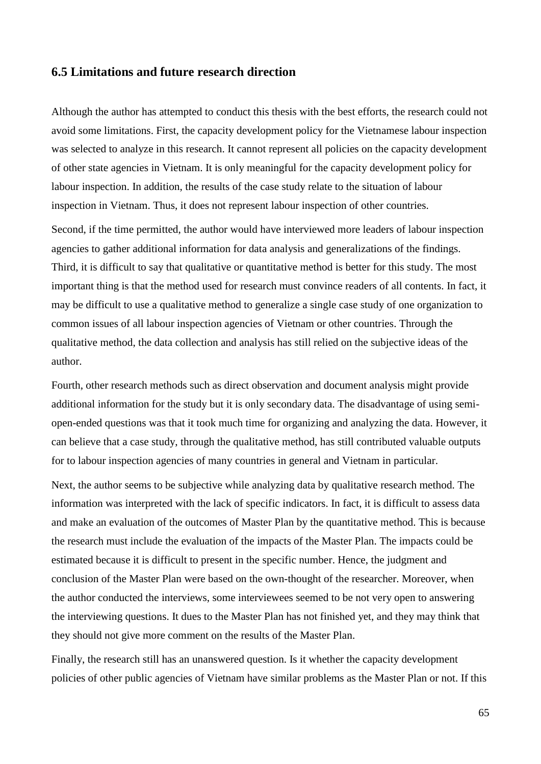## 6.5 Limitations and future research direction

Although the author has attempted to conduct this thesis with the best efforts, the research could not avoid some limitations. First, the capacity development policy for the Vietnamese labour inspection was selected to analyze in this research. It cannot represent all policies on the capacity development of other state agencies in Vietnam. It is only meaningful for the capacity development policy for labour inspection. In addition, the results of the case study relate to the situation of labour inspection in Vietnam. Thus, it does not represent labour inspection of other countries.

Second, if the time permitted, the author would have interviewed more leaders of labour inspection agencies to gather additional information for data analysis and generalizations of the findings. Third, it is difficult to say that qualitative or quantitative method is better for this study. The most important thing is that the method used for research must convince readers of all contents. In fact, it may be difficult to use a qualitative method to generalize a single case study of one organization to common issues of all labour inspection agencies of Vietnam or other countries. Through the qualitative method, the data collection and analysis has still relied on the subjective ideas of the author.

Fourth, other research methods such as direct observation and document analysis might provide additional information for the study but it is only secondary data. The disadvantage of using semi-open-ended questions was that it took much time for organizing and analyzing the data. However, it can believe that a case study, through the qualitative method, has still contributed valuable outputs for to labour inspection agencies of many countries in general and Vietnam in particular.

Next, the author seems to be subjective while analyzing data by qualitative research method. The information was interpreted with the lack of specific indicators. In fact, it is difficult to assess data and make an evaluation of the outcomes of Master Plan by the quantitative method. This is because the research must include the evaluation of the impacts of the Master Plan. The impacts could be estimated because it is difficult to present in the specific number. Hence, the judgment and conclusion of the Master Plan were based on the own-thought of the researcher. Moreover, when the author conducted the interviews, some interviewees seemed to be not very open to answering the interviewing questions. It dues to the Master Plan has not finished yet, and they may think that they should not give more comment on the results of the Master Plan.

Finally, the research still has an unanswered question. Is it whether the capacity development policies of other public agencies of Vietnam have similar problems as the Master Plan or not. If this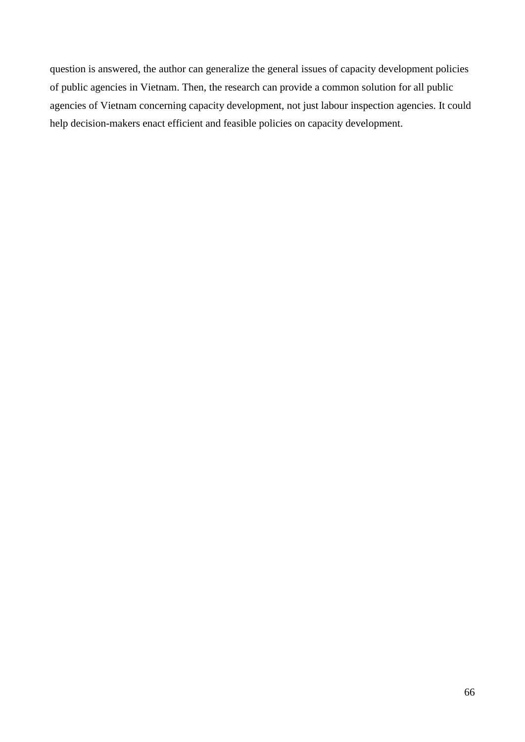question is answered, the author can generalize the general issues of capacity development policies of public agencies in Vietnam. Then, the research can provide a common solution for all public agencies of Vietnam concerning capacity development, not just labour inspection agencies. It could help decision-makers enact efficient and feasible policies on capacity development.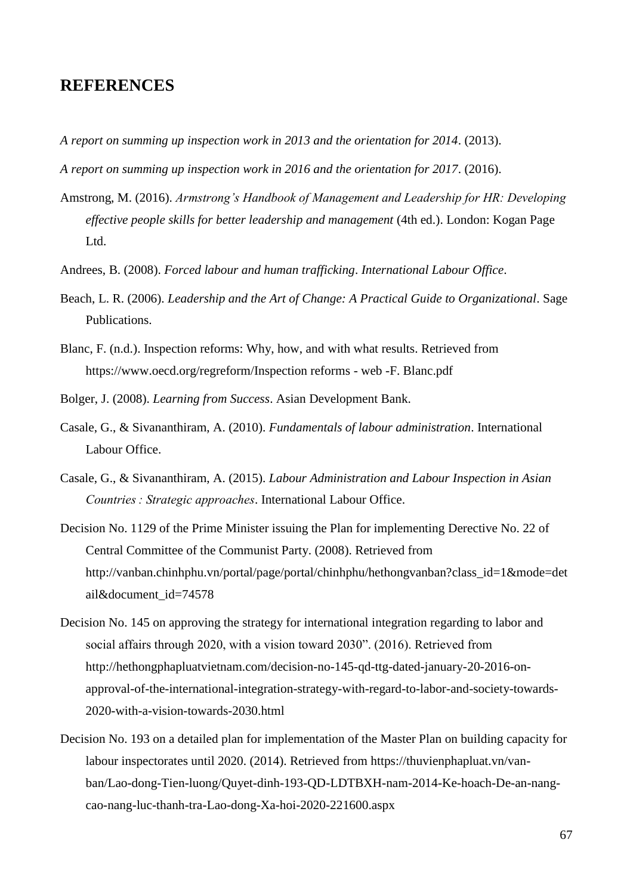## REFERENCES

*A report on summing up inspection work in 2013 and the orientation for 2014*. (2013).

*A report on summing up inspection work in 2016 and the orientation for 2017*. (2016).

Amstrong, M. (2016). *Armstrong's Handbook of Management and Leadership for HR: Developing effective people skills for better leadership and management* (4th ed.). London: Kogan Page Ltd.

Andrees, B. (2008). *Forced labour and human trafficking*. *International Labour Office*.

Beach, L. R. (2006). *Leadership and the Art of Change: A Practical Guide to Organizational*. Sage Publications.

Blanc, F. (n.d.). Inspection reforms: Why, how, and with what results. Retrieved from https://www.oecd.org/regreform/Inspection reforms - web -F. Blanc.pdf

Bolger, J. (2008). *Learning from Success*. Asian Development Bank.

Casale, G., & Sivananthiram, A. (2010). *Fundamentals of labour administration*. International Labour Office.

Casale, G., & Sivananthiram, A. (2015). *Labour Administration and Labour Inspection in Asian Countries : Strategic approaches*. International Labour Office.

Decision No. 1129 of the Prime Minister issuing the Plan for implementing Derective No. 22 of Central Committee of the Communist Party. (2008). Retrieved from http://vanban.chinhphu.vn/portal/page/portal/chinhphu/hethongvanban?class_id=1&mode=detail&document_id=74578

Decision No. 145 on approving the strategy for international integration regarding to labor and social affairs through 2020, with a vision toward 2030". (2016). Retrieved from http://hethongphapluatvietnam.com/decision-no-145-qd-ttg-dated-january-20-2016-on-approval-of-the-international-integration-strategy-with-regard-to-labor-and-society-towards-2020-with-a-vision-towards-2030.html

Decision No. 193 on a detailed plan for implementation of the Master Plan on building capacity for labour inspectorates until 2020. (2014). Retrieved from https://thuvienphapluat.vn/van-ban/Lao-dong-Tien-luong/Quyet-dinh-193-QD-LDTBXH-nam-2014-Ke-hoach-De-an-nang-cao-nang-luc-thanh-tra-Lao-dong-Xa-hoi-2020-221600.aspx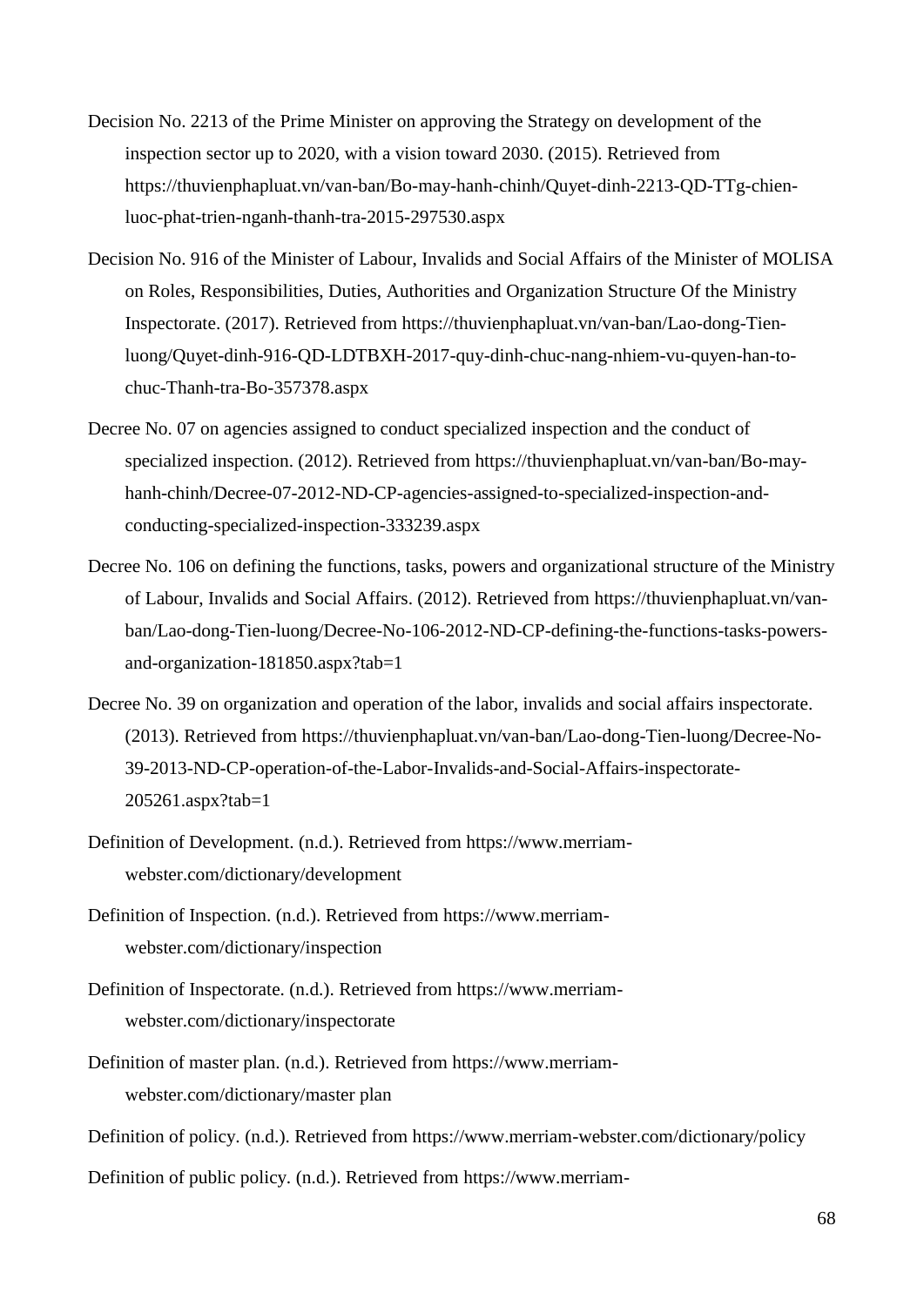Decision No. 2213 of the Prime Minister on approving the Strategy on development of the inspection sector up to 2020, with a vision toward 2030. (2015). Retrieved from https://thuvienphapluat.vn/van-ban/Bo-may-hanh-chinh/Quyet-dinh-2213-QD-TTg-chien-luoc-phat-trien-nganh-thanh-tra-2015-297530.aspx

Decision No. 916 of the Minister of Labour, Invalids and Social Affairs of the Minister of MOLISA on Roles, Responsibilities, Duties, Authorities and Organization Structure Of the Ministry Inspectorate. (2017). Retrieved from https://thuvienphapluat.vn/van-ban/Lao-dong-Tien-luong/Quyet-dinh-916-QD-LDTBXH-2017-quy-dinh-chuc-nang-nhiem-vu-quyen-han-to-chuc-Thanh-tra-Bo-357378.aspx

Decree No. 07 on agencies assigned to conduct specialized inspection and the conduct of specialized inspection. (2012). Retrieved from https://thuvienphapluat.vn/van-ban/Bo-may-hanh-chinh/Decree-07-2012-ND-CP-agencies-assigned-to-specialized-inspection-and-conducting-specialized-inspection-333239.aspx

Decree No. 106 on defining the functions, tasks, powers and organizational structure of the Ministry of Labour, Invalids and Social Affairs. (2012). Retrieved from https://thuvienphapluat.vn/van-ban/Lao-dong-Tien-luong/Decree-No-106-2012-ND-CP-defining-the-functions-tasks-powers-and-organization-181850.aspx?tab=1

Decree No. 39 on organization and operation of the labor, invalids and social affairs inspectorate. (2013). Retrieved from https://thuvienphapluat.vn/van-ban/Lao-dong-Tien-luong/Decree-No-39-2013-ND-CP-operation-of-the-Labor-Invalids-and-Social-Affairs-inspectorate-205261.aspx?tab=1

Definition of Development. (n.d.). Retrieved from https://www.merriam-webster.com/dictionary/development

Definition of Inspection. (n.d.). Retrieved from https://www.merriam-webster.com/dictionary/inspection

Definition of Inspectorate. (n.d.). Retrieved from https://www.merriam-webster.com/dictionary/inspectorate

Definition of master plan. (n.d.). Retrieved from https://www.merriam-webster.com/dictionary/master plan

Definition of policy. (n.d.). Retrieved from https://www.merriam-webster.com/dictionary/policy

Definition of public policy. (n.d.). Retrieved from https://www.merriam-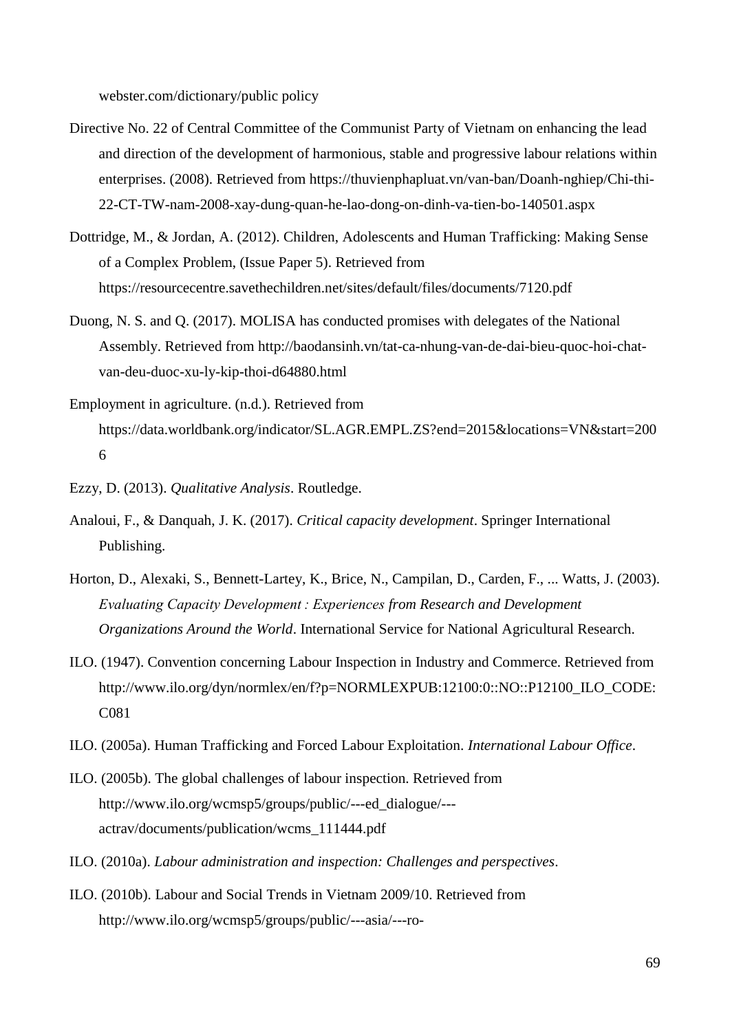webster.com/dictionary/public policy

Directive No. 22 of Central Committee of the Communist Party of Vietnam on enhancing the lead and direction of the development of harmonious, stable and progressive labour relations within enterprises. (2008). Retrieved from https://thuvienphapluat.vn/van-ban/Doanh-nghiep/Chi-thi-22-CT-TW-nam-2008-xay-dung-quan-he-lao-dong-on-dinh-va-tien-bo-140501.aspx

Dottridge, M., & Jordan, A. (2012). Children, Adolescents and Human Trafficking: Making Sense of a Complex Problem, (Issue Paper 5). Retrieved from https://resourcecentre.savethechildren.net/sites/default/files/documents/7120.pdf

Duong, N. S. and Q. (2017). MOLISA has conducted promises with delegates of the National Assembly. Retrieved from http://baodansinh.vn/tat-ca-nhung-van-de-dai-bieu-quoc-hoi-chat-van-deu-duoc-xu-ly-kip-thoi-d64880.html

Employment in agriculture. (n.d.). Retrieved from https://data.worldbank.org/indicator/SL.AGR.EMPL.ZS?end=2015&locations=VN&start=2006

Ezzy, D. (2013). *Qualitative Analysis*. Routledge.

Analoui, F., & Danquah, J. K. (2017). *Critical capacity development*. Springer International Publishing.

Horton, D., Alexaki, S., Bennett-Lartey, K., Brice, N., Campilan, D., Carden, F., ... Watts, J. (2003). *Evaluating Capacity Development : Experiences from Research and Development Organizations Around the World*. International Service for National Agricultural Research.

ILO. (1947). Convention concerning Labour Inspection in Industry and Commerce. Retrieved from http://www.ilo.org/dyn/normlex/en/f?p=NORMLEXPUB:12100:0::NO::P12100_ILO_CODE:C081

ILO. (2005a). Human Trafficking and Forced Labour Exploitation. *International Labour Office*.

ILO. (2005b). The global challenges of labour inspection. Retrieved from http://www.ilo.org/wcmsp5/groups/public/---ed_dialogue/---actrav/documents/publication/wcms_111444.pdf

ILO. (2010a). *Labour administration and inspection: Challenges and perspectives*.

ILO. (2010b). Labour and Social Trends in Vietnam 2009/10. Retrieved from http://www.ilo.org/wcmsp5/groups/public/---asia/---ro-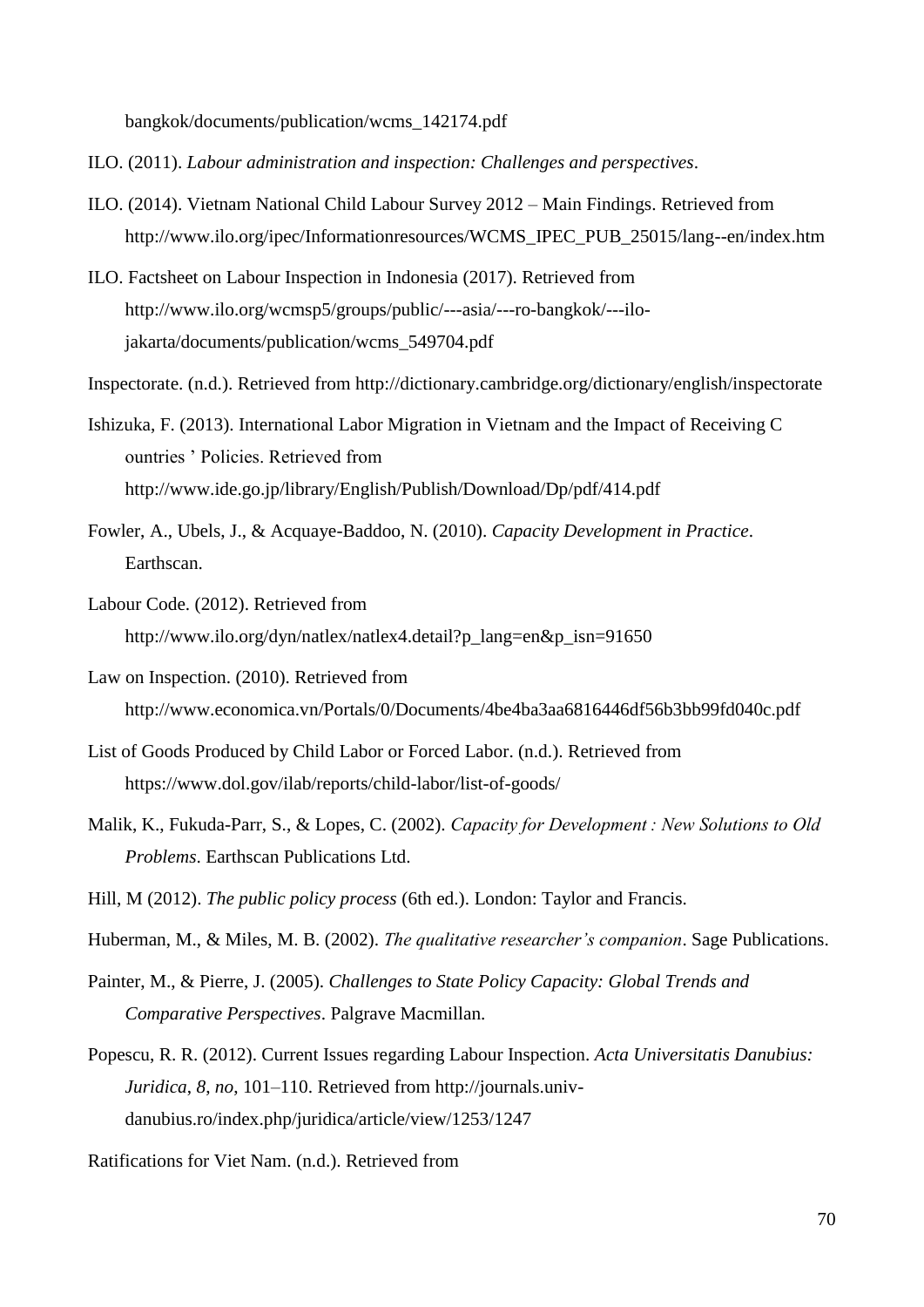bangkok/documents/publication/wcms_142174.pdf

ILO. (2011). *Labour administration and inspection: Challenges and perspectives*.

ILO. (2014). Vietnam National Child Labour Survey 2012 – Main Findings. Retrieved from http://www.ilo.org/ipec/Informationresources/WCMS_IPEC_PUB_25015/lang--en/index.htm

ILO. Factsheet on Labour Inspection in Indonesia (2017). Retrieved from http://www.ilo.org/wcmsp5/groups/public/---asia/---ro-bangkok/---ilo-jakarta/documents/publication/wcms_549704.pdf

Inspectorate. (n.d.). Retrieved from http://dictionary.cambridge.org/dictionary/english/inspectorate

Ishizuka, F. (2013). International Labor Migration in Vietnam and the Impact of Receiving C ountries ' Policies. Retrieved from http://www.ide.go.jp/library/English/Publish/Download/Dp/pdf/414.pdf

Fowler, A., Ubels, J., & Acquaye-Baddoo, N. (2010). *Capacity Development in Practice*. Earthscan.

Labour Code. (2012). Retrieved from http://www.ilo.org/dyn/natlex/natlex4.detail?p_lang=en&p_isn=91650

Law on Inspection. (2010). Retrieved from http://www.economica.vn/Portals/0/Documents/4be4ba3aa6816446df56b3bb99fd040c.pdf

List of Goods Produced by Child Labor or Forced Labor. (n.d.). Retrieved from https://www.dol.gov/ilab/reports/child-labor/list-of-goods/

Malik, K., Fukuda-Parr, S., & Lopes, C. (2002). *Capacity for Development : New Solutions to Old Problems*. Earthscan Publications Ltd.

Hill, M (2012). *The public policy process* (6th ed.). London: Taylor and Francis.

Huberman, M., & Miles, M. B. (2002). *The qualitative researcher's companion*. Sage Publications.

Painter, M., & Pierre, J. (2005). *Challenges to State Policy Capacity: Global Trends and Comparative Perspectives*. Palgrave Macmillan.

Popescu, R. R. (2012). Current Issues regarding Labour Inspection. *Acta Universitatis Danubius: Juridica*, *8, no*, 101–110. Retrieved from http://journals.univ-danubius.ro/index.php/juridica/article/view/1253/1247

Ratifications for Viet Nam. (n.d.). Retrieved from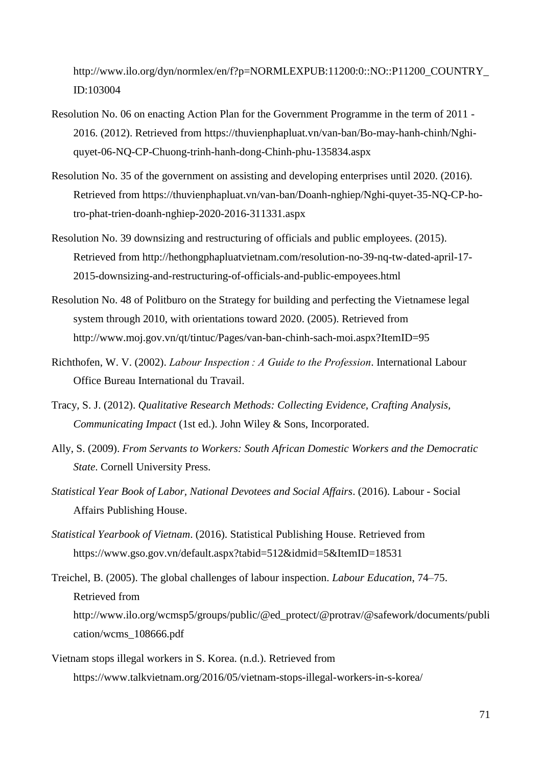http://www.ilo.org/dyn/normlex/en/f?p=NORMLEXPUB:11200:0::NO::P11200_COUNTRY_ID:103004

Resolution No. 06 on enacting Action Plan for the Government Programme in the term of 2011 - 2016. (2012). Retrieved from https://thuvienphapluat.vn/van-ban/Bo-may-hanh-chinh/Nghi-quyet-06-NQ-CP-Chuong-trinh-hanh-dong-Chinh-phu-135834.aspx

Resolution No. 35 of the government on assisting and developing enterprises until 2020. (2016). Retrieved from https://thuvienphapluat.vn/van-ban/Doanh-nghiep/Nghi-quyet-35-NQ-CP-ho-tro-phat-trien-doanh-nghiep-2020-2016-311331.aspx

Resolution No. 39 downsizing and restructuring of officials and public employees. (2015). Retrieved from http://hethongphapluatvietnam.com/resolution-no-39-nq-tw-dated-april-17-2015-downsizing-and-restructuring-of-officials-and-public-empoyees.html

Resolution No. 48 of Politburo on the Strategy for building and perfecting the Vietnamese legal system through 2010, with orientations toward 2020. (2005). Retrieved from http://www.moj.gov.vn/qt/tintuc/Pages/van-ban-chinh-sach-moi.aspx?ItemID=95

Richthofen, W. V. (2002). *Labour Inspection : A Guide to the Profession*. International Labour Office Bureau International du Travail.

Tracy, S. J. (2012). *Qualitative Research Methods: Collecting Evidence, Crafting Analysis, Communicating Impact* (1st ed.). John Wiley & Sons, Incorporated.

Ally, S. (2009). *From Servants to Workers: South African Domestic Workers and the Democratic State*. Cornell University Press.

*Statistical Year Book of Labor, National Devotees and Social Affairs*. (2016). Labour - Social Affairs Publishing House.

*Statistical Yearbook of Vietnam*. (2016). Statistical Publishing House. Retrieved from https://www.gso.gov.vn/default.aspx?tabid=512&idmid=5&ItemID=18531

Treichel, B. (2005). The global challenges of labour inspection. *Labour Education*, 74–75. Retrieved from http://www.ilo.org/wcmsp5/groups/public/@ed_protect/@protrav/@safework/documents/publication/wcms_108666.pdf

Vietnam stops illegal workers in S. Korea. (n.d.). Retrieved from https://www.talkvietnam.org/2016/05/vietnam-stops-illegal-workers-in-s-korea/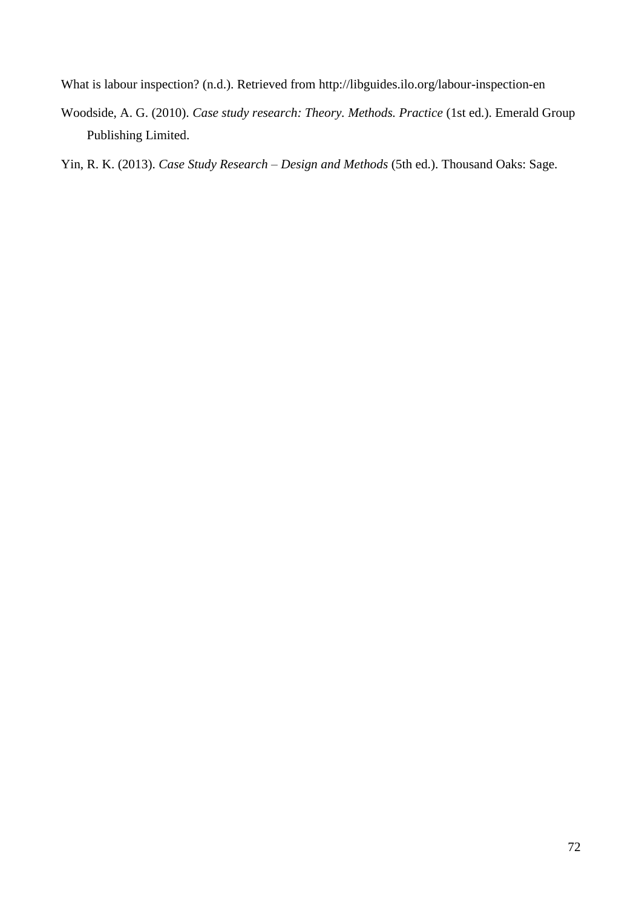What is labour inspection? (n.d.). Retrieved from http://libguides.ilo.org/labour-inspection-en

Woodside, A. G. (2010). *Case study research: Theory. Methods. Practice* (1st ed.). Emerald Group Publishing Limited.

Yin, R. K. (2013). *Case Study Research – Design and Methods* (5th ed.). Thousand Oaks: Sage.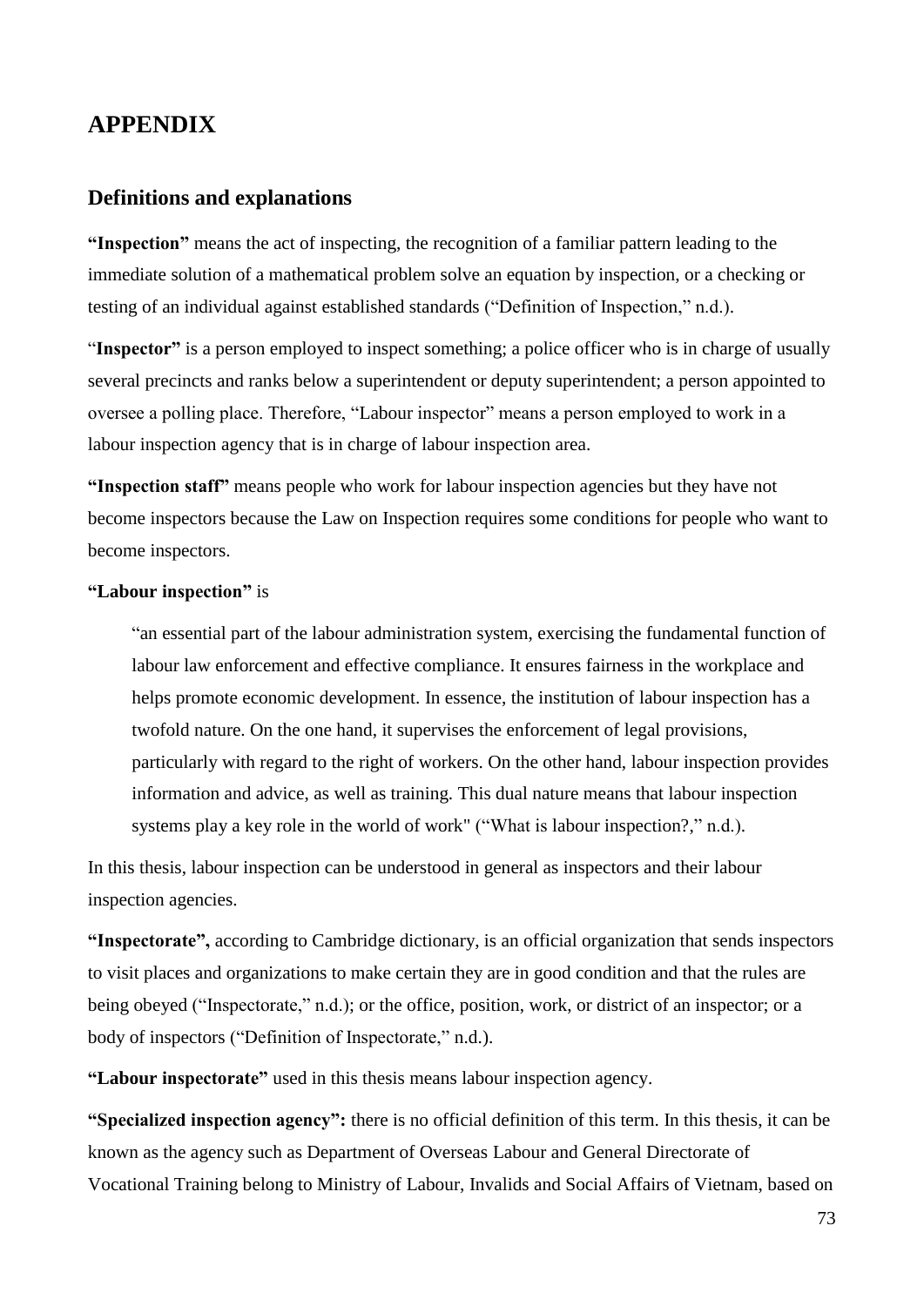# APPENDIX

## Definitions and explanations

**"Inspection"** means the act of inspecting, the recognition of a familiar pattern leading to the immediate solution of a mathematical problem solve an equation by inspection, or a checking or testing of an individual against established standards ("Definition of Inspection," n.d.).

"**Inspector"** is a person employed to inspect something; a police officer who is in charge of usually several precincts and ranks below a superintendent or deputy superintendent; a person appointed to oversee a polling place. Therefore, "Labour inspector" means a person employed to work in a labour inspection agency that is in charge of labour inspection area.

**"Inspection staff"** means people who work for labour inspection agencies but they have not become inspectors because the Law on Inspection requires some conditions for people who want to become inspectors.

**"Labour inspection"** is

> "an essential part of the labour administration system, exercising the fundamental function of labour law enforcement and effective compliance. It ensures fairness in the workplace and helps promote economic development. In essence, the institution of labour inspection has a twofold nature. On the one hand, it supervises the enforcement of legal provisions, particularly with regard to the right of workers. On the other hand, labour inspection provides information and advice, as well as training. This dual nature means that labour inspection systems play a key role in the world of work" ("What is labour inspection?," n.d.).

In this thesis, labour inspection can be understood in general as inspectors and their labour inspection agencies.

**"Inspectorate",** according to Cambridge dictionary, is an official organization that sends inspectors to visit places and organizations to make certain they are in good condition and that the rules are being obeyed ("Inspectorate," n.d.); or the office, position, work, or district of an inspector; or a body of inspectors ("Definition of Inspectorate," n.d.).

**"Labour inspectorate"** used in this thesis means labour inspection agency.

**"Specialized inspection agency":** there is no official definition of this term. In this thesis, it can be known as the agency such as Department of Overseas Labour and General Directorate of Vocational Training belong to Ministry of Labour, Invalids and Social Affairs of Vietnam, based on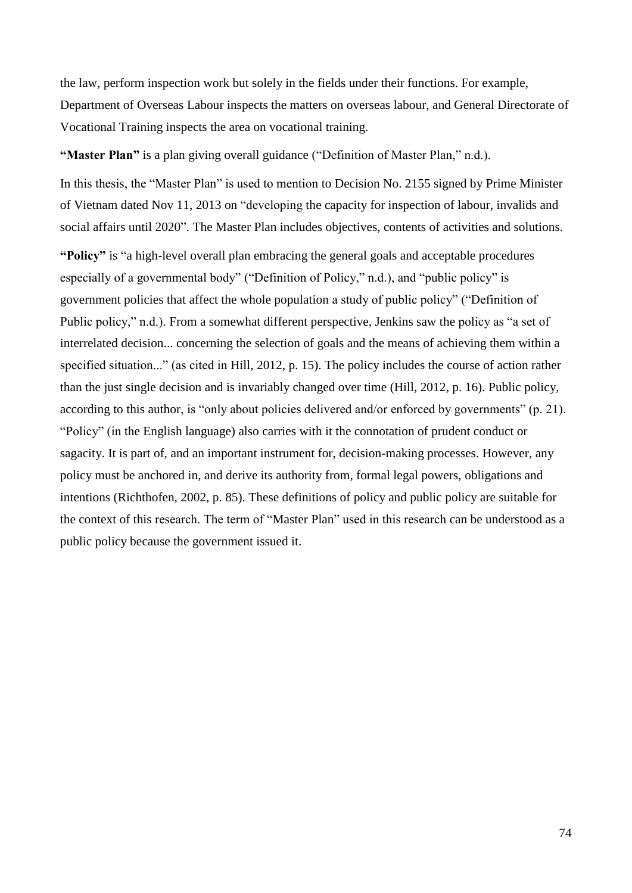the law, perform inspection work but solely in the fields under their functions. For example, Department of Overseas Labour inspects the matters on overseas labour, and General Directorate of Vocational Training inspects the area on vocational training.

**"Master Plan"** is a plan giving overall guidance ("Definition of Master Plan," n.d.).

In this thesis, the "Master Plan" is used to mention to Decision No. 2155 signed by Prime Minister of Vietnam dated Nov 11, 2013 on "developing the capacity for inspection of labour, invalids and social affairs until 2020". The Master Plan includes objectives, contents of activities and solutions.

**"Policy"** is "a high-level overall plan embracing the general goals and acceptable procedures especially of a governmental body" ("Definition of Policy," n.d.), and "public policy" is government policies that affect the whole population a study of public policy" ("Definition of Public policy," n.d.). From a somewhat different perspective, Jenkins saw the policy as "a set of interrelated decision... concerning the selection of goals and the means of achieving them within a specified situation..." (as cited in Hill, 2012, p. 15). The policy includes the course of action rather than the just single decision and is invariably changed over time (Hill, 2012, p. 16). Public policy, according to this author, is "only about policies delivered and/or enforced by governments" (p. 21). "Policy" (in the English language) also carries with it the connotation of prudent conduct or sagacity. It is part of, and an important instrument for, decision-making processes. However, any policy must be anchored in, and derive its authority from, formal legal powers, obligations and intentions (Richthofen, 2002, p. 85). These definitions of policy and public policy are suitable for the context of this research. The term of "Master Plan" used in this research can be understood as a public policy because the government issued it.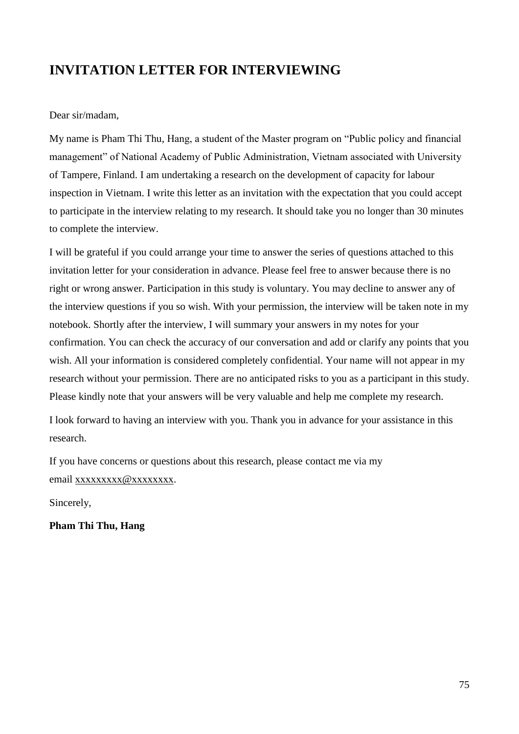## INVITATION LETTER FOR INTERVIEWING

Dear sir/madam,

My name is Pham Thi Thu, Hang, a student of the Master program on "Public policy and financial management" of National Academy of Public Administration, Vietnam associated with University of Tampere, Finland. I am undertaking a research on the development of capacity for labour inspection in Vietnam. I write this letter as an invitation with the expectation that you could accept to participate in the interview relating to my research. It should take you no longer than 30 minutes to complete the interview.

I will be grateful if you could arrange your time to answer the series of questions attached to this invitation letter for your consideration in advance. Please feel free to answer because there is no right or wrong answer. Participation in this study is voluntary. You may decline to answer any of the interview questions if you so wish. With your permission, the interview will be taken note in my notebook. Shortly after the interview, I will summary your answers in my notes for your confirmation. You can check the accuracy of our conversation and add or clarify any points that you wish. All your information is considered completely confidential. Your name will not appear in my research without your permission. There are no anticipated risks to you as a participant in this study. Please kindly note that your answers will be very valuable and help me complete my research.

I look forward to having an interview with you. Thank you in advance for your assistance in this research.

If you have concerns or questions about this research, please contact me via my email xxxxxxxxx@xxxxxxxx.

Sincerely,

**Pham Thi Thu, Hang**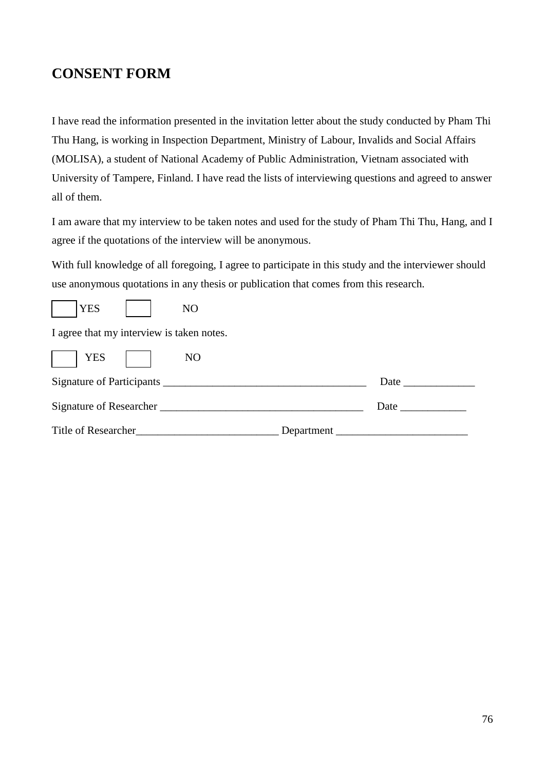## CONSENT FORM

I have read the information presented in the invitation letter about the study conducted by Pham Thi Thu Hang, is working in Inspection Department, Ministry of Labour, Invalids and Social Affairs (MOLISA), a student of National Academy of Public Administration, Vietnam associated with University of Tampere, Finland. I have read the lists of interviewing questions and agreed to answer all of them.

I am aware that my interview to be taken notes and used for the study of Pham Thi Thu, Hang, and I agree if the quotations of the interview will be anonymous.

With full knowledge of all foregoing, I agree to participate in this study and the interviewer should use anonymous quotations in any thesis or publication that comes from this research.

☐ YES ☐ NO

I agree that my interview is taken notes.

☐ YES ☐ NO

Signature of Participants ____________________________________ Date _____________

Signature of Researcher ____________________________________ Date ____________

Title of Researcher_________________________ Department _______________________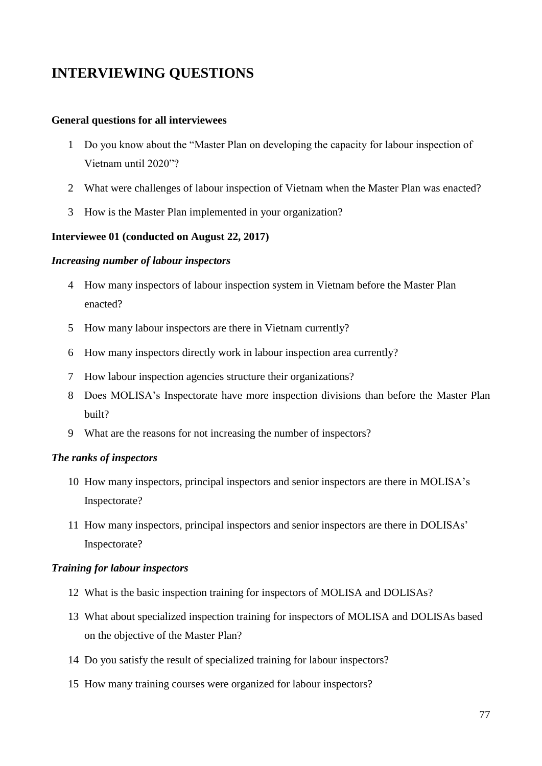# INTERVIEWING QUESTIONS

**General questions for all interviewees**

1. Do you know about the "Master Plan on developing the capacity for labour inspection of Vietnam until 2020"?
2. What were challenges of labour inspection of Vietnam when the Master Plan was enacted?
3. How is the Master Plan implemented in your organization?

**Interviewee 01 (conducted on August 22, 2017)**

***Increasing number of labour inspectors***

4. How many inspectors of labour inspection system in Vietnam before the Master Plan enacted?
5. How many labour inspectors are there in Vietnam currently?
6. How many inspectors directly work in labour inspection area currently?
7. How labour inspection agencies structure their organizations?
8. Does MOLISA's Inspectorate have more inspection divisions than before the Master Plan built?
9. What are the reasons for not increasing the number of inspectors?

***The ranks of inspectors***

10. How many inspectors, principal inspectors and senior inspectors are there in MOLISA's Inspectorate?
11. How many inspectors, principal inspectors and senior inspectors are there in DOLISAs' Inspectorate?

***Training for labour inspectors***

12. What is the basic inspection training for inspectors of MOLISA and DOLISAs?
13. What about specialized inspection training for inspectors of MOLISA and DOLISAs based on the objective of the Master Plan?
14. Do you satisfy the result of specialized training for labour inspectors?
15. How many training courses were organized for labour inspectors?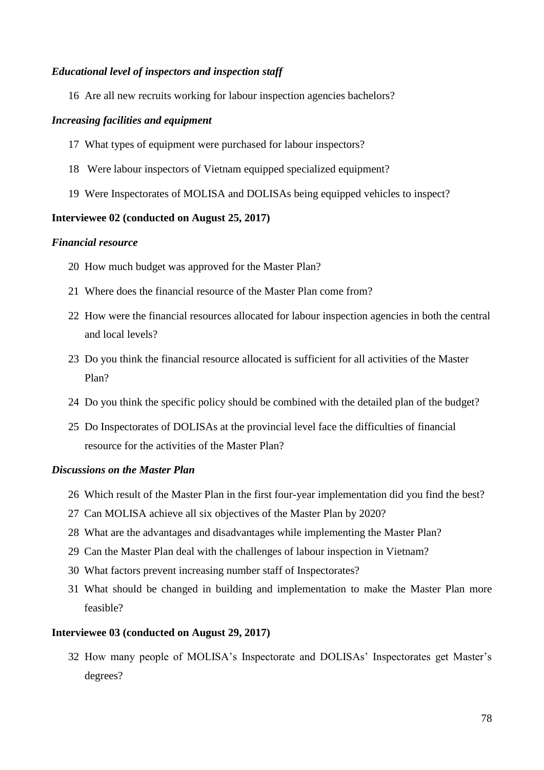*Educational level of inspectors and inspection staff*

16 Are all new recruits working for labour inspection agencies bachelors?

*Increasing facilities and equipment*

17 What types of equipment were purchased for labour inspectors?

18 Were labour inspectors of Vietnam equipped specialized equipment?

19 Were Inspectorates of MOLISA and DOLISAs being equipped vehicles to inspect?

**Interviewee 02 (conducted on August 25, 2017)**

*Financial resource*

20 How much budget was approved for the Master Plan?

21 Where does the financial resource of the Master Plan come from?

22 How were the financial resources allocated for labour inspection agencies in both the central and local levels?

23 Do you think the financial resource allocated is sufficient for all activities of the Master Plan?

24 Do you think the specific policy should be combined with the detailed plan of the budget?

25 Do Inspectorates of DOLISAs at the provincial level face the difficulties of financial resource for the activities of the Master Plan?

*Discussions on the Master Plan*

26 Which result of the Master Plan in the first four-year implementation did you find the best?

27 Can MOLISA achieve all six objectives of the Master Plan by 2020?

28 What are the advantages and disadvantages while implementing the Master Plan?

29 Can the Master Plan deal with the challenges of labour inspection in Vietnam?

30 What factors prevent increasing number staff of Inspectorates?

31 What should be changed in building and implementation to make the Master Plan more feasible?

**Interviewee 03 (conducted on August 29, 2017)**

32 How many people of MOLISA's Inspectorate and DOLISAs' Inspectorates get Master's degrees?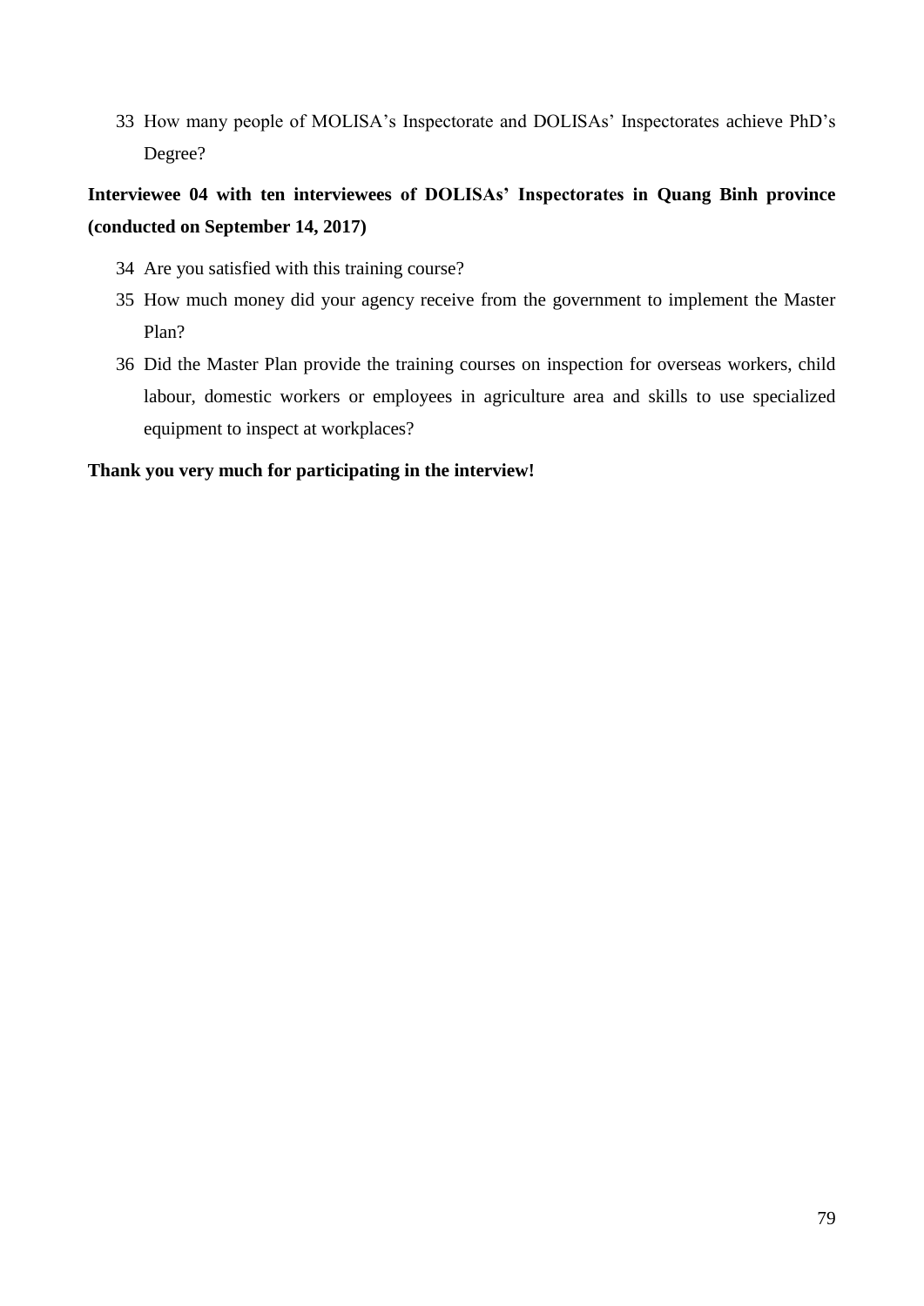33 How many people of MOLISA's Inspectorate and DOLISAs' Inspectorates achieve PhD's Degree?

**Interviewee 04 with ten interviewees of DOLISAs' Inspectorates in Quang Binh province (conducted on September 14, 2017)**

34 Are you satisfied with this training course?

35 How much money did your agency receive from the government to implement the Master Plan?

36 Did the Master Plan provide the training courses on inspection for overseas workers, child labour, domestic workers or employees in agriculture area and skills to use specialized equipment to inspect at workplaces?

**Thank you very much for participating in the interview!**